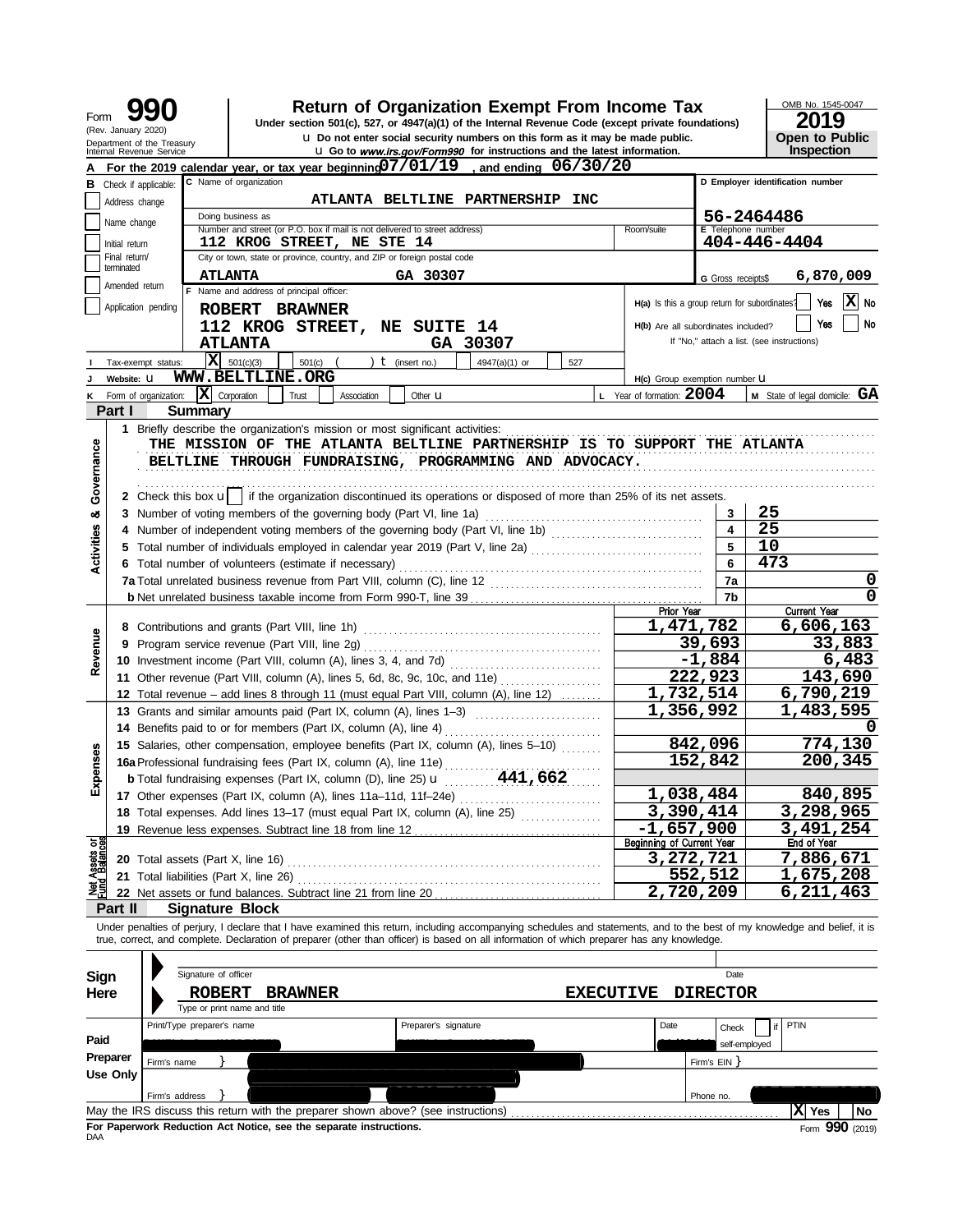# Form 990

**Return of Organization Exempt From Income Tax**

Under section 501(c), 527, or 4947(a)(1) of the Internal Revenue Code (except private foundations)

u Do not enter social security numbers on this form as it may be made public.

u Go to *www.irs.gov/Form990* for instructions and the latest information.

(Rev. January 2020)
Department of the Treasury
Internal Revenue Service

OMB No. 1545-0047

**2019**

**Open to Public Inspection**

**A** For the 2019 calendar year, or tax year beginning 07/01/19 , and ending 06/30/20

**B** Check if applicable:
- Address change
- Name change
- Initial return
- Final return/terminated
- Amended return
- Application pending

**C** Name of organization: ATLANTA BELTLINE PARTNERSHIP INC

Doing business as

Number and street (or P.O. box if mail is not delivered to street address): 112 KROG STREET, NE STE 14 | Room/suite

City or town, state or province, country, and ZIP or foreign postal code: ATLANTA GA 30307

**D** Employer identification number: 56-2464486

**E** Telephone number: 404-446-4404

**G** Gross receipts$ 6,870,009

**F** Name and address of principal officer:
ROBERT BRAWNER
112 KROG STREET, NE SUITE 14
ATLANTA GA 30307

H(a) Is this a group return for subordinates? Yes [ ] No [X]

H(b) Are all subordinates included? Yes [ ] No [ ]
If "No," attach a list. (see instructions)

**I** Tax-exempt status: [X] 501(c)(3) [ ] 501(c) ( ) t (insert no.) [ ] 4947(a)(1) or [ ] 527

**J** Website: u WWW.BELTLINE.ORG

H(c) Group exemption number u

**K** Form of organization: [X] Corporation [ ] Trust [ ] Association [ ] Other u

**L** Year of formation: 2004

**M** State of legal domicile: GA

## Part I Summary

**Activities & Governance**

1 Briefly describe the organization's mission or most significant activities:
THE MISSION OF THE ATLANTA BELTLINE PARTNERSHIP IS TO SUPPORT THE ATLANTA BELTLINE THROUGH FUNDRAISING, PROGRAMMING AND ADVOCACY.

2 Check this box u [ ] if the organization discontinued its operations or disposed of more than 25% of its net assets.

| | | | |
|---|---|---|---|
| 3 | Number of voting members of the governing body (Part VI, line 1a) | 3 | 25 |
| 4 | Number of independent voting members of the governing body (Part VI, line 1b) | 4 | 25 |
| 5 | Total number of individuals employed in calendar year 2019 (Part V, line 2a) | 5 | 10 |
| 6 | Total number of volunteers (estimate if necessary) | 6 | 473 |
| 7a | Total unrelated business revenue from Part VIII, column (C), line 12 | 7a | 0 |
| b | Net unrelated business taxable income from Form 990-T, line 39 | 7b | 0 |

| | | Prior Year | Current Year |
|---|---|---|---|
| **Revenue** | | | |
| 8 | Contributions and grants (Part VIII, line 1h) | 1,471,782 | 6,606,163 |
| 9 | Program service revenue (Part VIII, line 2g) | 39,693 | 33,883 |
| 10 | Investment income (Part VIII, column (A), lines 3, 4, and 7d) | -1,884 | 6,483 |
| 11 | Other revenue (Part VIII, column (A), lines 5, 6d, 8c, 9c, 10c, and 11e) | 222,923 | 143,690 |
| 12 | Total revenue – add lines 8 through 11 (must equal Part VIII, column (A), line 12) | 1,732,514 | 6,790,219 |
| **Expenses** | | | |
| 13 | Grants and similar amounts paid (Part IX, column (A), lines 1–3) | 1,356,992 | 1,483,595 |
| 14 | Benefits paid to or for members (Part IX, column (A), line 4) | | 0 |
| 15 | Salaries, other compensation, employee benefits (Part IX, column (A), lines 5–10) | 842,096 | 774,130 |
| 16a | Professional fundraising fees (Part IX, column (A), line 11e) | 152,842 | 200,345 |
| b | Total fundraising expenses (Part IX, column (D), line 25) u 441,662 | | |
| 17 | Other expenses (Part IX, column (A), lines 11a–11d, 11f–24e) | 1,038,484 | 840,895 |
| 18 | Total expenses. Add lines 13–17 (must equal Part IX, column (A), line 25) | 3,390,414 | 3,298,965 |
| 19 | Revenue less expenses. Subtract line 18 from line 12 | -1,657,900 | 3,491,254 |
| **Net Assets or Fund Balances** | | **Beginning of Current Year** | **End of Year** |
| 20 | Total assets (Part X, line 16) | 3,272,721 | 7,886,671 |
| 21 | Total liabilities (Part X, line 26) | 552,512 | 1,675,208 |
| 22 | Net assets or fund balances. Subtract line 21 from line 20 | 2,720,209 | 6,211,463 |

## Part II Signature Block

Under penalties of perjury, I declare that I have examined this return, including accompanying schedules and statements, and to the best of my knowledge and belief, it is true, correct, and complete. Declaration of preparer (other than officer) is based on all information of which preparer has any knowledge.

**Sign Here**

Signature of officer | Date

ROBERT BRAWNER EXECUTIVE DIRECTOR
Type or print name and title

**Paid Preparer Use Only**

Print/Type preparer's name | Preparer's signature | Date | Check [ ] if self-employed | PTIN

Firm's name } | Firm's EIN }

Firm's address } | Phone no.

May the IRS discuss this return with the preparer shown above? (see instructions) [X] Yes [ ] No

**For Paperwork Reduction Act Notice, see the separate instructions.**

DAA

Form **990** (2019)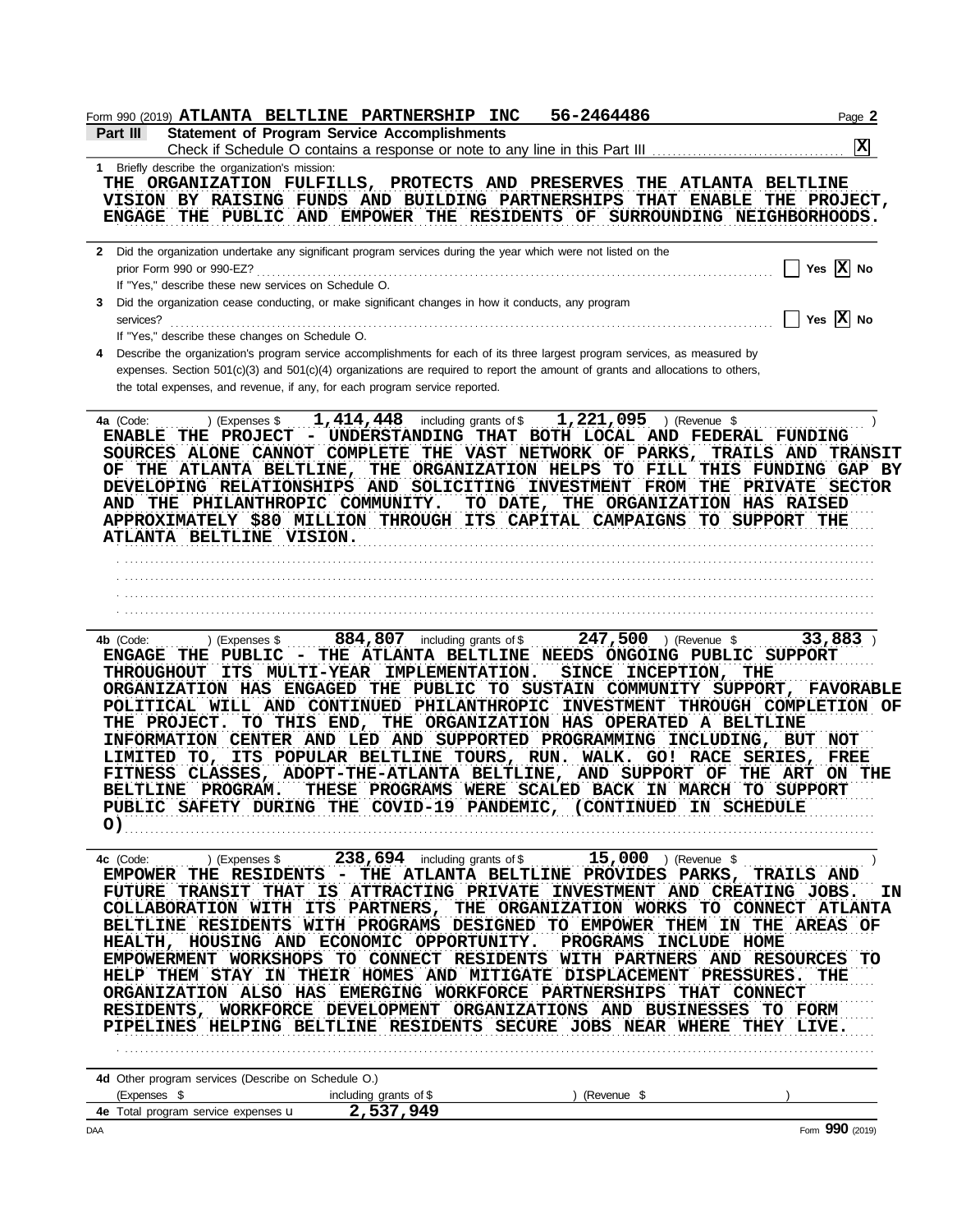Form 990 (2019) **ATLANTA BELTLINE PARTNERSHIP INC** **56-2464486**

**Part III** **Statement of Program Service Accomplishments**

Check if Schedule O contains a response or note to any line in this Part III [X]

**1** Briefly describe the organization's mission:

THE ORGANIZATION FULFILLS, PROTECTS AND PRESERVES THE ATLANTA BELTLINE VISION BY RAISING FUNDS AND BUILDING PARTNERSHIPS THAT ENABLE THE PROJECT, ENGAGE THE PUBLIC AND EMPOWER THE RESIDENTS OF SURROUNDING NEIGHBORHOODS.

**2** Did the organization undertake any significant program services during the year which were not listed on the prior Form 990 or 990-EZ? [ ] Yes [X] No

If "Yes," describe these new services on Schedule O.

**3** Did the organization cease conducting, or make significant changes in how it conducts, any program services? [ ] Yes [X] No

If "Yes," describe these changes on Schedule O.

**4** Describe the organization's program service accomplishments for each of its three largest program services, as measured by expenses. Section 501(c)(3) and 501(c)(4) organizations are required to report the amount of grants and allocations to others, the total expenses, and revenue, if any, for each program service reported.

**4a** (Code: ) (Expenses $ 1,414,448 including grants of $ 1,221,095 ) (Revenue $ )

ENABLE THE PROJECT - UNDERSTANDING THAT BOTH LOCAL AND FEDERAL FUNDING SOURCES ALONE CANNOT COMPLETE THE VAST NETWORK OF PARKS, TRAILS AND TRANSIT OF THE ATLANTA BELTLINE, THE ORGANIZATION HELPS TO FILL THIS FUNDING GAP BY DEVELOPING RELATIONSHIPS AND SOLICITING INVESTMENT FROM THE PRIVATE SECTOR AND THE PHILANTHROPIC COMMUNITY. TO DATE, THE ORGANIZATION HAS RAISED APPROXIMATELY $80 MILLION THROUGH ITS CAPITAL CAMPAIGNS TO SUPPORT THE ATLANTA BELTLINE VISION.

**4b** (Code: ) (Expenses $ 884,807 including grants of $ 247,500 ) (Revenue $ 33,883 )

ENGAGE THE PUBLIC - THE ATLANTA BELTLINE NEEDS ONGOING PUBLIC SUPPORT THROUGHOUT ITS MULTI-YEAR IMPLEMENTATION. SINCE INCEPTION, THE ORGANIZATION HAS ENGAGED THE PUBLIC TO SUSTAIN COMMUNITY SUPPORT, FAVORABLE POLITICAL WILL AND CONTINUED PHILANTHROPIC INVESTMENT THROUGH COMPLETION OF THE PROJECT. TO THIS END, THE ORGANIZATION HAS OPERATED A BELTLINE INFORMATION CENTER AND LED AND SUPPORTED PROGRAMMING INCLUDING, BUT NOT LIMITED TO, ITS POPULAR BELTLINE TOURS, RUN. WALK. GO! RACE SERIES, FREE FITNESS CLASSES, ADOPT-THE-ATLANTA BELTLINE, AND SUPPORT OF THE ART ON THE BELTLINE PROGRAM. THESE PROGRAMS WERE SCALED BACK IN MARCH TO SUPPORT PUBLIC SAFETY DURING THE COVID-19 PANDEMIC, (CONTINUED IN SCHEDULE O)

**4c** (Code: ) (Expenses $ 238,694 including grants of $ 15,000 ) (Revenue $ )

EMPOWER THE RESIDENTS - THE ATLANTA BELTLINE PROVIDES PARKS, TRAILS AND FUTURE TRANSIT THAT IS ATTRACTING PRIVATE INVESTMENT AND CREATING JOBS. IN COLLABORATION WITH ITS PARTNERS, THE ORGANIZATION WORKS TO CONNECT ATLANTA BELTLINE RESIDENTS WITH PROGRAMS DESIGNED TO EMPOWER THEM IN THE AREAS OF HEALTH, HOUSING AND ECONOMIC OPPORTUNITY. PROGRAMS INCLUDE HOME EMPOWERMENT WORKSHOPS TO CONNECT RESIDENTS WITH PARTNERS AND RESOURCES TO HELP THEM STAY IN THEIR HOMES AND MITIGATE DISPLACEMENT PRESSURES. THE ORGANIZATION ALSO HAS EMERGING WORKFORCE PARTNERSHIPS THAT CONNECT RESIDENTS, WORKFORCE DEVELOPMENT ORGANIZATIONS AND BUSINESSES TO FORM PIPELINES HELPING BELTLINE RESIDENTS SECURE JOBS NEAR WHERE THEY LIVE.

**4d** Other program services (Describe on Schedule O.)

(Expenses $ including grants of $ ) (Revenue $ )

**4e** Total program service expenses ▸ 2,537,949

Form **990** (2019)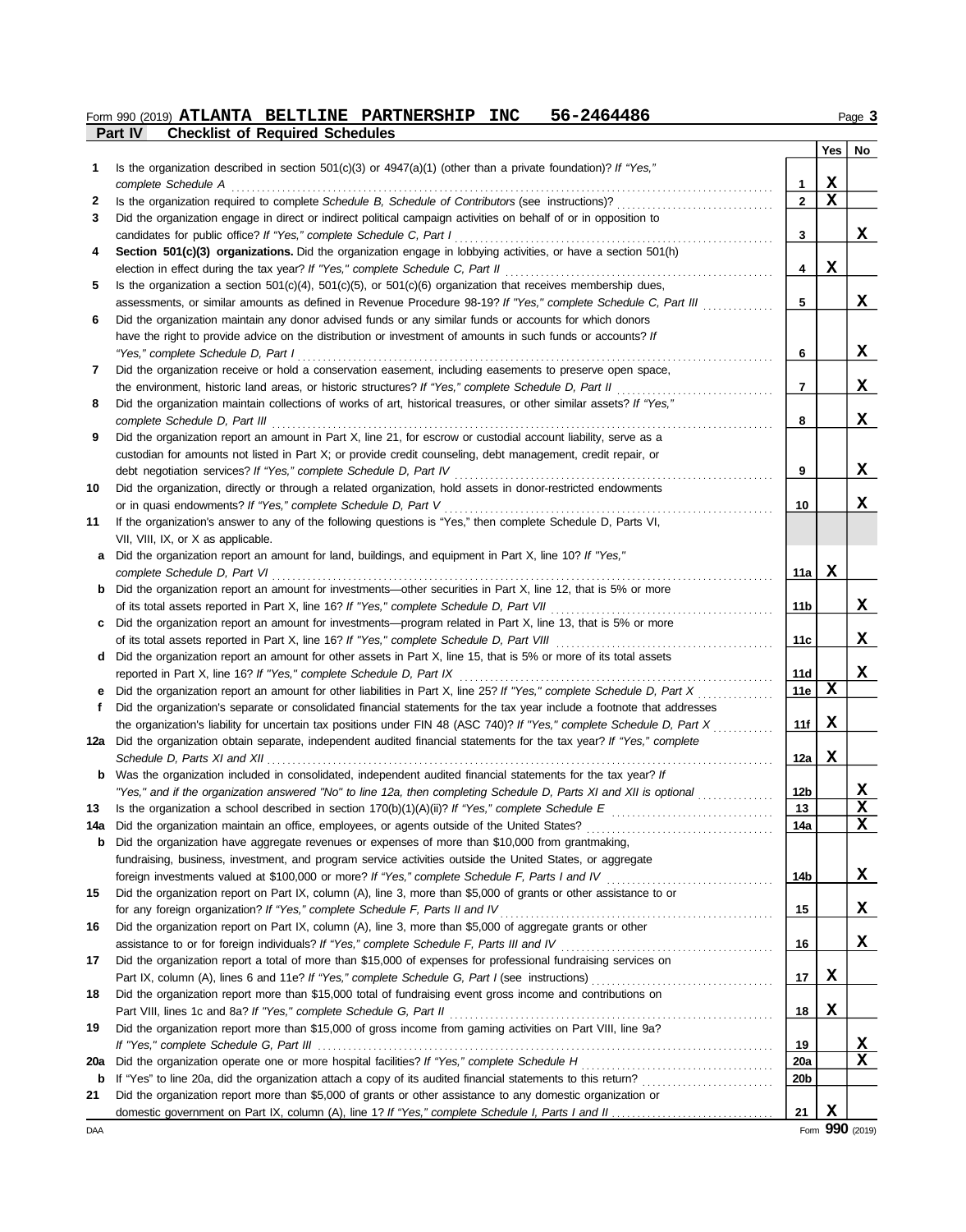Form 990 (2019) **ATLANTA BELTLINE PARTNERSHIP INC 56-2464486**

## Part IV Checklist of Required Schedules

| | | | Yes | No |
|---|---|---|---|---|
| 1 | Is the organization described in section 501(c)(3) or 4947(a)(1) (other than a private foundation)? *If "Yes," complete Schedule A* | 1 | X | |
| 2 | Is the organization required to complete *Schedule B, Schedule of Contributors* (see instructions)? | 2 | X | |
| 3 | Did the organization engage in direct or indirect political campaign activities on behalf of or in opposition to candidates for public office? *If "Yes," complete Schedule C, Part I* | 3 | | X |
| 4 | **Section 501(c)(3) organizations.** Did the organization engage in lobbying activities, or have a section 501(h) election in effect during the tax year? *If "Yes," complete Schedule C, Part II* | 4 | X | |
| 5 | Is the organization a section 501(c)(4), 501(c)(5), or 501(c)(6) organization that receives membership dues, assessments, or similar amounts as defined in Revenue Procedure 98-19? *If "Yes," complete Schedule C, Part III* | 5 | | X |
| 6 | Did the organization maintain any donor advised funds or any similar funds or accounts for which donors have the right to provide advice on the distribution or investment of amounts in such funds or accounts? *If "Yes," complete Schedule D, Part I* | 6 | | X |
| 7 | Did the organization receive or hold a conservation easement, including easements to preserve open space, the environment, historic land areas, or historic structures? *If "Yes," complete Schedule D, Part II* | 7 | | X |
| 8 | Did the organization maintain collections of works of art, historical treasures, or other similar assets? *If "Yes," complete Schedule D, Part III* | 8 | | X |
| 9 | Did the organization report an amount in Part X, line 21, for escrow or custodial account liability, serve as a custodian for amounts not listed in Part X; or provide credit counseling, debt management, credit repair, or debt negotiation services? *If "Yes," complete Schedule D, Part IV* | 9 | | X |
| 10 | Did the organization, directly or through a related organization, hold assets in donor-restricted endowments or in quasi endowments? *If "Yes," complete Schedule D, Part V* | 10 | | X |
| 11 | If the organization's answer to any of the following questions is "Yes," then complete Schedule D, Parts VI, VII, VIII, IX, or X as applicable. | | | |
| a | Did the organization report an amount for land, buildings, and equipment in Part X, line 10? *If "Yes," complete Schedule D, Part VI* | 11a | X | |
| b | Did the organization report an amount for investments—other securities in Part X, line 12, that is 5% or more of its total assets reported in Part X, line 16? *If "Yes," complete Schedule D, Part VII* | 11b | | X |
| c | Did the organization report an amount for investments—program related in Part X, line 13, that is 5% or more of its total assets reported in Part X, line 16? *If "Yes," complete Schedule D, Part VIII* | 11c | | X |
| d | Did the organization report an amount for other assets in Part X, line 15, that is 5% or more of its total assets reported in Part X, line 16? *If "Yes," complete Schedule D, Part IX* | 11d | | X |
| e | Did the organization report an amount for other liabilities in Part X, line 25? *If "Yes," complete Schedule D, Part X* | 11e | X | |
| f | Did the organization's separate or consolidated financial statements for the tax year include a footnote that addresses the organization's liability for uncertain tax positions under FIN 48 (ASC 740)? *If "Yes," complete Schedule D, Part X* | 11f | X | |
| 12a | Did the organization obtain separate, independent audited financial statements for the tax year? *If "Yes," complete Schedule D, Parts XI and XII* | 12a | X | |
| b | Was the organization included in consolidated, independent audited financial statements for the tax year? *If "Yes," and if the organization answered "No" to line 12a, then completing Schedule D, Parts XI and XII is optional* | 12b | | X |
| 13 | Is the organization a school described in section 170(b)(1)(A)(ii)? *If "Yes," complete Schedule E* | 13 | | X |
| 14a | Did the organization maintain an office, employees, or agents outside of the United States? | 14a | | X |
| b | Did the organization have aggregate revenues or expenses of more than $10,000 from grantmaking, fundraising, business, investment, and program service activities outside the United States, or aggregate foreign investments valued at $100,000 or more? *If "Yes," complete Schedule F, Parts I and IV* | 14b | | X |
| 15 | Did the organization report on Part IX, column (A), line 3, more than $5,000 of grants or other assistance to or for any foreign organization? *If "Yes," complete Schedule F, Parts II and IV* | 15 | | X |
| 16 | Did the organization report on Part IX, column (A), line 3, more than $5,000 of aggregate grants or other assistance to or for foreign individuals? *If "Yes," complete Schedule F, Parts III and IV* | 16 | | X |
| 17 | Did the organization report a total of more than $15,000 of expenses for professional fundraising services on Part IX, column (A), lines 6 and 11e? *If "Yes," complete Schedule G, Part I* (see instructions) | 17 | X | |
| 18 | Did the organization report more than $15,000 total of fundraising event gross income and contributions on Part VIII, lines 1c and 8a? *If "Yes," complete Schedule G, Part II* | 18 | X | |
| 19 | Did the organization report more than $15,000 of gross income from gaming activities on Part VIII, line 9a? *If "Yes," complete Schedule G, Part III* | 19 | | X |
| 20a | Did the organization operate one or more hospital facilities? *If "Yes," complete Schedule H* | 20a | | X |
| b | If "Yes" to line 20a, did the organization attach a copy of its audited financial statements to this return? | 20b | | |
| 21 | Did the organization report more than $5,000 of grants or other assistance to any domestic organization or domestic government on Part IX, column (A), line 1? *If "Yes," complete Schedule I, Parts I and II* | 21 | X | |

DAA Form **990** (2019)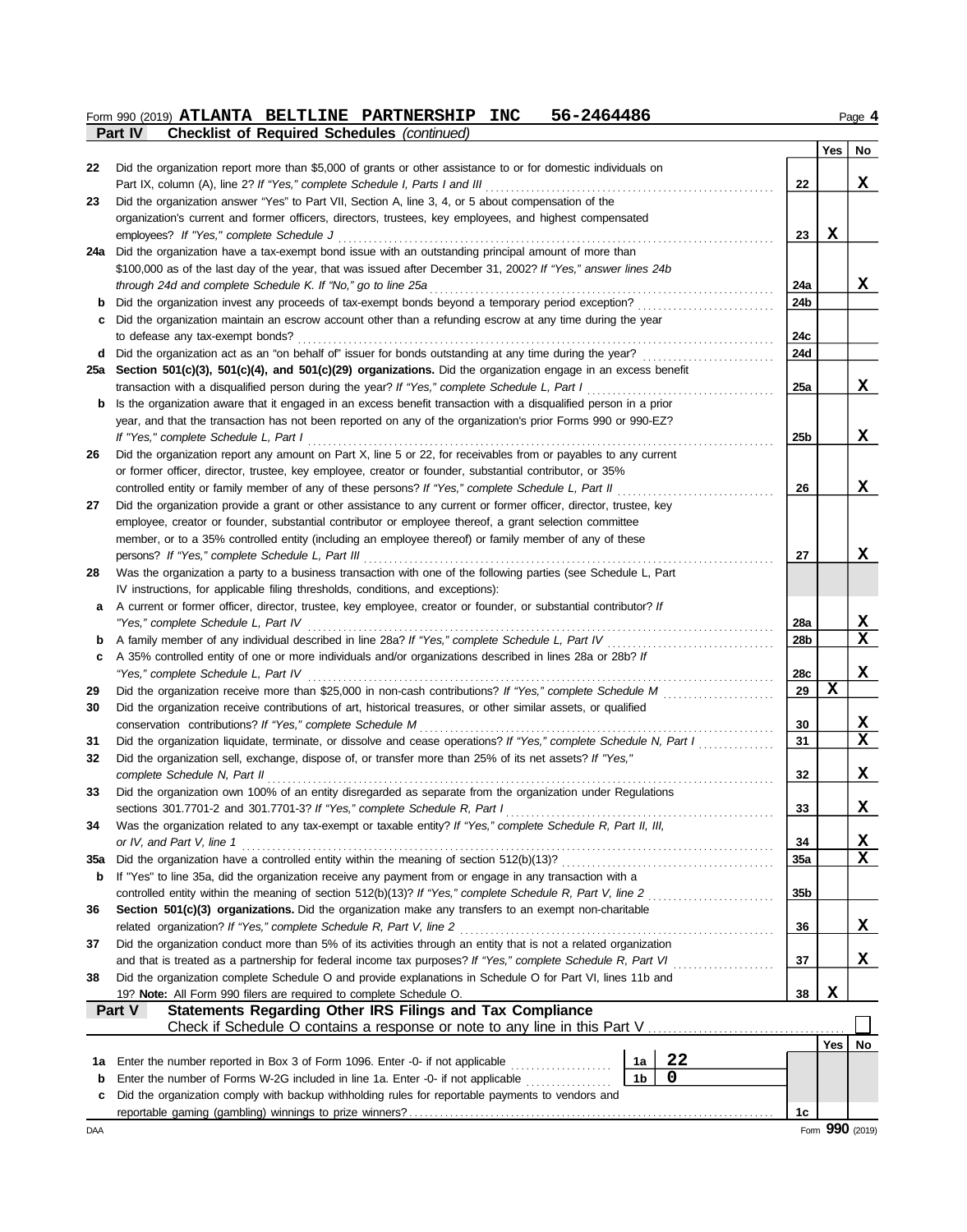Form 990 (2019) **ATLANTA BELTLINE PARTNERSHIP INC 56-2464486** Page **4**

**Part IV Checklist of Required Schedules** *(continued)*

| | | | Yes | No |
|---|---|---|---|---|
| **22** | Did the organization report more than $5,000 of grants or other assistance to or for domestic individuals on Part IX, column (A), line 2? *If "Yes," complete Schedule I, Parts I and III* | 22 | | X |
| **23** | Did the organization answer "Yes" to Part VII, Section A, line 3, 4, or 5 about compensation of the organization's current and former officers, directors, trustees, key employees, and highest compensated employees? *If "Yes," complete Schedule J* | 23 | X | |
| **24a** | Did the organization have a tax-exempt bond issue with an outstanding principal amount of more than $100,000 as of the last day of the year, that was issued after December 31, 2002? *If "Yes," answer lines 24b through 24d and complete Schedule K. If "No," go to line 25a* | 24a | | X |
| **b** | Did the organization invest any proceeds of tax-exempt bonds beyond a temporary period exception? | 24b | | |
| **c** | Did the organization maintain an escrow account other than a refunding escrow at any time during the year to defease any tax-exempt bonds? | 24c | | |
| **d** | Did the organization act as an "on behalf of" issuer for bonds outstanding at any time during the year? | 24d | | |
| **25a** | **Section 501(c)(3), 501(c)(4), and 501(c)(29) organizations.** Did the organization engage in an excess benefit transaction with a disqualified person during the year? *If "Yes," complete Schedule L, Part I* | 25a | | X |
| **b** | Is the organization aware that it engaged in an excess benefit transaction with a disqualified person in a prior year, and that the transaction has not been reported on any of the organization's prior Forms 990 or 990-EZ? *If "Yes," complete Schedule L, Part I* | 25b | | X |
| **26** | Did the organization report any amount on Part X, line 5 or 22, for receivables from or payables to any current or former officer, director, trustee, key employee, creator or founder, substantial contributor, or 35% controlled entity or family member of any of these persons? *If "Yes," complete Schedule L, Part II* | 26 | | X |
| **27** | Did the organization provide a grant or other assistance to any current or former officer, director, trustee, key employee, creator or founder, substantial contributor or employee thereof, a grant selection committee member, or to a 35% controlled entity (including an employee thereof) or family member of any of these persons? *If "Yes," complete Schedule L, Part III* | 27 | | X |
| **28** | Was the organization a party to a business transaction with one of the following parties (see Schedule L, Part IV instructions, for applicable filing thresholds, conditions, and exceptions): | | | |
| **a** | A current or former officer, director, trustee, key employee, creator or founder, or substantial contributor? *If "Yes," complete Schedule L, Part IV* | 28a | | X |
| **b** | A family member of any individual described in line 28a? *If "Yes," complete Schedule L, Part IV* | 28b | | X |
| **c** | A 35% controlled entity of one or more individuals and/or organizations described in lines 28a or 28b? *If "Yes," complete Schedule L, Part IV* | 28c | | X |
| **29** | Did the organization receive more than $25,000 in non-cash contributions? *If "Yes," complete Schedule M* | 29 | X | |
| **30** | Did the organization receive contributions of art, historical treasures, or other similar assets, or qualified conservation contributions? *If "Yes," complete Schedule M* | 30 | | X |
| **31** | Did the organization liquidate, terminate, or dissolve and cease operations? *If "Yes," complete Schedule N, Part I* | 31 | | X |
| **32** | Did the organization sell, exchange, dispose of, or transfer more than 25% of its net assets? *If "Yes," complete Schedule N, Part II* | 32 | | X |
| **33** | Did the organization own 100% of an entity disregarded as separate from the organization under Regulations sections 301.7701-2 and 301.7701-3? *If "Yes," complete Schedule R, Part I* | 33 | | X |
| **34** | Was the organization related to any tax-exempt or taxable entity? *If "Yes," complete Schedule R, Part II, III, or IV, and Part V, line 1* | 34 | | X |
| **35a** | Did the organization have a controlled entity within the meaning of section 512(b)(13)? | 35a | | X |
| **b** | If "Yes" to line 35a, did the organization receive any payment from or engage in any transaction with a controlled entity within the meaning of section 512(b)(13)? *If "Yes," complete Schedule R, Part V, line 2* | 35b | | |
| **36** | **Section 501(c)(3) organizations.** Did the organization make any transfers to an exempt non-charitable related organization? *If "Yes," complete Schedule R, Part V, line 2* | 36 | | X |
| **37** | Did the organization conduct more than 5% of its activities through an entity that is not a related organization and that is treated as a partnership for federal income tax purposes? *If "Yes," complete Schedule R, Part VI* | 37 | | X |
| **38** | Did the organization complete Schedule O and provide explanations in Schedule O for Part VI, lines 11b and 19? **Note:** All Form 990 filers are required to complete Schedule O. | 38 | X | |

**Part V Statements Regarding Other IRS Filings and Tax Compliance**

Check if Schedule O contains a response or note to any line in this Part V ☐

| | | | | | Yes | No |
|---|---|---|---|---|---|---|
| **1a** | Enter the number reported in Box 3 of Form 1096. Enter -0- if not applicable | 1a | 22 | | | |
| **b** | Enter the number of Forms W-2G included in line 1a. Enter -0- if not applicable | 1b | 0 | | | |
| **c** | Did the organization comply with backup withholding rules for reportable payments to vendors and reportable gaming (gambling) winnings to prize winners? | | | 1c | | |

DAA Form **990** (2019)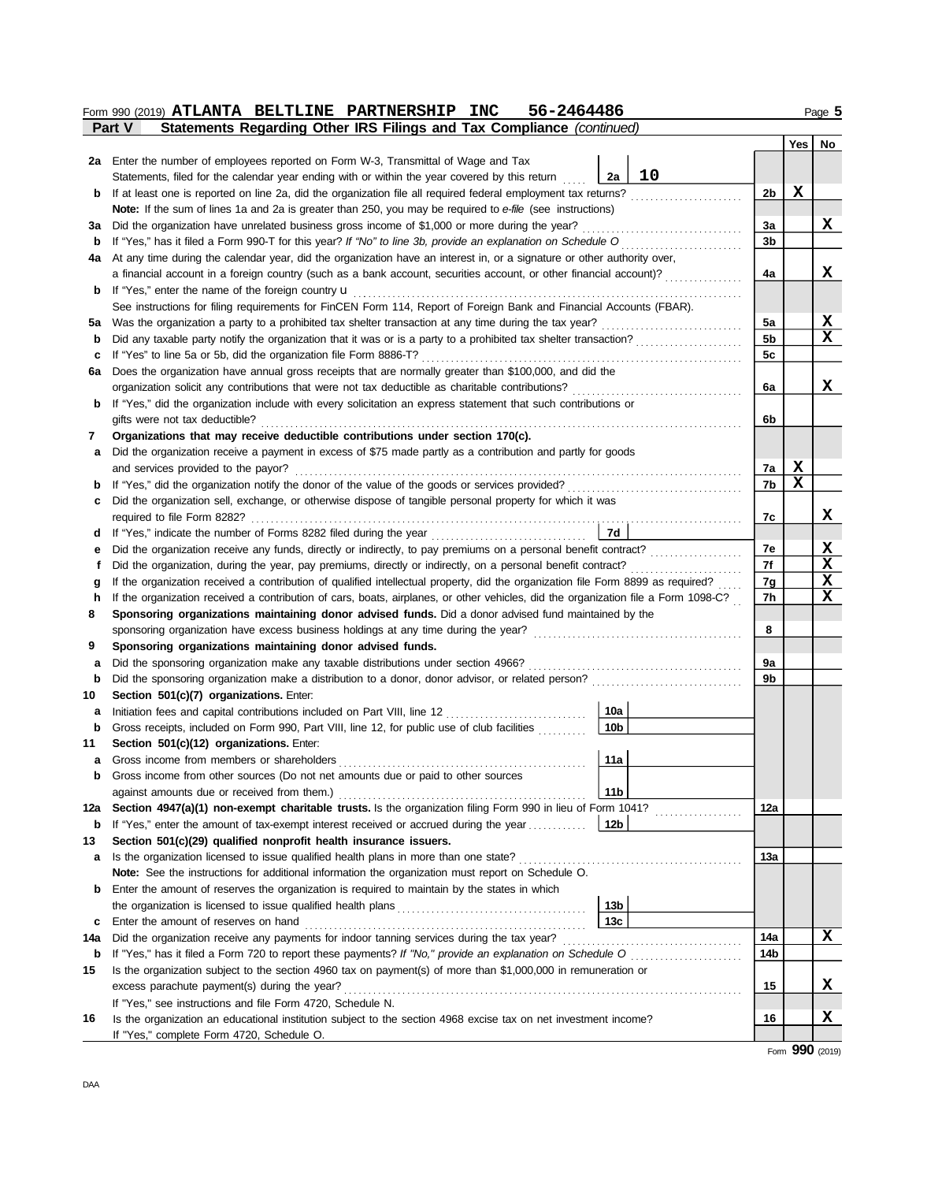Form 990 (2019) **ATLANTA BELTLINE PARTNERSHIP INC 56-2464486** Page **5**

**Part V — Statements Regarding Other IRS Filings and Tax Compliance** *(continued)*

| | | | | Line | Yes | No |
|---|---|---|---|---|---|---|
| **2a** | Enter the number of employees reported on Form W-3, Transmittal of Wage and Tax Statements, filed for the calendar year ending with or within the year covered by this return | 2a | 10 | | | |
| **b** | If at least one is reported on line 2a, did the organization file all required federal employment tax returns? | | | 2b | X | |
| | **Note:** If the sum of lines 1a and 2a is greater than 250, you may be required to *e-file* (see instructions) | | | | | |
| **3a** | Did the organization have unrelated business gross income of $1,000 or more during the year? | | | 3a | | X |
| **b** | If "Yes," has it filed a Form 990-T for this year? *If "No" to line 3b, provide an explanation on Schedule O* | | | 3b | | |
| **4a** | At any time during the calendar year, did the organization have an interest in, or a signature or other authority over, a financial account in a foreign country (such as a bank account, securities account, or other financial account)? | | | 4a | | X |
| **b** | If "Yes," enter the name of the foreign country u | | | | | |
| | See instructions for filing requirements for FinCEN Form 114, Report of Foreign Bank and Financial Accounts (FBAR). | | | | | |
| **5a** | Was the organization a party to a prohibited tax shelter transaction at any time during the tax year? | | | 5a | | X |
| **b** | Did any taxable party notify the organization that it was or is a party to a prohibited tax shelter transaction? | | | 5b | | X |
| **c** | If "Yes" to line 5a or 5b, did the organization file Form 8886-T? | | | 5c | | |
| **6a** | Does the organization have annual gross receipts that are normally greater than $100,000, and did the organization solicit any contributions that were not tax deductible as charitable contributions? | | | 6a | | X |
| **b** | If "Yes," did the organization include with every solicitation an express statement that such contributions or gifts were not tax deductible? | | | 6b | | |
| **7** | **Organizations that may receive deductible contributions under section 170(c).** | | | | | |
| **a** | Did the organization receive a payment in excess of $75 made partly as a contribution and partly for goods and services provided to the payor? | | | 7a | X | |
| **b** | If "Yes," did the organization notify the donor of the value of the goods or services provided? | | | 7b | X | |
| **c** | Did the organization sell, exchange, or otherwise dispose of tangible personal property for which it was required to file Form 8282? | | | 7c | | X |
| **d** | If "Yes," indicate the number of Forms 8282 filed during the year | 7d | | | | |
| **e** | Did the organization receive any funds, directly or indirectly, to pay premiums on a personal benefit contract? | | | 7e | | X |
| **f** | Did the organization, during the year, pay premiums, directly or indirectly, on a personal benefit contract? | | | 7f | | X |
| **g** | If the organization received a contribution of qualified intellectual property, did the organization file Form 8899 as required? | | | 7g | | X |
| **h** | If the organization received a contribution of cars, boats, airplanes, or other vehicles, did the organization file a Form 1098-C? | | | 7h | | X |
| **8** | **Sponsoring organizations maintaining donor advised funds.** Did a donor advised fund maintained by the sponsoring organization have excess business holdings at any time during the year? | | | 8 | | |
| **9** | **Sponsoring organizations maintaining donor advised funds.** | | | | | |
| **a** | Did the sponsoring organization make any taxable distributions under section 4966? | | | 9a | | |
| **b** | Did the sponsoring organization make a distribution to a donor, donor advisor, or related person? | | | 9b | | |
| **10** | **Section 501(c)(7) organizations.** Enter: | | | | | |
| **a** | Initiation fees and capital contributions included on Part VIII, line 12 | 10a | | | | |
| **b** | Gross receipts, included on Form 990, Part VIII, line 12, for public use of club facilities | 10b | | | | |
| **11** | **Section 501(c)(12) organizations.** Enter: | | | | | |
| **a** | Gross income from members or shareholders | 11a | | | | |
| **b** | Gross income from other sources (Do not net amounts due or paid to other sources against amounts due or received from them.) | 11b | | | | |
| **12a** | **Section 4947(a)(1) non-exempt charitable trusts.** Is the organization filing Form 990 in lieu of Form 1041? | | | 12a | | |
| **b** | If "Yes," enter the amount of tax-exempt interest received or accrued during the year | 12b | | | | |
| **13** | **Section 501(c)(29) qualified nonprofit health insurance issuers.** | | | | | |
| **a** | Is the organization licensed to issue qualified health plans in more than one state? | | | 13a | | |
| | **Note:** See the instructions for additional information the organization must report on Schedule O. | | | | | |
| **b** | Enter the amount of reserves the organization is required to maintain by the states in which the organization is licensed to issue qualified health plans | 13b | | | | |
| **c** | Enter the amount of reserves on hand | 13c | | | | |
| **14a** | Did the organization receive any payments for indoor tanning services during the tax year? | | | 14a | | X |
| **b** | If "Yes," has it filed a Form 720 to report these payments? *If "No," provide an explanation on Schedule O* | | | 14b | | |
| **15** | Is the organization subject to the section 4960 tax on payment(s) of more than $1,000,000 in remuneration or excess parachute payment(s) during the year? | | | 15 | | X |
| | If "Yes," see instructions and file Form 4720, Schedule N. | | | | | |
| **16** | Is the organization an educational institution subject to the section 4968 excise tax on net investment income? | | | 16 | | X |
| | If "Yes," complete Form 4720, Schedule O. | | | | | |

Form **990** (2019)

DAA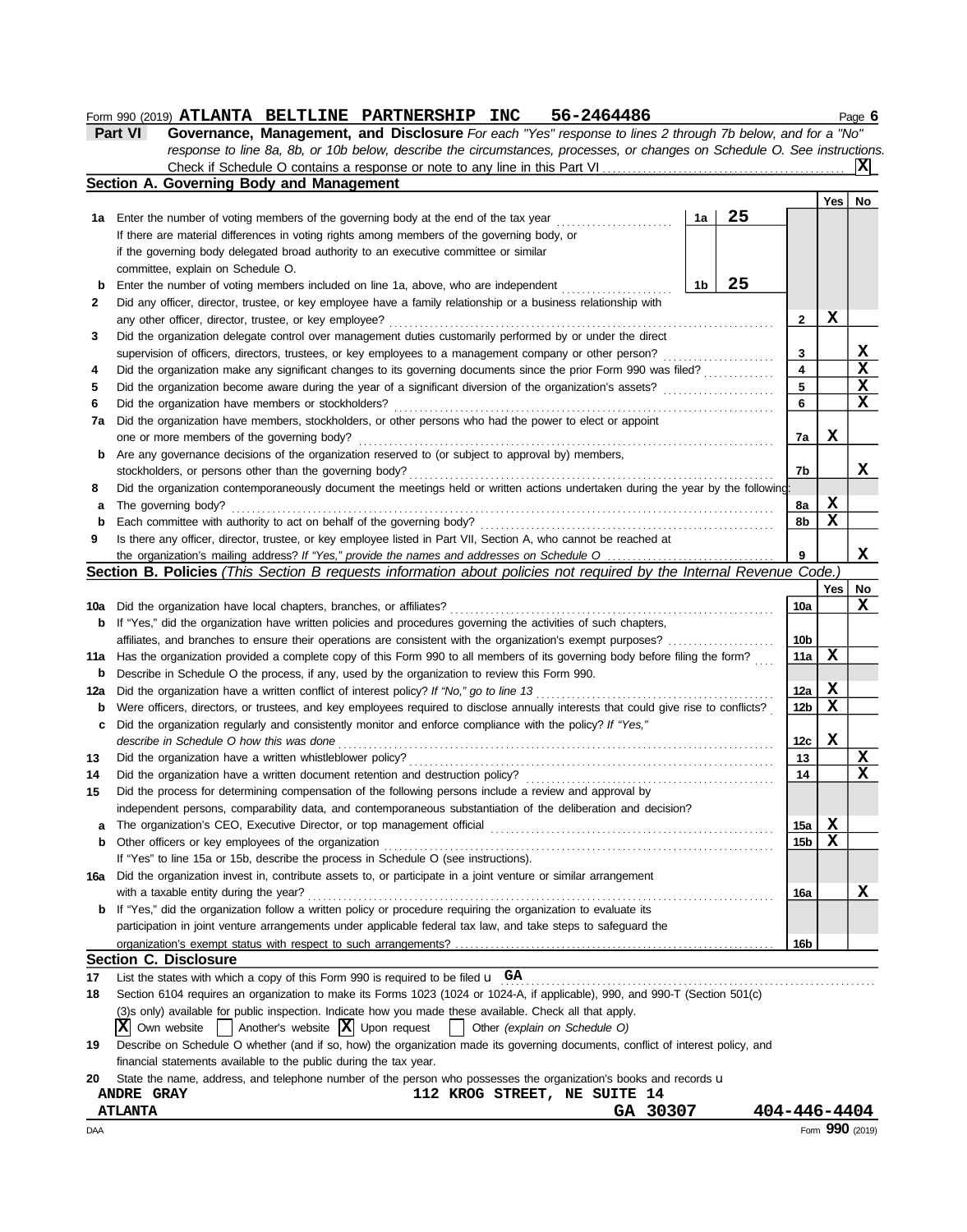Form 990 (2019) **ATLANTA BELTLINE PARTNERSHIP INC 56-2464486** Page **6**

**Part VI Governance, Management, and Disclosure** *For each "Yes" response to lines 2 through 7b below, and for a "No" response to line 8a, 8b, or 10b below, describe the circumstances, processes, or changes on Schedule O. See instructions.*

Check if Schedule O contains a response or note to any line in this Part VI . . . . . . . . **X**

## Section A. Governing Body and Management

| | | | | | Yes | No |
|---|---|---|---|---|---|---|
| **1a** | Enter the number of voting members of the governing body at the end of the tax year. If there are material differences in voting rights among members of the governing body, or if the governing body delegated broad authority to an executive committee or similar committee, explain on Schedule O. | 1a | 25 | | | |
| **b** | Enter the number of voting members included on line 1a, above, who are independent | 1b | 25 | | | |
| **2** | Did any officer, director, trustee, or key employee have a family relationship or a business relationship with any other officer, director, trustee, or key employee? | | | 2 | X | |
| **3** | Did the organization delegate control over management duties customarily performed by or under the direct supervision of officers, directors, trustees, or key employees to a management company or other person? | | | 3 | | X |
| **4** | Did the organization make any significant changes to its governing documents since the prior Form 990 was filed? | | | 4 | | X |
| **5** | Did the organization become aware during the year of a significant diversion of the organization's assets? | | | 5 | | X |
| **6** | Did the organization have members or stockholders? | | | 6 | | X |
| **7a** | Did the organization have members, stockholders, or other persons who had the power to elect or appoint one or more members of the governing body? | | | 7a | X | |
| **b** | Are any governance decisions of the organization reserved to (or subject to approval by) members, stockholders, or persons other than the governing body? | | | 7b | | X |
| **8** | Did the organization contemporaneously document the meetings held or written actions undertaken during the year by the following: | | | | | |
| **a** | The governing body? | | | 8a | X | |
| **b** | Each committee with authority to act on behalf of the governing body? | | | 8b | X | |
| **9** | Is there any officer, director, trustee, or key employee listed in Part VII, Section A, who cannot be reached at the organization's mailing address? *If "Yes," provide the names and addresses on Schedule O* | | | 9 | | X |

## Section B. Policies *(This Section B requests information about policies not required by the Internal Revenue Code.)*

| | | | Yes | No |
|---|---|---|---|---|
| **10a** | Did the organization have local chapters, branches, or affiliates? | 10a | | X |
| **b** | If "Yes," did the organization have written policies and procedures governing the activities of such chapters, affiliates, and branches to ensure their operations are consistent with the organization's exempt purposes? | 10b | | |
| **11a** | Has the organization provided a complete copy of this Form 990 to all members of its governing body before filing the form? | 11a | X | |
| **b** | Describe in Schedule O the process, if any, used by the organization to review this Form 990. | | | |
| **12a** | Did the organization have a written conflict of interest policy? *If "No," go to line 13* | 12a | X | |
| **b** | Were officers, directors, or trustees, and key employees required to disclose annually interests that could give rise to conflicts? | 12b | X | |
| **c** | Did the organization regularly and consistently monitor and enforce compliance with the policy? *If "Yes," describe in Schedule O how this was done* | 12c | X | |
| **13** | Did the organization have a written whistleblower policy? | 13 | | X |
| **14** | Did the organization have a written document retention and destruction policy? | 14 | | X |
| **15** | Did the process for determining compensation of the following persons include a review and approval by independent persons, comparability data, and contemporaneous substantiation of the deliberation and decision? | | | |
| **a** | The organization's CEO, Executive Director, or top management official | 15a | X | |
| **b** | Other officers or key employees of the organization | 15b | X | |
| | If "Yes" to line 15a or 15b, describe the process in Schedule O (see instructions). | | | |
| **16a** | Did the organization invest in, contribute assets to, or participate in a joint venture or similar arrangement with a taxable entity during the year? | 16a | | X |
| **b** | If "Yes," did the organization follow a written policy or procedure requiring the organization to evaluate its participation in joint venture arrangements under applicable federal tax law, and take steps to safeguard the organization's exempt status with respect to such arrangements? | 16b | | |

## Section C. Disclosure

**17** List the states with which a copy of this Form 990 is required to be filed u **GA**

**18** Section 6104 requires an organization to make its Forms 1023 (1024 or 1024-A, if applicable), 990, and 990-T (Section 501(c)(3)s only) available for public inspection. Indicate how you made these available. Check all that apply.

**[X]** Own website  [ ] Another's website  **[X]** Upon request  [ ] Other *(explain on Schedule O)*

**19** Describe on Schedule O whether (and if so, how) the organization made its governing documents, conflict of interest policy, and financial statements available to the public during the tax year.

**20** State the name, address, and telephone number of the person who possesses the organization's books and records u

**ANDRE GRAY** **112 KROG STREET, NE SUITE 14**
**ATLANTA** **GA 30307** **404-446-4404**

DAA Form **990** (2019)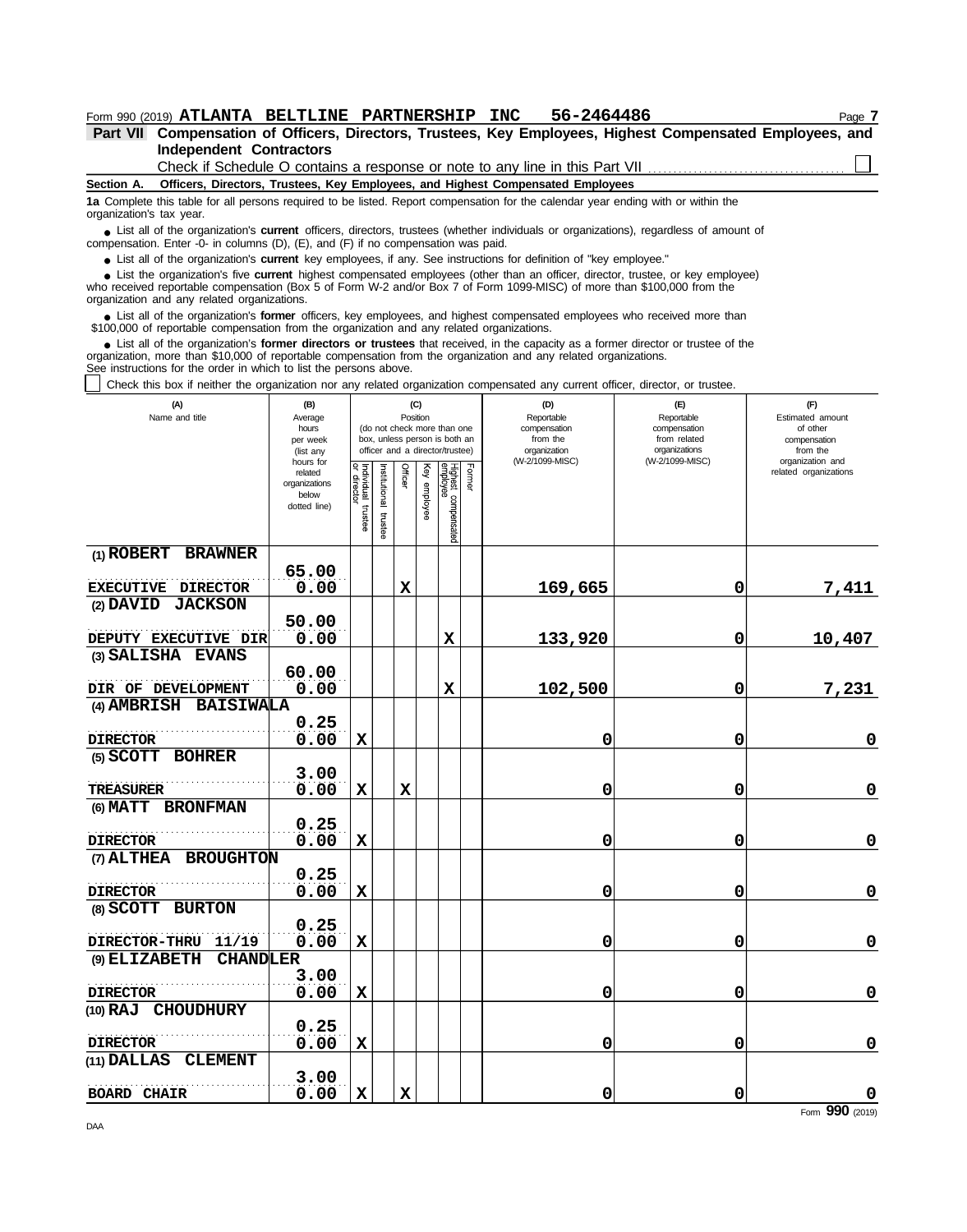Form 990 (2019) **ATLANTA BELTLINE PARTNERSHIP INC 56-2464486**

**Part VII Compensation of Officers, Directors, Trustees, Key Employees, Highest Compensated Employees, and Independent Contractors**

Check if Schedule O contains a response or note to any line in this Part VII ☐

**Section A. Officers, Directors, Trustees, Key Employees, and Highest Compensated Employees**

**1a** Complete this table for all persons required to be listed. Report compensation for the calendar year ending with or within the organization's tax year.

- List all of the organization's **current** officers, directors, trustees (whether individuals or organizations), regardless of amount of compensation. Enter -0- in columns (D), (E), and (F) if no compensation was paid.
- List all of the organization's **current** key employees, if any. See instructions for definition of "key employee."
- List the organization's five **current** highest compensated employees (other than an officer, director, trustee, or key employee) who received reportable compensation (Box 5 of Form W-2 and/or Box 7 of Form 1099-MISC) of more than $100,000 from the organization and any related organizations.
- List all of the organization's **former** officers, key employees, and highest compensated employees who received more than $100,000 of reportable compensation from the organization and any related organizations.
- List all of the organization's **former directors or trustees** that received, in the capacity as a former director or trustee of the organization, more than $10,000 of reportable compensation from the organization and any related organizations.

See instructions for the order in which to list the persons above.

☐ Check this box if neither the organization nor any related organization compensated any current officer, director, or trustee.

| (A) Name and title | (B) Average hours per week (list any hours for related organizations below dotted line) | (C) Position: Individual trustee or director | Institutional trustee | Officer | Key employee | Highest compensated employee | Former | (D) Reportable compensation from the organization (W-2/1099-MISC) | (E) Reportable compensation from related organizations (W-2/1099-MISC) | (F) Estimated amount of other compensation from the organization and related organizations |
|---|---|---|---|---|---|---|---|---|---|---|
| (1) ROBERT BRAWNER<br>EXECUTIVE DIRECTOR | 65.00<br>0.00 | | | X | | | | 169,665 | 0 | 7,411 |
| (2) DAVID JACKSON<br>DEPUTY EXECUTIVE DIR | 50.00<br>0.00 | | | | | X | | 133,920 | 0 | 10,407 |
| (3) SALISHA EVANS<br>DIR OF DEVELOPMENT | 60.00<br>0.00 | | | | | X | | 102,500 | 0 | 7,231 |
| (4) AMBRISH BAISIWALA<br>DIRECTOR | 0.25<br>0.00 | X | | | | | | 0 | 0 | 0 |
| (5) SCOTT BOHRER<br>TREASURER | 3.00<br>0.00 | X | | X | | | | 0 | 0 | 0 |
| (6) MATT BRONFMAN<br>DIRECTOR | 0.25<br>0.00 | X | | | | | | 0 | 0 | 0 |
| (7) ALTHEA BROUGHTON<br>DIRECTOR | 0.25<br>0.00 | X | | | | | | 0 | 0 | 0 |
| (8) SCOTT BURTON<br>DIRECTOR-THRU 11/19 | 0.25<br>0.00 | X | | | | | | 0 | 0 | 0 |
| (9) ELIZABETH CHANDLER<br>DIRECTOR | 3.00<br>0.00 | X | | | | | | 0 | 0 | 0 |
| (10) RAJ CHOUDHURY<br>DIRECTOR | 0.25<br>0.00 | X | | | | | | 0 | 0 | 0 |
| (11) DALLAS CLEMENT<br>BOARD CHAIR | 3.00<br>0.00 | X | | X | | | | 0 | 0 | 0 |

Form **990** (2019)

DAA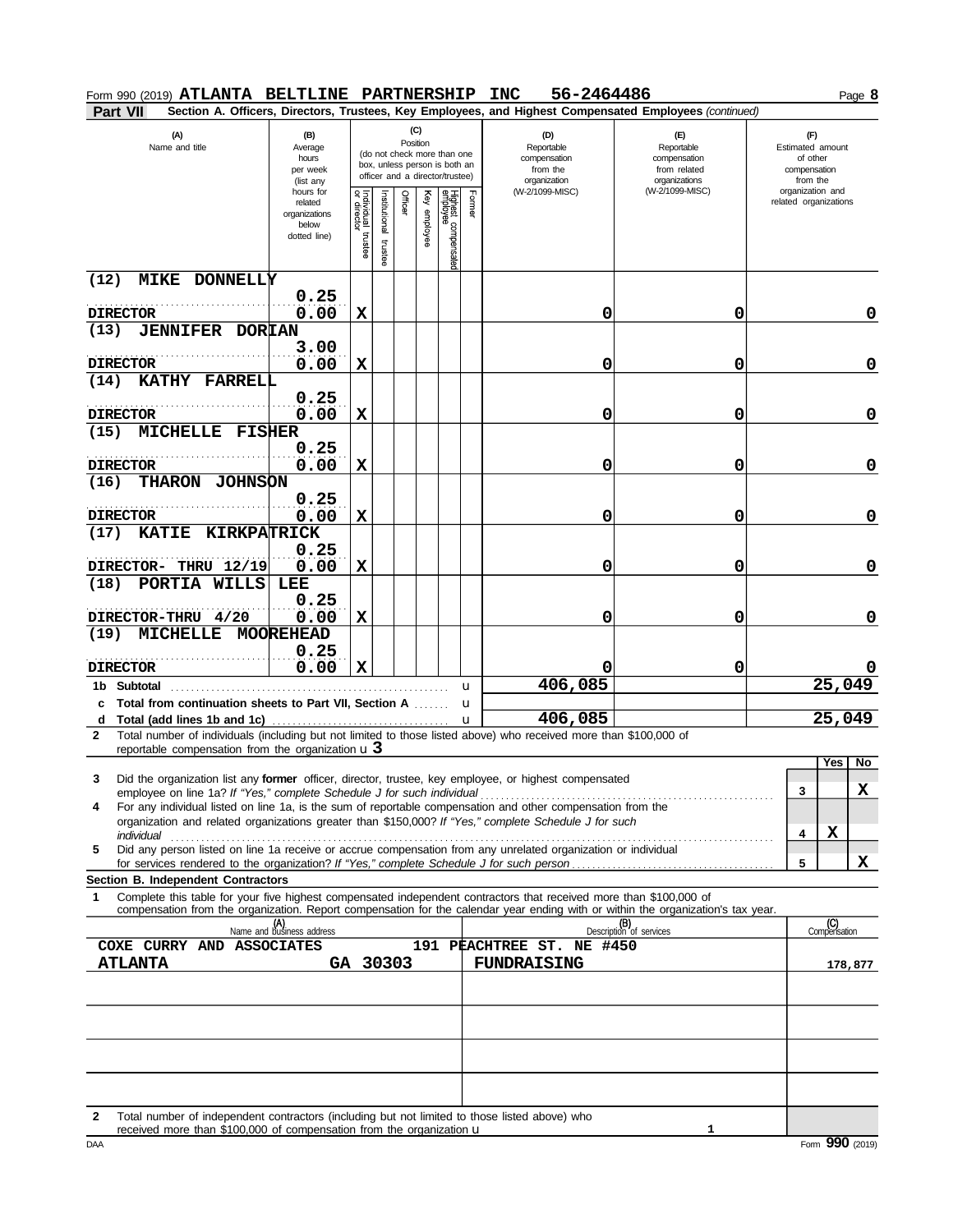Form 990 (2019) **ATLANTA BELTLINE PARTNERSHIP INC 56-2464486** Page **8**

**Part VII Section A. Officers, Directors, Trustees, Key Employees, and Highest Compensated Employees** *(continued)*

| (A) Name and title | (B) Average hours per week (list any hours for related organizations below dotted line) | (C) Position: Individual trustee or director | Institutional trustee | Officer | Key employee | Highest compensated employee | Former | (D) Reportable compensation from the organization (W-2/1099-MISC) | (E) Reportable compensation from related organizations (W-2/1099-MISC) | (F) Estimated amount of other compensation from the organization and related organizations |
|---|---|---|---|---|---|---|---|---|---|---|
| (12) MIKE DONNELLY<br>DIRECTOR | 0.25<br>0.00 | X | | | | | | 0 | 0 | 0 |
| (13) JENNIFER DORIAN<br>DIRECTOR | 3.00<br>0.00 | X | | | | | | 0 | 0 | 0 |
| (14) KATHY FARRELL<br>DIRECTOR | 0.25<br>0.00 | X | | | | | | 0 | 0 | 0 |
| (15) MICHELLE FISHER<br>DIRECTOR | 0.25<br>0.00 | X | | | | | | 0 | 0 | 0 |
| (16) THARON JOHNSON<br>DIRECTOR | 0.25<br>0.00 | X | | | | | | 0 | 0 | 0 |
| (17) KATIE KIRKPATRICK<br>DIRECTOR- THRU 12/19 | 0.25<br>0.00 | X | | | | | | 0 | 0 | 0 |
| (18) PORTIA WILLS LEE<br>DIRECTOR-THRU 4/20 | 0.25<br>0.00 | X | | | | | | 0 | 0 | 0 |
| (19) MICHELLE MOOREHEAD<br>DIRECTOR | 0.25<br>0.00 | X | | | | | | 0 | 0 | 0 |
| **1b Subtotal** | | | | | | | | 406,085 | | 25,049 |
| **c Total from continuation sheets to Part VII, Section A** | | | | | | | | | | |
| **d Total (add lines 1b and 1c)** | | | | | | | | 406,085 | | 25,049 |

**2** Total number of individuals (including but not limited to those listed above) who received more than $100,000 of reportable compensation from the organization u **3**

| | | Yes | No |
|---|---|---|---|
| **3** Did the organization list any **former** officer, director, trustee, key employee, or highest compensated employee on line 1a? *If "Yes," complete Schedule J for such individual* | 3 | | X |
| **4** For any individual listed on line 1a, is the sum of reportable compensation and other compensation from the organization and related organizations greater than $150,000? *If "Yes," complete Schedule J for such individual* | 4 | X | |
| **5** Did any person listed on line 1a receive or accrue compensation from any unrelated organization or individual for services rendered to the organization? *If "Yes," complete Schedule J for such person* | 5 | | X |

**Section B. Independent Contractors**

**1** Complete this table for your five highest compensated independent contractors that received more than $100,000 of compensation from the organization. Report compensation for the calendar year ending with or within the organization's tax year.

| (A) Name and business address | (B) Description of services | (C) Compensation |
|---|---|---|
| COXE CURRY AND ASSOCIATES 191 PEACHTREE ST. NE #450<br>ATLANTA GA 30303 | FUNDRAISING | 178,877 |
| | | |
| | | |
| | | |
| | | |

**2** Total number of independent contractors (including but not limited to those listed above) who received more than $100,000 of compensation from the organization u **1**

DAA Form **990** (2019)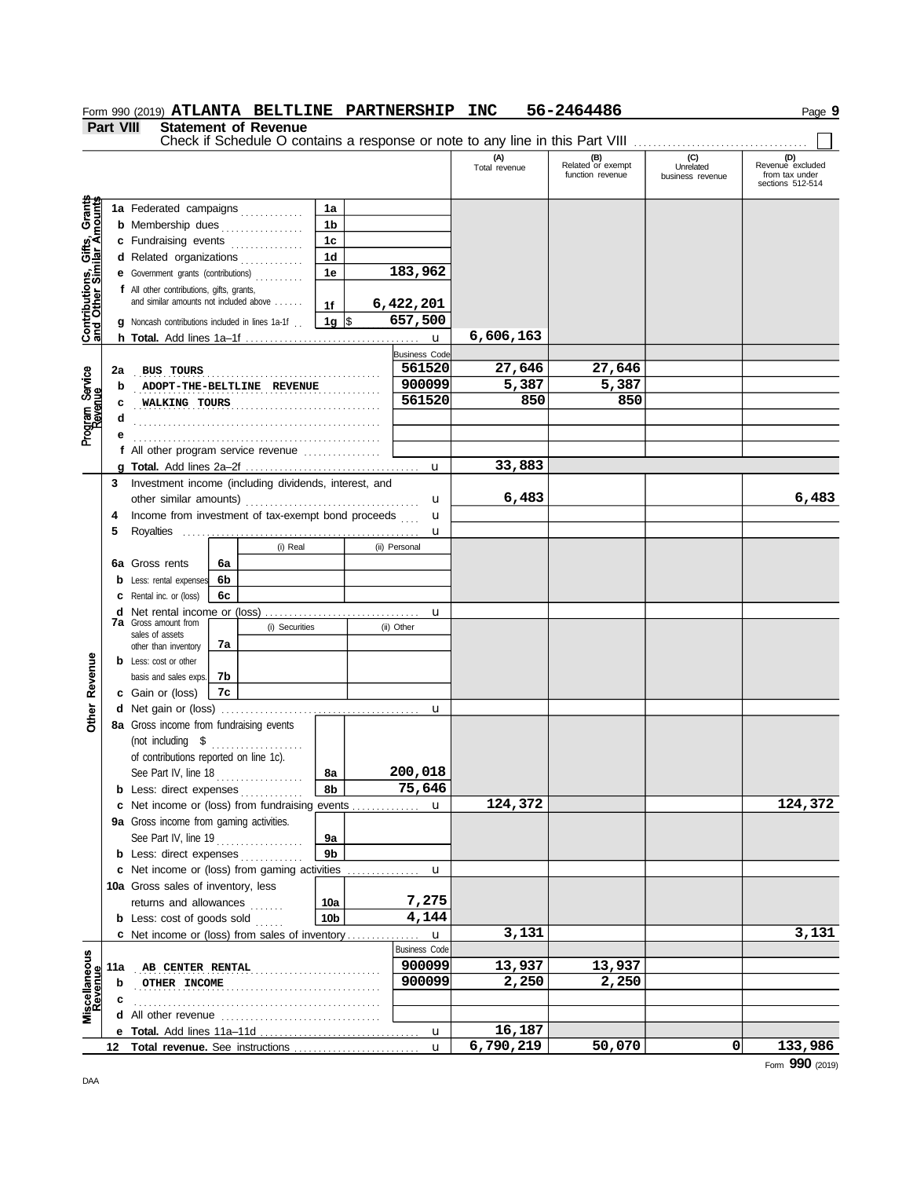Form 990 (2019) **ATLANTA BELTLINE PARTNERSHIP INC 56-2464486** Page **9**

## Part VIII Statement of Revenue

Check if Schedule O contains a response or note to any line in this Part VIII ☐

| | | | | (A) Total revenue | (B) Related or exempt function revenue | (C) Unrelated business revenue | (D) Revenue excluded from tax under sections 512-514 |
|---|---|---|---|---|---|---|---|
| **Contributions, Gifts, Grants and Other Similar Amounts** | 1a Federated campaigns | 1a | | | | | |
| | b Membership dues | 1b | | | | | |
| | c Fundraising events | 1c | | | | | |
| | d Related organizations | 1d | | | | | |
| | e Government grants (contributions) | 1e | 183,962 | | | | |
| | f All other contributions, gifts, grants, and similar amounts not included above | 1f | 6,422,201 | | | | |
| | g Noncash contributions included in lines 1a-1f | 1g | $ 657,500 | | | | |
| | h **Total.** Add lines 1a–1f | | u | 6,606,163 | | | |
| | | | Business Code | | | | |
| **Program Service Revenue** | 2a BUS TOURS | | 561520 | 27,646 | 27,646 | | |
| | b ADOPT-THE-BELTLINE REVENUE | | 900099 | 5,387 | 5,387 | | |
| | c WALKING TOURS | | 561520 | 850 | 850 | | |
| | d | | | | | | |
| | e | | | | | | |
| | f All other program service revenue | | | | | | |
| | g **Total.** Add lines 2a–2f | | u | 33,883 | | | |
| **Other Revenue** | 3 Investment income (including dividends, interest, and other similar amounts) | | u | 6,483 | | | 6,483 |
| | 4 Income from investment of tax-exempt bond proceeds | | u | | | | |
| | 5 Royalties | | u | | | | |
| | | (i) Real | (ii) Personal | | | | |
| | 6a Gross rents (6a) | | | | | | |
| | b Less: rental expenses (6b) | | | | | | |
| | c Rental inc. or (loss) (6c) | | | | | | |
| | d Net rental income or (loss) | | u | | | | |
| | | (i) Securities | (ii) Other | | | | |
| | 7a Gross amount from sales of assets other than inventory (7a) | | | | | | |
| | b Less: cost or other basis and sales exps. (7b) | | | | | | |
| | c Gain or (loss) (7c) | | | | | | |
| | d Net gain or (loss) | | u | | | | |
| | 8a Gross income from fundraising events (not including $ of contributions reported on line 1c). See Part IV, line 18 | 8a | 200,018 | | | | |
| | b Less: direct expenses | 8b | 75,646 | | | | |
| | c Net income or (loss) from fundraising events | | u | 124,372 | | | 124,372 |
| | 9a Gross income from gaming activities. See Part IV, line 19 | 9a | | | | | |
| | b Less: direct expenses | 9b | | | | | |
| | c Net income or (loss) from gaming activities | | u | | | | |
| | 10a Gross sales of inventory, less returns and allowances | 10a | 7,275 | | | | |
| | b Less: cost of goods sold | 10b | 4,144 | | | | |
| | c Net income or (loss) from sales of inventory | | u | 3,131 | | | 3,131 |
| | | | Business Code | | | | |
| **Miscellaneous Revenue** | 11a AB CENTER RENTAL | | 900099 | 13,937 | 13,937 | | |
| | b OTHER INCOME | | 900099 | 2,250 | 2,250 | | |
| | c | | | | | | |
| | d All other revenue | | | | | | |
| | e **Total.** Add lines 11a–11d | | u | 16,187 | | | |
| | 12 **Total revenue.** See instructions | | u | 6,790,219 | 50,070 | 0 | 133,986 |

Form **990** (2019)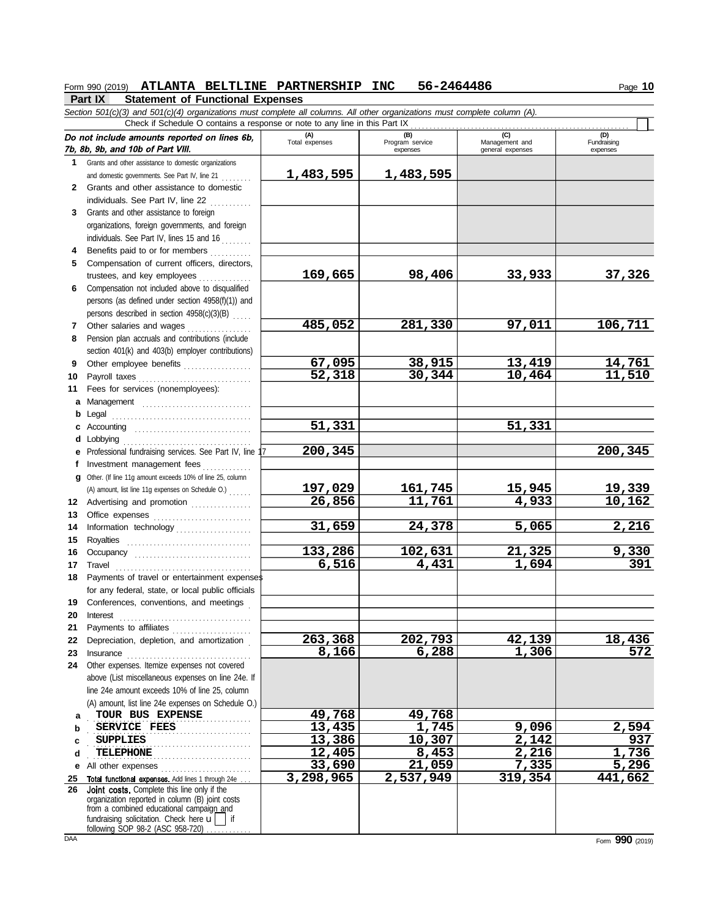Form 990 (2019) **ATLANTA BELTLINE PARTNERSHIP INC 56-2464486**

## Part IX Statement of Functional Expenses

*Section 501(c)(3) and 501(c)(4) organizations must complete all columns. All other organizations must complete column (A).*

Check if Schedule O contains a response or note to any line in this Part IX ☐

| *Do not include amounts reported on lines 6b, 7b, 8b, 9b, and 10b of Part VIII.* | (A) Total expenses | (B) Program service expenses | (C) Management and general expenses | (D) Fundraising expenses |
|---|---|---|---|---|
| 1 Grants and other assistance to domestic organizations and domestic governments. See Part IV, line 21 | 1,483,595 | 1,483,595 | | |
| 2 Grants and other assistance to domestic individuals. See Part IV, line 22 | | | | |
| 3 Grants and other assistance to foreign organizations, foreign governments, and foreign individuals. See Part IV, lines 15 and 16 | | | | |
| 4 Benefits paid to or for members | | | | |
| 5 Compensation of current officers, directors, trustees, and key employees | 169,665 | 98,406 | 33,933 | 37,326 |
| 6 Compensation not included above to disqualified persons (as defined under section 4958(f)(1)) and persons described in section 4958(c)(3)(B) | | | | |
| 7 Other salaries and wages | 485,052 | 281,330 | 97,011 | 106,711 |
| 8 Pension plan accruals and contributions (include section 401(k) and 403(b) employer contributions) | | | | |
| 9 Other employee benefits | 67,095 | 38,915 | 13,419 | 14,761 |
| 10 Payroll taxes | 52,318 | 30,344 | 10,464 | 11,510 |
| 11 Fees for services (nonemployees): | | | | |
| a Management | | | | |
| b Legal | | | | |
| c Accounting | 51,331 | | 51,331 | |
| d Lobbying | | | | |
| e Professional fundraising services. See Part IV, line 17 | 200,345 | | | 200,345 |
| f Investment management fees | | | | |
| g Other. (If line 11g amount exceeds 10% of line 25, column (A) amount, list line 11g expenses on Schedule O.) | 197,029 | 161,745 | 15,945 | 19,339 |
| 12 Advertising and promotion | 26,856 | 11,761 | 4,933 | 10,162 |
| 13 Office expenses | | | | |
| 14 Information technology | 31,659 | 24,378 | 5,065 | 2,216 |
| 15 Royalties | | | | |
| 16 Occupancy | 133,286 | 102,631 | 21,325 | 9,330 |
| 17 Travel | 6,516 | 4,431 | 1,694 | 391 |
| 18 Payments of travel or entertainment expenses for any federal, state, or local public officials | | | | |
| 19 Conferences, conventions, and meetings | | | | |
| 20 Interest | | | | |
| 21 Payments to affiliates | | | | |
| 22 Depreciation, depletion, and amortization | 263,368 | 202,793 | 42,139 | 18,436 |
| 23 Insurance | 8,166 | 6,288 | 1,306 | 572 |
| 24 Other expenses. Itemize expenses not covered above (List miscellaneous expenses on line 24e. If line 24e amount exceeds 10% of line 25, column (A) amount, list line 24e expenses on Schedule O.) | | | | |
| a TOUR BUS EXPENSE | 49,768 | 49,768 | | |
| b SERVICE FEES | 13,435 | 1,745 | 9,096 | 2,594 |
| c SUPPLIES | 13,386 | 10,307 | 2,142 | 937 |
| d TELEPHONE | 12,405 | 8,453 | 2,216 | 1,736 |
| e All other expenses | 33,690 | 21,059 | 7,335 | 5,296 |
| 25 **Total functional expenses.** Add lines 1 through 24e | 3,298,965 | 2,537,949 | 319,354 | 441,662 |
| 26 **Joint costs.** Complete this line only if the organization reported in column (B) joint costs from a combined educational campaign and fundraising solicitation. Check here ☐ if following SOP 98-2 (ASC 958-720) | | | | |

Form **990** (2019)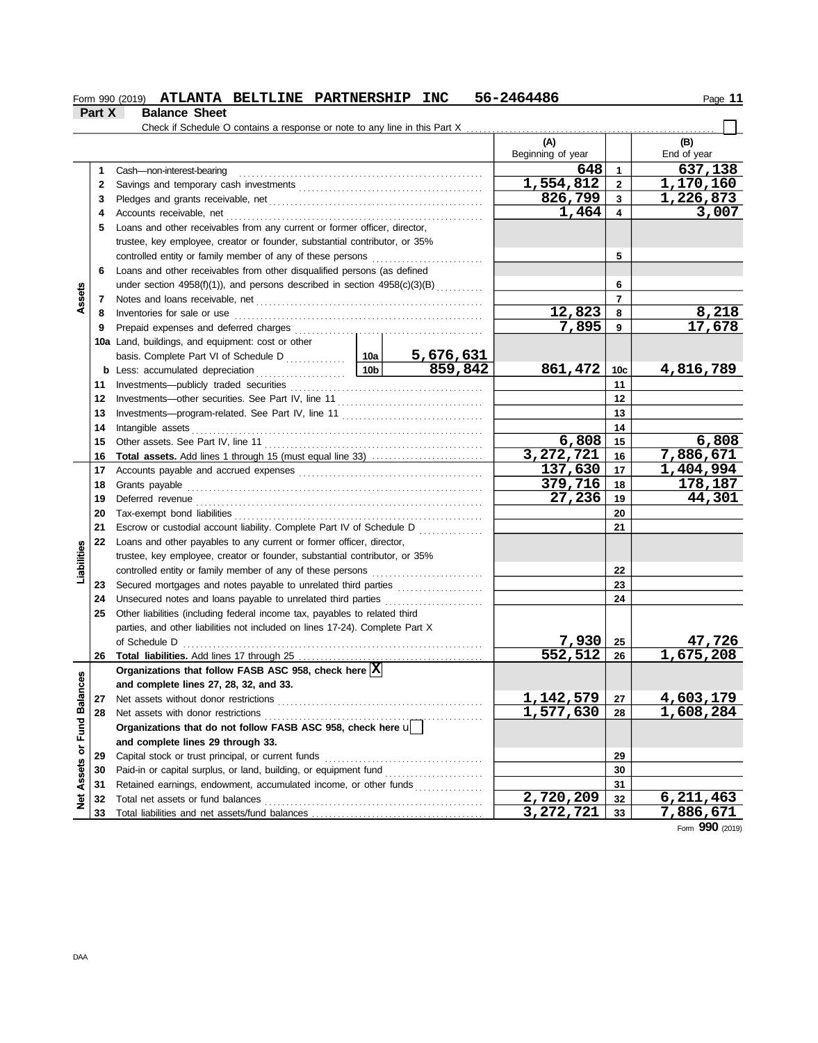Form 990 (2019) **ATLANTA BELTLINE PARTNERSHIP INC** **56-2464486**

## Part X Balance Sheet

Check if Schedule O contains a response or note to any line in this Part X ☐

| | | | | (A) Beginning of year | | (B) End of year |
|---|---|---|---|---|---|---|
| **Assets** | 1 | Cash—non-interest-bearing | | 648 | 1 | 637,138 |
| | 2 | Savings and temporary cash investments | | 1,554,812 | 2 | 1,170,160 |
| | 3 | Pledges and grants receivable, net | | 826,799 | 3 | 1,226,873 |
| | 4 | Accounts receivable, net | | 1,464 | 4 | 3,007 |
| | 5 | Loans and other receivables from any current or former officer, director, trustee, key employee, creator or founder, substantial contributor, or 35% controlled entity or family member of any of these persons | | | 5 | |
| | 6 | Loans and other receivables from other disqualified persons (as defined under section 4958(f)(1)), and persons described in section 4958(c)(3)(B) | | | 6 | |
| | 7 | Notes and loans receivable, net | | | 7 | |
| | 8 | Inventories for sale or use | | 12,823 | 8 | 8,218 |
| | 9 | Prepaid expenses and deferred charges | | 7,895 | 9 | 17,678 |
| | 10a | Land, buildings, and equipment: cost or other basis. Complete Part VI of Schedule D | 10a 5,676,631 | | | |
| | b | Less: accumulated depreciation | 10b 859,842 | 861,472 | 10c | 4,816,789 |
| | 11 | Investments—publicly traded securities | | | 11 | |
| | 12 | Investments—other securities. See Part IV, line 11 | | | 12 | |
| | 13 | Investments—program-related. See Part IV, line 11 | | | 13 | |
| | 14 | Intangible assets | | | 14 | |
| | 15 | Other assets. See Part IV, line 11 | | 6,808 | 15 | 6,808 |
| | 16 | **Total assets.** Add lines 1 through 15 (must equal line 33) | | 3,272,721 | 16 | 7,886,671 |
| **Liabilities** | 17 | Accounts payable and accrued expenses | | 137,630 | 17 | 1,404,994 |
| | 18 | Grants payable | | 379,716 | 18 | 178,187 |
| | 19 | Deferred revenue | | 27,236 | 19 | 44,301 |
| | 20 | Tax-exempt bond liabilities | | | 20 | |
| | 21 | Escrow or custodial account liability. Complete Part IV of Schedule D | | | 21 | |
| | 22 | Loans and other payables to any current or former officer, director, trustee, key employee, creator or founder, substantial contributor, or 35% controlled entity or family member of any of these persons | | | 22 | |
| | 23 | Secured mortgages and notes payable to unrelated third parties | | | 23 | |
| | 24 | Unsecured notes and loans payable to unrelated third parties | | | 24 | |
| | 25 | Other liabilities (including federal income tax, payables to related third parties, and other liabilities not included on lines 17-24). Complete Part X of Schedule D | | 7,930 | 25 | 47,726 |
| | 26 | **Total liabilities.** Add lines 17 through 25 | | 552,512 | 26 | 1,675,208 |
| **Net Assets or Fund Balances** | | **Organizations that follow FASB ASC 958, check here** ☒ **and complete lines 27, 28, 32, and 33.** | | | | |
| | 27 | Net assets without donor restrictions | | 1,142,579 | 27 | 4,603,179 |
| | 28 | Net assets with donor restrictions | | 1,577,630 | 28 | 1,608,284 |
| | | **Organizations that do not follow FASB ASC 958, check here** ☐ **and complete lines 29 through 33.** | | | | |
| | 29 | Capital stock or trust principal, or current funds | | | 29 | |
| | 30 | Paid-in or capital surplus, or land, building, or equipment fund | | | 30 | |
| | 31 | Retained earnings, endowment, accumulated income, or other funds | | | 31 | |
| | 32 | Total net assets or fund balances | | 2,720,209 | 32 | 6,211,463 |
| | 33 | Total liabilities and net assets/fund balances | | 3,272,721 | 33 | 7,886,671 |

Form **990** (2019)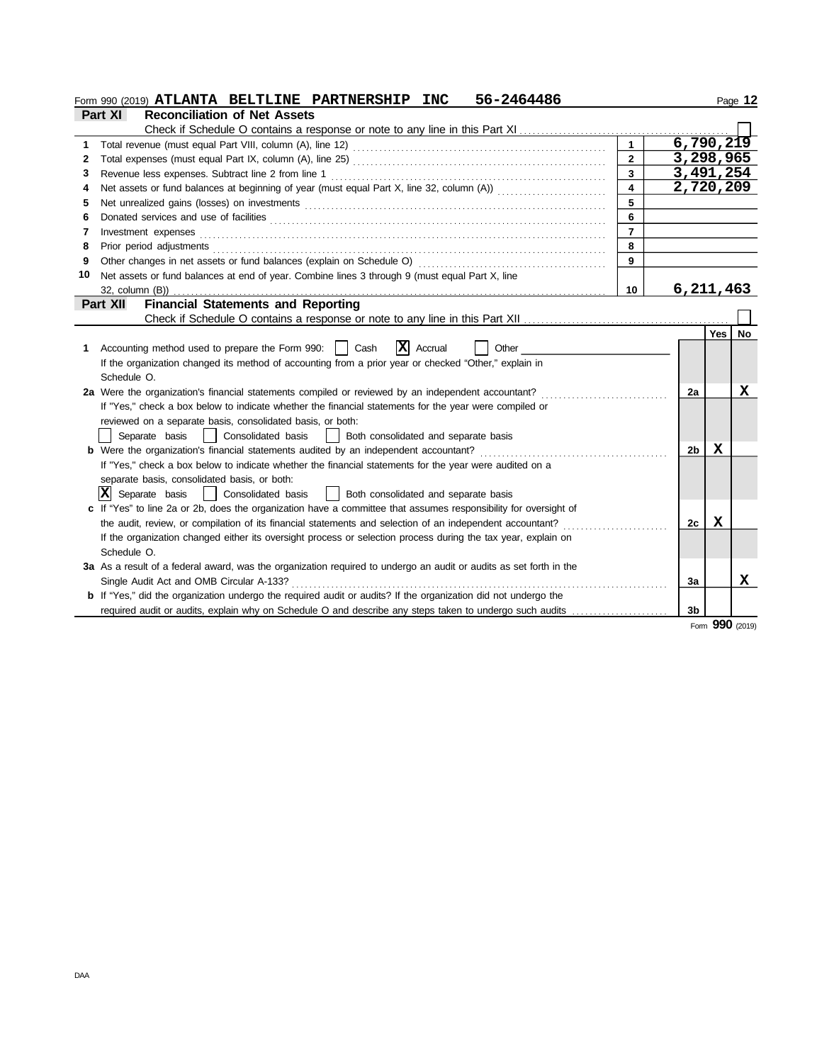Form 990 (2019) **ATLANTA BELTLINE PARTNERSHIP INC 56-2464486**

## Part XI Reconciliation of Net Assets

Check if Schedule O contains a response or note to any line in this Part XI ☐

| | | | |
|---|---|---|---|
| 1 | Total revenue (must equal Part VIII, column (A), line 12) | 1 | 6,790,219 |
| 2 | Total expenses (must equal Part IX, column (A), line 25) | 2 | 3,298,965 |
| 3 | Revenue less expenses. Subtract line 2 from line 1 | 3 | 3,491,254 |
| 4 | Net assets or fund balances at beginning of year (must equal Part X, line 32, column (A)) | 4 | 2,720,209 |
| 5 | Net unrealized gains (losses) on investments | 5 | |
| 6 | Donated services and use of facilities | 6 | |
| 7 | Investment expenses | 7 | |
| 8 | Prior period adjustments | 8 | |
| 9 | Other changes in net assets or fund balances (explain on Schedule O) | 9 | |
| 10 | Net assets or fund balances at end of year. Combine lines 3 through 9 (must equal Part X, line 32, column (B)) | 10 | 6,211,463 |

## Part XII Financial Statements and Reporting

Check if Schedule O contains a response or note to any line in this Part XII ☐

| | | | Yes | No |
|---|---|---|---|---|
| 1 | Accounting method used to prepare the Form 990: ☐ Cash ☒ Accrual ☐ Other<br>If the organization changed its method of accounting from a prior year or checked "Other," explain in Schedule O. | | | |
| 2a | Were the organization's financial statements compiled or reviewed by an independent accountant? | 2a | | X |
| | If "Yes," check a box below to indicate whether the financial statements for the year were compiled or reviewed on a separate basis, consolidated basis, or both:<br>☐ Separate basis ☐ Consolidated basis ☐ Both consolidated and separate basis | | | |
| b | Were the organization's financial statements audited by an independent accountant? | 2b | X | |
| | If "Yes," check a box below to indicate whether the financial statements for the year were audited on a separate basis, consolidated basis, or both:<br>☒ Separate basis ☐ Consolidated basis ☐ Both consolidated and separate basis | | | |
| c | If "Yes" to line 2a or 2b, does the organization have a committee that assumes responsibility for oversight of the audit, review, or compilation of its financial statements and selection of an independent accountant? | 2c | X | |
| | If the organization changed either its oversight process or selection process during the tax year, explain on Schedule O. | | | |
| 3a | As a result of a federal award, was the organization required to undergo an audit or audits as set forth in the Single Audit Act and OMB Circular A-133? | 3a | | X |
| b | If "Yes," did the organization undergo the required audit or audits? If the organization did not undergo the required audit or audits, explain why on Schedule O and describe any steps taken to undergo such audits | 3b | | |

Form **990** (2019)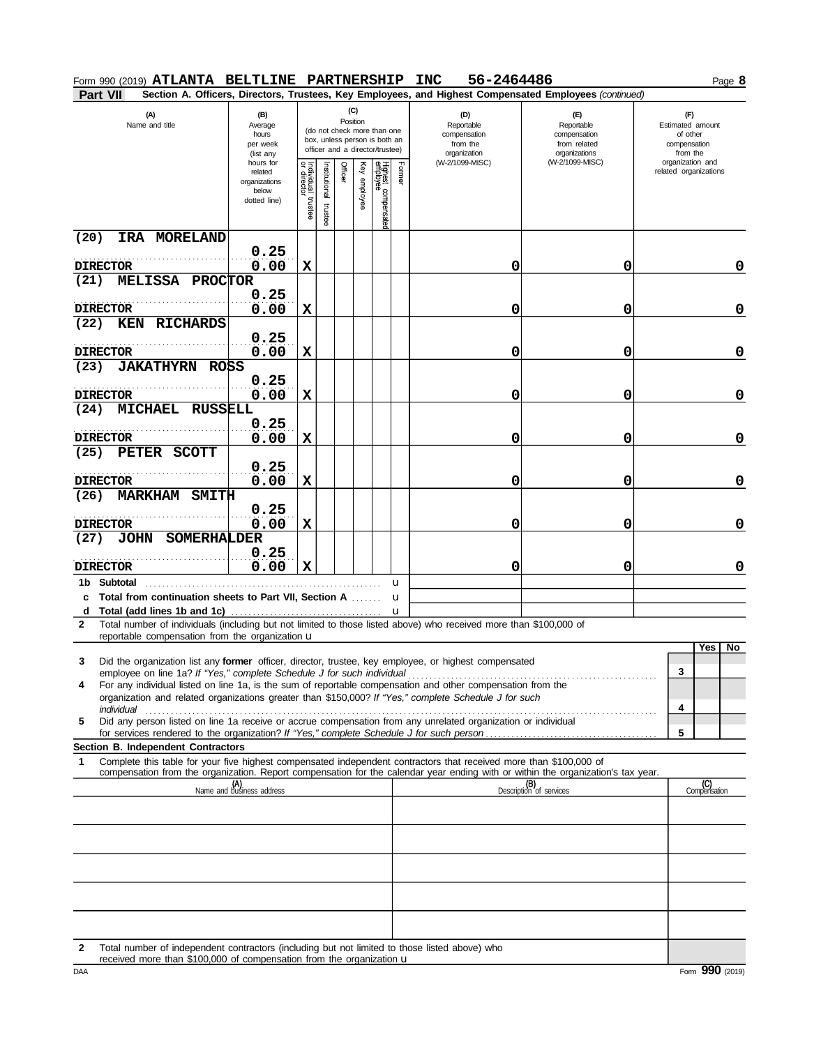Form 990 (2019) **ATLANTA BELTLINE PARTNERSHIP INC 56-2464486** Page **8**

**Part VII Section A. Officers, Directors, Trustees, Key Employees, and Highest Compensated Employees** *(continued)*

| (A) Name and title | (B) Average hours per week (list any hours for related organizations below dotted line) | (C) Position (do not check more than one box, unless person is both an officer and a director/trustee): Individual trustee or director | Institutional trustee | Officer | Key employee | Highest compensated employee | Former | (D) Reportable compensation from the organization (W-2/1099-MISC) | (E) Reportable compensation from related organizations (W-2/1099-MISC) | (F) Estimated amount of other compensation from the organization and related organizations |
|---|---|---|---|---|---|---|---|---|---|---|
| (20) IRA MORELAND<br>DIRECTOR | 0.25<br>0.00 | X | | | | | | 0 | 0 | 0 |
| (21) MELISSA PROCTOR<br>DIRECTOR | 0.25<br>0.00 | X | | | | | | 0 | 0 | 0 |
| (22) KEN RICHARDS<br>DIRECTOR | 0.25<br>0.00 | X | | | | | | 0 | 0 | 0 |
| (23) JAKATHYRN ROSS<br>DIRECTOR | 0.25<br>0.00 | X | | | | | | 0 | 0 | 0 |
| (24) MICHAEL RUSSELL<br>DIRECTOR | 0.25<br>0.00 | X | | | | | | 0 | 0 | 0 |
| (25) PETER SCOTT<br>DIRECTOR | 0.25<br>0.00 | X | | | | | | 0 | 0 | 0 |
| (26) MARKHAM SMITH<br>DIRECTOR | 0.25<br>0.00 | X | | | | | | 0 | 0 | 0 |
| (27) JOHN SOMERHALDER<br>DIRECTOR | 0.25<br>0.00 | X | | | | | | 0 | 0 | 0 |
| 1b Subtotal | | | | | | | | | | |
| c Total from continuation sheets to Part VII, Section A | | | | | | | | | | |
| d Total (add lines 1b and 1c) | | | | | | | | | | |

**2** Total number of individuals (including but not limited to those listed above) who received more than $100,000 of reportable compensation from the organization u

| | | Yes | No |
|---|---|---|---|
| **3** Did the organization list any **former** officer, director, trustee, key employee, or highest compensated employee on line 1a? *If "Yes," complete Schedule J for such individual* | 3 | | |
| **4** For any individual listed on line 1a, is the sum of reportable compensation and other compensation from the organization and related organizations greater than $150,000? *If "Yes," complete Schedule J for such individual* | 4 | | |
| **5** Did any person listed on line 1a receive or accrue compensation from any unrelated organization or individual for services rendered to the organization? *If "Yes," complete Schedule J for such person* | 5 | | |

**Section B. Independent Contractors**

**1** Complete this table for your five highest compensated independent contractors that received more than $100,000 of compensation from the organization. Report compensation for the calendar year ending with or within the organization's tax year.

| (A) Name and business address | (B) Description of services | (C) Compensation |
|---|---|---|
| | | |
| | | |
| | | |
| | | |
| | | |

**2** Total number of independent contractors (including but not limited to those listed above) who received more than $100,000 of compensation from the organization u

DAA Form **990** (2019)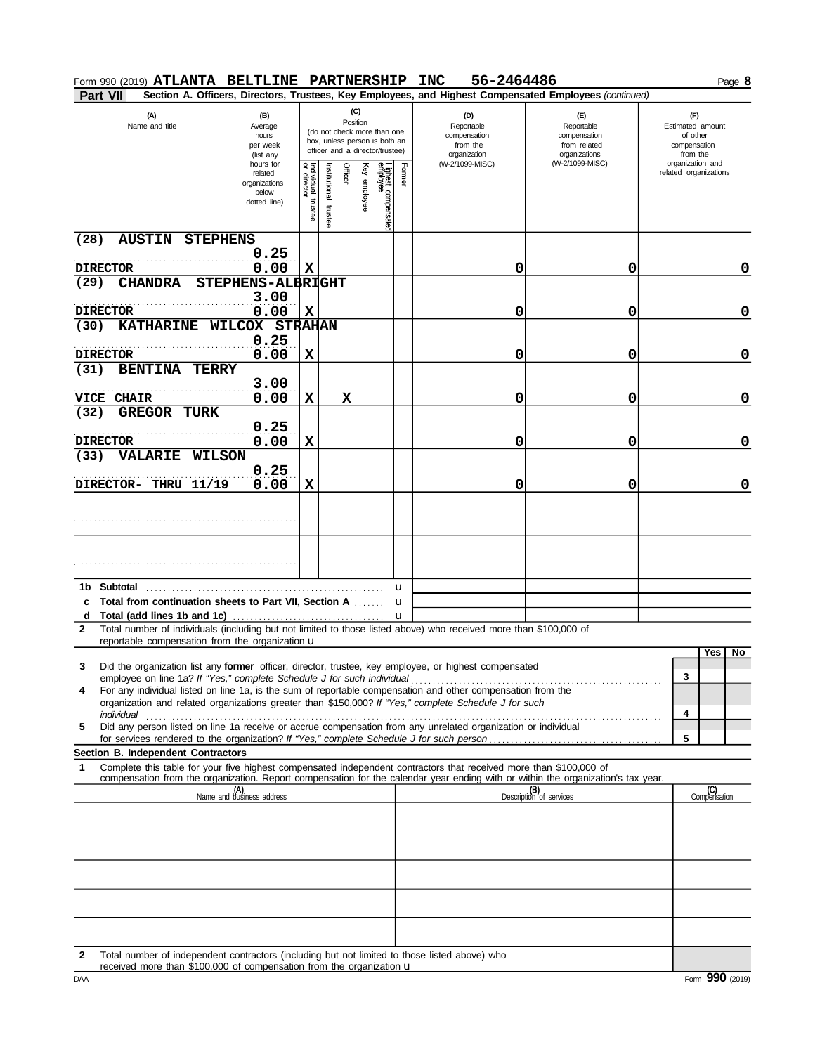Form 990 (2019) **ATLANTA BELTLINE PARTNERSHIP INC 56-2464486** Page **8**

**Part VII** **Section A. Officers, Directors, Trustees, Key Employees, and Highest Compensated Employees** *(continued)*

| (A) Name and title | (B) Average hours per week (list any hours for related organizations below dotted line) | (C) Position: Individual trustee or director | Institutional trustee | Officer | Key employee | Highest compensated employee | Former | (D) Reportable compensation from the organization (W-2/1099-MISC) | (E) Reportable compensation from related organizations (W-2/1099-MISC) | (F) Estimated amount of other compensation from the organization and related organizations |
|---|---|---|---|---|---|---|---|---|---|---|
| (28) AUSTIN STEPHENS<br>DIRECTOR | 0.25<br>0.00 | X | | | | | | 0 | 0 | 0 |
| (29) CHANDRA STEPHENS-ALBRIGHT<br>DIRECTOR | 3.00<br>0.00 | X | | | | | | 0 | 0 | 0 |
| (30) KATHARINE WILCOX STRAHAN<br>DIRECTOR | 0.25<br>0.00 | X | | | | | | 0 | 0 | 0 |
| (31) BENTINA TERRY<br>VICE CHAIR | 3.00<br>0.00 | X | | X | | | | 0 | 0 | 0 |
| (32) GREGOR TURK<br>DIRECTOR | 0.25<br>0.00 | X | | | | | | 0 | 0 | 0 |
| (33) VALARIE WILSON<br>DIRECTOR- THRU 11/19 | 0.25<br>0.00 | X | | | | | | 0 | 0 | 0 |
| | | | | | | | | | | |
| | | | | | | | | | | |

**1b Subtotal** ........ u

**c Total from continuation sheets to Part VII, Section A** ........ u

**d Total (add lines 1b and 1c)** ........ u

**2** Total number of individuals (including but not limited to those listed above) who received more than $100,000 of reportable compensation from the organization u

| | | Yes | No |
|---|---|---|---|
| **3** Did the organization list any **former** officer, director, trustee, key employee, or highest compensated employee on line 1a? *If "Yes," complete Schedule J for such individual* | 3 | | |
| **4** For any individual listed on line 1a, is the sum of reportable compensation and other compensation from the organization and related organizations greater than $150,000? *If "Yes," complete Schedule J for such individual* | 4 | | |
| **5** Did any person listed on line 1a receive or accrue compensation from any unrelated organization or individual for services rendered to the organization? *If "Yes," complete Schedule J for such person* | 5 | | |

**Section B. Independent Contractors**

**1** Complete this table for your five highest compensated independent contractors that received more than $100,000 of compensation from the organization. Report compensation for the calendar year ending with or within the organization's tax year.

| (A) Name and business address | (B) Description of services | (C) Compensation |
|---|---|---|
| | | |
| | | |
| | | |
| | | |
| | | |

**2** Total number of independent contractors (including but not limited to those listed above) who received more than $100,000 of compensation from the organization u

DAA Form **990** (2019)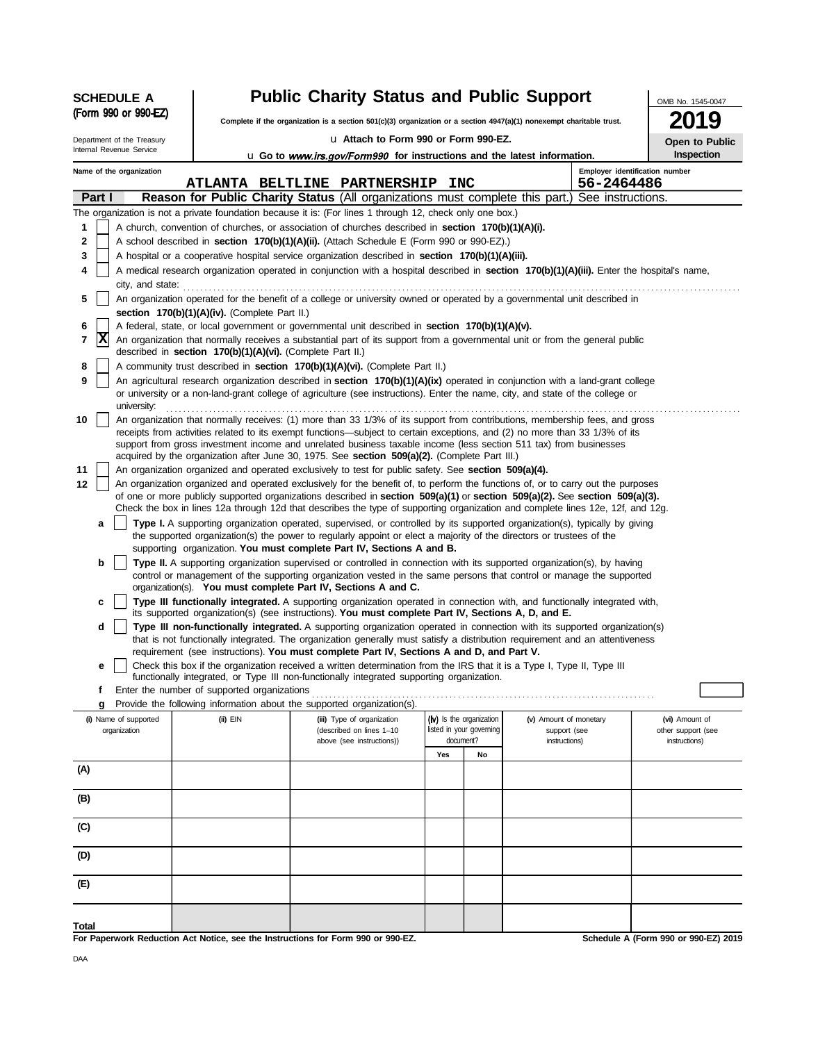**SCHEDULE A**
**(Form 990 or 990-EZ)**

Department of the Treasury
Internal Revenue Service

# Public Charity Status and Public Support

**Complete if the organization is a section 501(c)(3) organization or a section 4947(a)(1) nonexempt charitable trust.**

u **Attach to Form 990 or Form 990-EZ.**

u **Go to *www.irs.gov/Form990* for instructions and the latest information.**

OMB No. 1545-0047

**2019**

**Open to Public Inspection**

**Name of the organization:** ATLANTA BELTLINE PARTNERSHIP INC

**Employer identification number:** 56-2464486

**Part I — Reason for Public Charity Status** (All organizations must complete this part.) See instructions.

The organization is not a private foundation because it is: (For lines 1 through 12, check only one box.)

1 [ ] A church, convention of churches, or association of churches described in **section 170(b)(1)(A)(i).**

2 [ ] A school described in **section 170(b)(1)(A)(ii).** (Attach Schedule E (Form 990 or 990-EZ).)

3 [ ] A hospital or a cooperative hospital service organization described in **section 170(b)(1)(A)(iii).**

4 [ ] A medical research organization operated in conjunction with a hospital described in **section 170(b)(1)(A)(iii).** Enter the hospital's name, city, and state:

5 [ ] An organization operated for the benefit of a college or university owned or operated by a governmental unit described in **section 170(b)(1)(A)(iv).** (Complete Part II.)

6 [ ] A federal, state, or local government or governmental unit described in **section 170(b)(1)(A)(v).**

7 [X] An organization that normally receives a substantial part of its support from a governmental unit or from the general public described in **section 170(b)(1)(A)(vi).** (Complete Part II.)

8 [ ] A community trust described in **section 170(b)(1)(A)(vi).** (Complete Part II.)

9 [ ] An agricultural research organization described in **section 170(b)(1)(A)(ix)** operated in conjunction with a land-grant college or university or a non-land-grant college of agriculture (see instructions). Enter the name, city, and state of the college or university:

10 [ ] An organization that normally receives: (1) more than 33 1/3% of its support from contributions, membership fees, and gross receipts from activities related to its exempt functions—subject to certain exceptions, and (2) no more than 33 1/3% of its support from gross investment income and unrelated business taxable income (less section 511 tax) from businesses acquired by the organization after June 30, 1975. See **section 509(a)(2).** (Complete Part III.)

11 [ ] An organization organized and operated exclusively to test for public safety. See **section 509(a)(4).**

12 [ ] An organization organized and operated exclusively for the benefit of, to perform the functions of, or to carry out the purposes of one or more publicly supported organizations described in **section 509(a)(1)** or **section 509(a)(2).** See **section 509(a)(3).** Check the box in lines 12a through 12d that describes the type of supporting organization and complete lines 12e, 12f, and 12g.

a [ ] **Type I.** A supporting organization operated, supervised, or controlled by its supported organization(s), typically by giving the supported organization(s) the power to regularly appoint or elect a majority of the directors or trustees of the supporting organization. **You must complete Part IV, Sections A and B.**

b [ ] **Type II.** A supporting organization supervised or controlled in connection with its supported organization(s), by having control or management of the supporting organization vested in the same persons that control or manage the supported organization(s). **You must complete Part IV, Sections A and C.**

c [ ] **Type III functionally integrated.** A supporting organization operated in connection with, and functionally integrated with, its supported organization(s) (see instructions). **You must complete Part IV, Sections A, D, and E.**

d [ ] **Type III non-functionally integrated.** A supporting organization operated in connection with its supported organization(s) that is not functionally integrated. The organization generally must satisfy a distribution requirement and an attentiveness requirement (see instructions). **You must complete Part IV, Sections A and D, and Part V.**

e [ ] Check this box if the organization received a written determination from the IRS that it is a Type I, Type II, Type III functionally integrated, or Type III non-functionally integrated supporting organization.

f Enter the number of supported organizations

g Provide the following information about the supported organization(s).

| (i) Name of supported organization | (ii) EIN | (iii) Type of organization (described on lines 1–10 above (see instructions)) | (iv) Is the organization listed in your governing document? | | (v) Amount of monetary support (see instructions) | (vi) Amount of other support (see instructions) |
|---|---|---|---|---|---|---|
| | | | Yes | No | | |
| (A) | | | | | | |
| (B) | | | | | | |
| (C) | | | | | | |
| (D) | | | | | | |
| (E) | | | | | | |
| Total | | | | | | |

**For Paperwork Reduction Act Notice, see the Instructions for Form 990 or 990-EZ.**

**Schedule A (Form 990 or 990-EZ) 2019**

DAA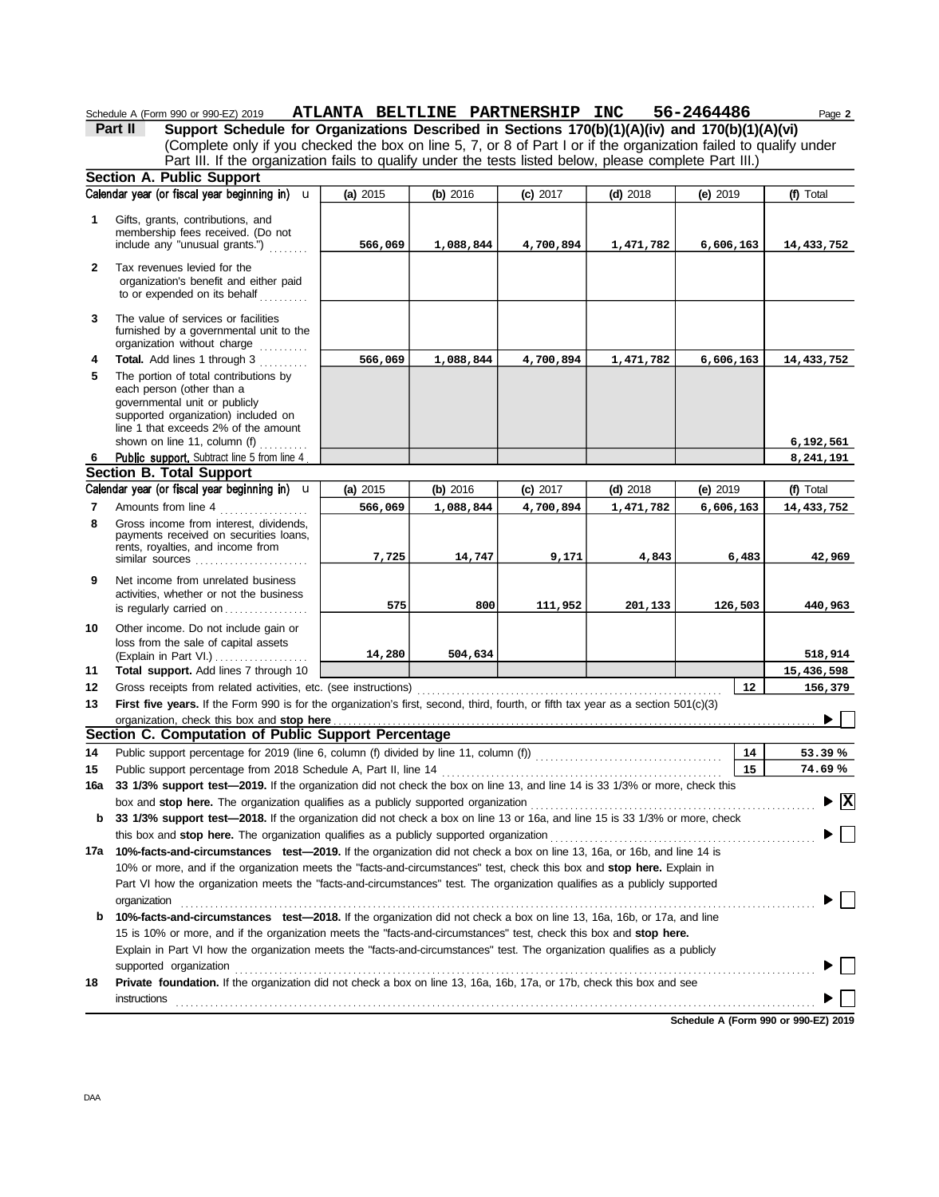Schedule A (Form 990 or 990-EZ) 2019 **ATLANTA BELTLINE PARTNERSHIP INC 56-2464486**

**Part II** **Support Schedule for Organizations Described in Sections 170(b)(1)(A)(iv) and 170(b)(1)(A)(vi)**
(Complete only if you checked the box on line 5, 7, or 8 of Part I or if the organization failed to qualify under Part III. If the organization fails to qualify under the tests listed below, please complete Part III.)

## Section A. Public Support

| Calendar year (or fiscal year beginning in) | (a) 2015 | (b) 2016 | (c) 2017 | (d) 2018 | (e) 2019 | (f) Total |
|---|---|---|---|---|---|---|
| 1 Gifts, grants, contributions, and membership fees received. (Do not include any "unusual grants.") | 566,069 | 1,088,844 | 4,700,894 | 1,471,782 | 6,606,163 | 14,433,752 |
| 2 Tax revenues levied for the organization's benefit and either paid to or expended on its behalf | | | | | | |
| 3 The value of services or facilities furnished by a governmental unit to the organization without charge | | | | | | |
| 4 **Total.** Add lines 1 through 3 | 566,069 | 1,088,844 | 4,700,894 | 1,471,782 | 6,606,163 | 14,433,752 |
| 5 The portion of total contributions by each person (other than a governmental unit or publicly supported organization) included on line 1 that exceeds 2% of the amount shown on line 11, column (f) | | | | | | 6,192,561 |
| 6 **Public support.** Subtract line 5 from line 4 | | | | | | 8,241,191 |

## Section B. Total Support

| Calendar year (or fiscal year beginning in) | (a) 2015 | (b) 2016 | (c) 2017 | (d) 2018 | (e) 2019 | (f) Total |
|---|---|---|---|---|---|---|
| 7 Amounts from line 4 | 566,069 | 1,088,844 | 4,700,894 | 1,471,782 | 6,606,163 | 14,433,752 |
| 8 Gross income from interest, dividends, payments received on securities loans, rents, royalties, and income from similar sources | 7,725 | 14,747 | 9,171 | 4,843 | 6,483 | 42,969 |
| 9 Net income from unrelated business activities, whether or not the business is regularly carried on | 575 | 800 | 111,952 | 201,133 | 126,503 | 440,963 |
| 10 Other income. Do not include gain or loss from the sale of capital assets (Explain in Part VI.) | 14,280 | 504,634 | | | | 518,914 |
| 11 **Total support.** Add lines 7 through 10 | | | | | | 15,436,598 |

12 Gross receipts from related activities, etc. (see instructions) — **12** — 156,379

13 **First five years.** If the Form 990 is for the organization's first, second, third, fourth, or fifth tax year as a section 501(c)(3) organization, check this box and **stop here** ☐

## Section C. Computation of Public Support Percentage

14 Public support percentage for 2019 (line 6, column (f) divided by line 11, column (f)) — **14** — 53.39 %

15 Public support percentage from 2018 Schedule A, Part II, line 14 — **15** — 74.69 %

**16a 33 1/3% support test—2019.** If the organization did not check the box on line 13, and line 14 is 33 1/3% or more, check this box and **stop here.** The organization qualifies as a publicly supported organization ☒

**b 33 1/3% support test—2018.** If the organization did not check a box on line 13 or 16a, and line 15 is 33 1/3% or more, check this box and **stop here.** The organization qualifies as a publicly supported organization ☐

**17a 10%-facts-and-circumstances test—2019.** If the organization did not check a box on line 13, 16a, or 16b, and line 14 is 10% or more, and if the organization meets the "facts-and-circumstances" test, check this box and **stop here.** Explain in Part VI how the organization meets the "facts-and-circumstances" test. The organization qualifies as a publicly supported organization ☐

**b 10%-facts-and-circumstances test—2018.** If the organization did not check a box on line 13, 16a, 16b, or 17a, and line 15 is 10% or more, and if the organization meets the "facts-and-circumstances" test, check this box and **stop here.** Explain in Part VI how the organization meets the "facts-and-circumstances" test. The organization qualifies as a publicly supported organization ☐

**18 Private foundation.** If the organization did not check a box on line 13, 16a, 16b, 17a, or 17b, check this box and see instructions ☐

**Schedule A (Form 990 or 990-EZ) 2019**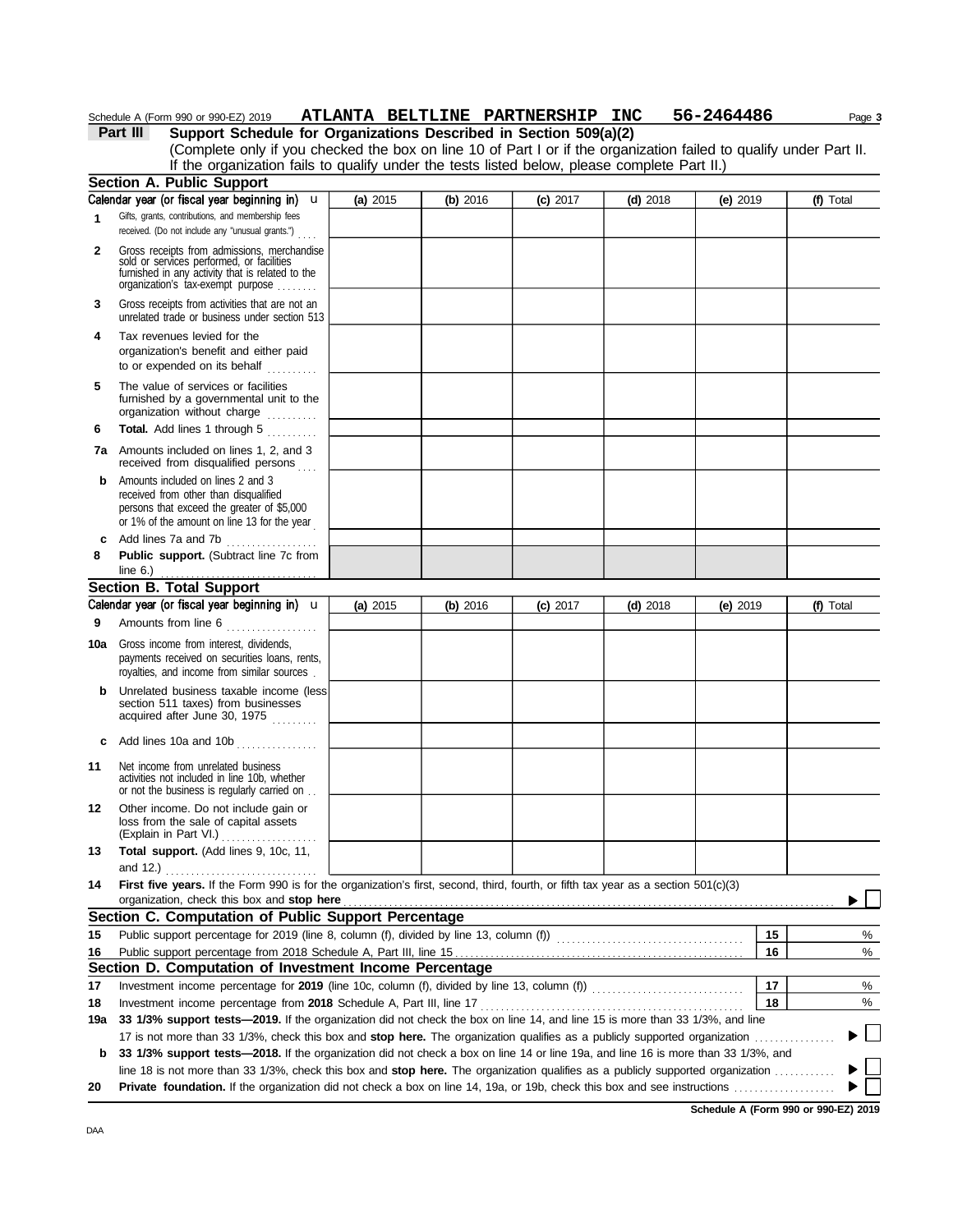Schedule A (Form 990 or 990-EZ) 2019 **ATLANTA BELTLINE PARTNERSHIP INC 56-2464486**

**Part III Support Schedule for Organizations Described in Section 509(a)(2)**

(Complete only if you checked the box on line 10 of Part I or if the organization failed to qualify under Part II. If the organization fails to qualify under the tests listed below, please complete Part II.)

## Section A. Public Support

| Calendar year (or fiscal year beginning in) | (a) 2015 | (b) 2016 | (c) 2017 | (d) 2018 | (e) 2019 | (f) Total |
|---|---|---|---|---|---|---|
| **1** Gifts, grants, contributions, and membership fees received. (Do not include any "unusual grants.") | | | | | | |
| **2** Gross receipts from admissions, merchandise sold or services performed, or facilities furnished in any activity that is related to the organization's tax-exempt purpose | | | | | | |
| **3** Gross receipts from activities that are not an unrelated trade or business under section 513 | | | | | | |
| **4** Tax revenues levied for the organization's benefit and either paid to or expended on its behalf | | | | | | |
| **5** The value of services or facilities furnished by a governmental unit to the organization without charge | | | | | | |
| **6** **Total.** Add lines 1 through 5 | | | | | | |
| **7a** Amounts included on lines 1, 2, and 3 received from disqualified persons | | | | | | |
| **b** Amounts included on lines 2 and 3 received from other than disqualified persons that exceed the greater of $5,000 or 1% of the amount on line 13 for the year | | | | | | |
| **c** Add lines 7a and 7b | | | | | | |
| **8** **Public support.** (Subtract line 7c from line 6.) | | | | | | |

## Section B. Total Support

| Calendar year (or fiscal year beginning in) | (a) 2015 | (b) 2016 | (c) 2017 | (d) 2018 | (e) 2019 | (f) Total |
|---|---|---|---|---|---|---|
| **9** Amounts from line 6 | | | | | | |
| **10a** Gross income from interest, dividends, payments received on securities loans, rents, royalties, and income from similar sources | | | | | | |
| **b** Unrelated business taxable income (less section 511 taxes) from businesses acquired after June 30, 1975 | | | | | | |
| **c** Add lines 10a and 10b | | | | | | |
| **11** Net income from unrelated business activities not included in line 10b, whether or not the business is regularly carried on | | | | | | |
| **12** Other income. Do not include gain or loss from the sale of capital assets (Explain in Part VI.) | | | | | | |
| **13** **Total support.** (Add lines 9, 10c, 11, and 12.) | | | | | | |

**14** **First five years.** If the Form 990 is for the organization's first, second, third, fourth, or fifth tax year as a section 501(c)(3) organization, check this box and **stop here** ☐

## Section C. Computation of Public Support Percentage

| | | | |
|---|---|---|---|
| **15** | Public support percentage for 2019 (line 8, column (f), divided by line 13, column (f)) | **15** | % |
| **16** | Public support percentage from 2018 Schedule A, Part III, line 15 | **16** | % |

## Section D. Computation of Investment Income Percentage

| | | | |
|---|---|---|---|
| **17** | Investment income percentage for **2019** (line 10c, column (f), divided by line 13, column (f)) | **17** | % |
| **18** | Investment income percentage from **2018** Schedule A, Part III, line 17 | **18** | % |

**19a** **33 1/3% support tests—2019.** If the organization did not check the box on line 14, and line 15 is more than 33 1/3%, and line 17 is not more than 33 1/3%, check this box and **stop here.** The organization qualifies as a publicly supported organization ☐

**b** **33 1/3% support tests—2018.** If the organization did not check a box on line 14 or line 19a, and line 16 is more than 33 1/3%, and line 18 is not more than 33 1/3%, check this box and **stop here.** The organization qualifies as a publicly supported organization ☐

**20** **Private foundation.** If the organization did not check a box on line 14, 19a, or 19b, check this box and see instructions ☐

**Schedule A (Form 990 or 990-EZ) 2019**

DAA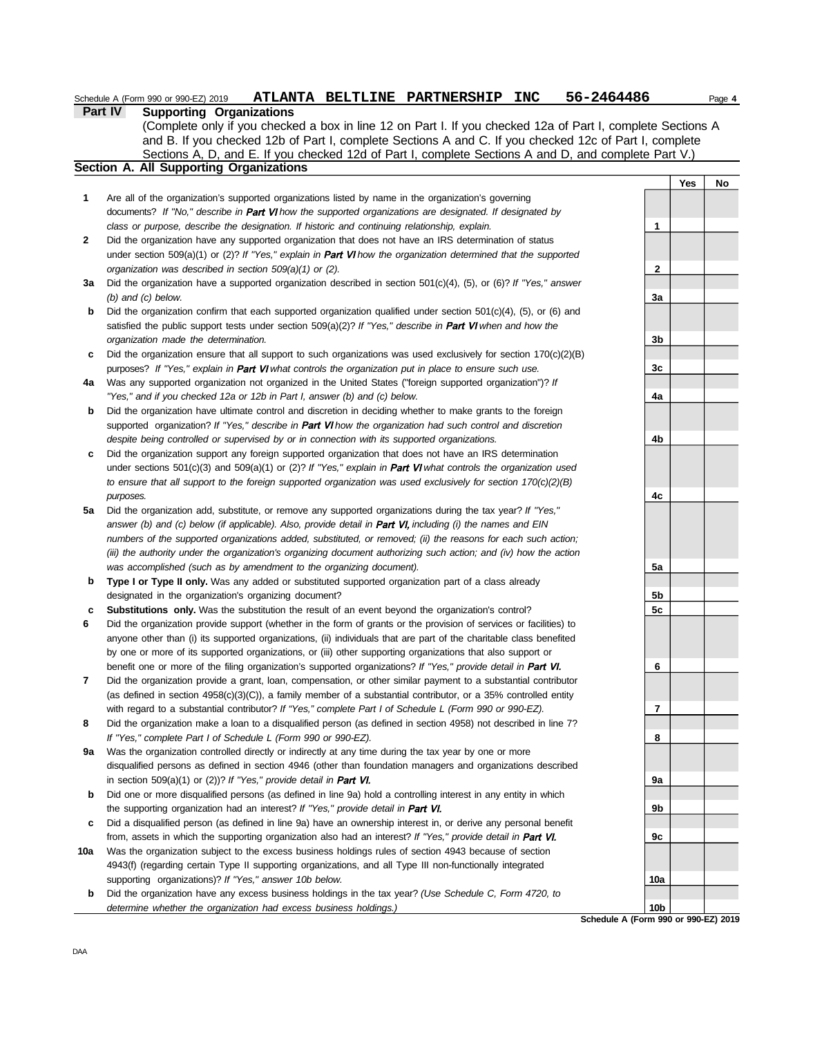Schedule A (Form 990 or 990-EZ) 2019 **ATLANTA BELTLINE PARTNERSHIP INC 56-2464486** Page **4**

## Part IV Supporting Organizations

(Complete only if you checked a box in line 12 on Part I. If you checked 12a of Part I, complete Sections A and B. If you checked 12b of Part I, complete Sections A and C. If you checked 12c of Part I, complete Sections A, D, and E. If you checked 12d of Part I, complete Sections A and D, and complete Part V.)

### Section A. All Supporting Organizations

| | | | Yes | No |
|---|---|---|---|---|
| **1** | Are all of the organization's supported organizations listed by name in the organization's governing documents? *If "No," describe in **Part VI** how the supported organizations are designated. If designated by class or purpose, describe the designation. If historic and continuing relationship, explain.* | **1** | | |
| **2** | Did the organization have any supported organization that does not have an IRS determination of status under section 509(a)(1) or (2)? *If "Yes," explain in **Part VI** how the organization determined that the supported organization was described in section 509(a)(1) or (2).* | **2** | | |
| **3a** | Did the organization have a supported organization described in section 501(c)(4), (5), or (6)? *If "Yes," answer (b) and (c) below.* | **3a** | | |
| **b** | Did the organization confirm that each supported organization qualified under section 501(c)(4), (5), or (6) and satisfied the public support tests under section 509(a)(2)? *If "Yes," describe in **Part VI** when and how the organization made the determination.* | **3b** | | |
| **c** | Did the organization ensure that all support to such organizations was used exclusively for section 170(c)(2)(B) purposes? *If "Yes," explain in **Part VI** what controls the organization put in place to ensure such use.* | **3c** | | |
| **4a** | Was any supported organization not organized in the United States ("foreign supported organization")? *If "Yes," and if you checked 12a or 12b in Part I, answer (b) and (c) below.* | **4a** | | |
| **b** | Did the organization have ultimate control and discretion in deciding whether to make grants to the foreign supported organization? *If "Yes," describe in **Part VI** how the organization had such control and discretion despite being controlled or supervised by or in connection with its supported organizations.* | **4b** | | |
| **c** | Did the organization support any foreign supported organization that does not have an IRS determination under sections 501(c)(3) and 509(a)(1) or (2)? *If "Yes," explain in **Part VI** what controls the organization used to ensure that all support to the foreign supported organization was used exclusively for section 170(c)(2)(B) purposes.* | **4c** | | |
| **5a** | Did the organization add, substitute, or remove any supported organizations during the tax year? *If "Yes," answer (b) and (c) below (if applicable). Also, provide detail in **Part VI,** including (i) the names and EIN numbers of the supported organizations added, substituted, or removed; (ii) the reasons for each such action; (iii) the authority under the organization's organizing document authorizing such action; and (iv) how the action was accomplished (such as by amendment to the organizing document).* | **5a** | | |
| **b** | **Type I or Type II only.** Was any added or substituted supported organization part of a class already designated in the organization's organizing document? | **5b** | | |
| **c** | **Substitutions only.** Was the substitution the result of an event beyond the organization's control? | **5c** | | |
| **6** | Did the organization provide support (whether in the form of grants or the provision of services or facilities) to anyone other than (i) its supported organizations, (ii) individuals that are part of the charitable class benefited by one or more of its supported organizations, or (iii) other supporting organizations that also support or benefit one or more of the filing organization's supported organizations? *If "Yes," provide detail in **Part VI.*** | **6** | | |
| **7** | Did the organization provide a grant, loan, compensation, or other similar payment to a substantial contributor (as defined in section 4958(c)(3)(C)), a family member of a substantial contributor, or a 35% controlled entity with regard to a substantial contributor? *If "Yes," complete Part I of Schedule L (Form 990 or 990-EZ).* | **7** | | |
| **8** | Did the organization make a loan to a disqualified person (as defined in section 4958) not described in line 7? *If "Yes," complete Part I of Schedule L (Form 990 or 990-EZ).* | **8** | | |
| **9a** | Was the organization controlled directly or indirectly at any time during the tax year by one or more disqualified persons as defined in section 4946 (other than foundation managers and organizations described in section 509(a)(1) or (2))? *If "Yes," provide detail in **Part VI.*** | **9a** | | |
| **b** | Did one or more disqualified persons (as defined in line 9a) hold a controlling interest in any entity in which the supporting organization had an interest? *If "Yes," provide detail in **Part VI.*** | **9b** | | |
| **c** | Did a disqualified person (as defined in line 9a) have an ownership interest in, or derive any personal benefit from, assets in which the supporting organization also had an interest? *If "Yes," provide detail in **Part VI.*** | **9c** | | |
| **10a** | Was the organization subject to the excess business holdings rules of section 4943 because of section 4943(f) (regarding certain Type II supporting organizations, and all Type III non-functionally integrated supporting organizations)? *If "Yes," answer 10b below.* | **10a** | | |
| **b** | Did the organization have any excess business holdings in the tax year? *(Use Schedule C, Form 4720, to determine whether the organization had excess business holdings.)* | **10b** | | |

**Schedule A (Form 990 or 990-EZ) 2019**

DAA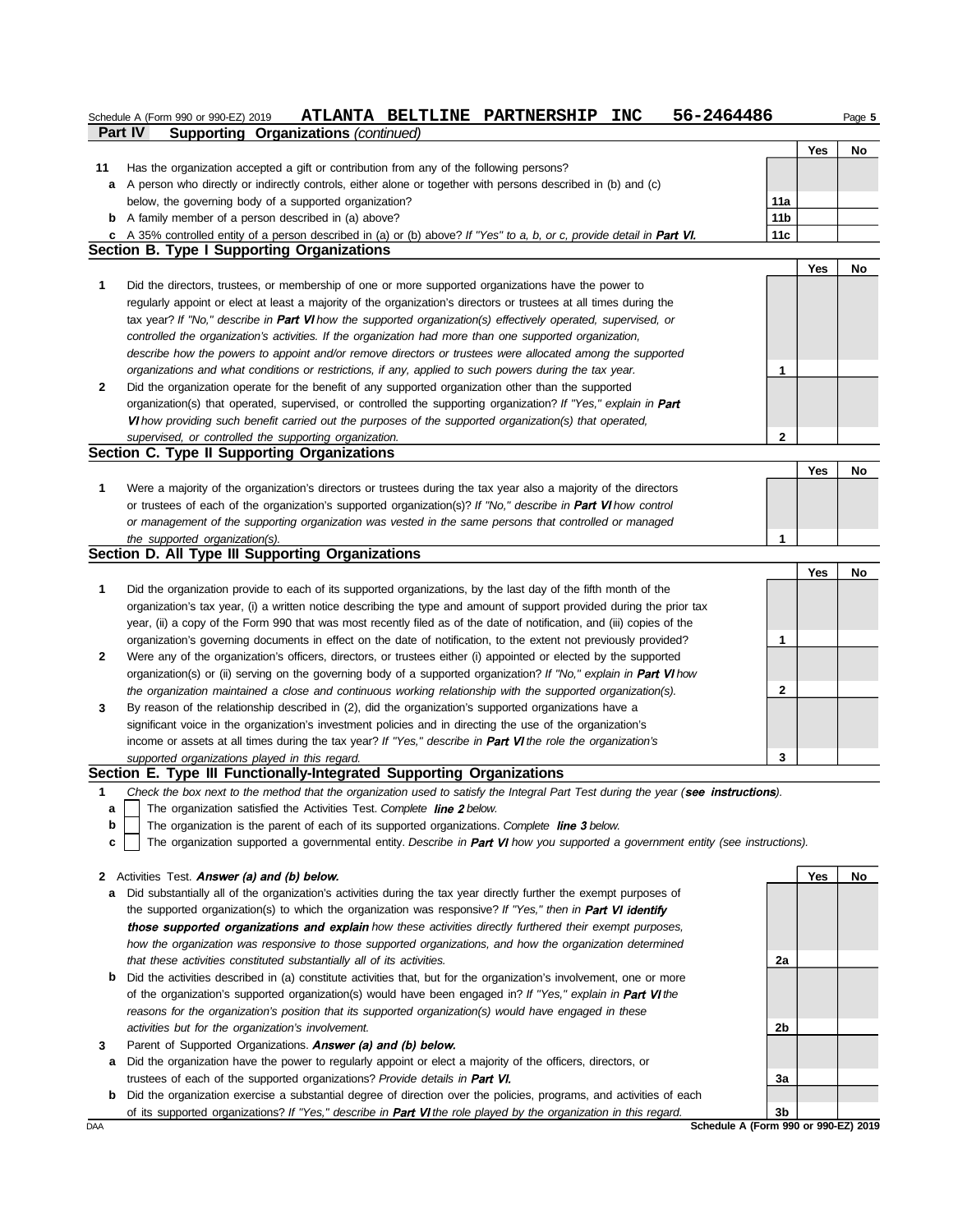Schedule A (Form 990 or 990-EZ) 2019 **ATLANTA BELTLINE PARTNERSHIP INC 56-2464486**

**Part IV Supporting Organizations** *(continued)*

| | | | Yes | No |
|---|---|---|---|---|
| **11** | Has the organization accepted a gift or contribution from any of the following persons? | | | |
| **a** | A person who directly or indirectly controls, either alone or together with persons described in (b) and (c) below, the governing body of a supported organization? | **11a** | | |
| **b** | A family member of a person described in (a) above? | **11b** | | |
| **c** | A 35% controlled entity of a person described in (a) or (b) above? *If "Yes" to a, b, or c, provide detail in **Part VI.*** | **11c** | | |

## Section B. Type I Supporting Organizations

| | | | Yes | No |
|---|---|---|---|---|
| **1** | Did the directors, trustees, or membership of one or more supported organizations have the power to regularly appoint or elect at least a majority of the organization's directors or trustees at all times during the tax year? *If "No," describe in **Part VI** how the supported organization(s) effectively operated, supervised, or controlled the organization's activities. If the organization had more than one supported organization, describe how the powers to appoint and/or remove directors or trustees were allocated among the supported organizations and what conditions or restrictions, if any, applied to such powers during the tax year.* | **1** | | |
| **2** | Did the organization operate for the benefit of any supported organization other than the supported organization(s) that operated, supervised, or controlled the supporting organization? *If "Yes," explain in **Part VI** how providing such benefit carried out the purposes of the supported organization(s) that operated, supervised, or controlled the supporting organization.* | **2** | | |

## Section C. Type II Supporting Organizations

| | | | Yes | No |
|---|---|---|---|---|
| **1** | Were a majority of the organization's directors or trustees during the tax year also a majority of the directors or trustees of each of the organization's supported organization(s)? *If "No," describe in **Part VI** how control or management of the supporting organization was vested in the same persons that controlled or managed the supported organization(s).* | **1** | | |

## Section D. All Type III Supporting Organizations

| | | | Yes | No |
|---|---|---|---|---|
| **1** | Did the organization provide to each of its supported organizations, by the last day of the fifth month of the organization's tax year, (i) a written notice describing the type and amount of support provided during the prior tax year, (ii) a copy of the Form 990 that was most recently filed as of the date of notification, and (iii) copies of the organization's governing documents in effect on the date of notification, to the extent not previously provided? | **1** | | |
| **2** | Were any of the organization's officers, directors, or trustees either (i) appointed or elected by the supported organization(s) or (ii) serving on the governing body of a supported organization? *If "No," explain in **Part VI** how the organization maintained a close and continuous working relationship with the supported organization(s).* | **2** | | |
| **3** | By reason of the relationship described in (2), did the organization's supported organizations have a significant voice in the organization's investment policies and in directing the use of the organization's income or assets at all times during the tax year? *If "Yes," describe in **Part VI** the role the organization's supported organizations played in this regard.* | **3** | | |

## Section E. Type III Functionally-Integrated Supporting Organizations

**1** *Check the box next to the method that the organization used to satisfy the Integral Part Test during the year (**see instructions**).*

- **a** ☐ The organization satisfied the Activities Test. *Complete **line 2** below.*
- **b** ☐ The organization is the parent of each of its supported organizations. *Complete **line 3** below.*
- **c** ☐ The organization supported a governmental entity. *Describe in **Part VI** how you supported a government entity (see instructions).*

| | | | Yes | No |
|---|---|---|---|---|
| **2** | Activities Test. ***Answer (a) and (b) below.*** | | | |
| **a** | Did substantially all of the organization's activities during the tax year directly further the exempt purposes of the supported organization(s) to which the organization was responsive? *If "Yes," then in **Part VI identify those supported organizations and explain** how these activities directly furthered their exempt purposes, how the organization was responsive to those supported organizations, and how the organization determined that these activities constituted substantially all of its activities.* | **2a** | | |
| **b** | Did the activities described in (a) constitute activities that, but for the organization's involvement, one or more of the organization's supported organization(s) would have been engaged in? *If "Yes," explain in **Part VI** the reasons for the organization's position that its supported organization(s) would have engaged in these activities but for the organization's involvement.* | **2b** | | |
| **3** | Parent of Supported Organizations. ***Answer (a) and (b) below.*** | | | |
| **a** | Did the organization have the power to regularly appoint or elect a majority of the officers, directors, or trustees of each of the supported organizations? *Provide details in **Part VI.*** | **3a** | | |
| **b** | Did the organization exercise a substantial degree of direction over the policies, programs, and activities of each of its supported organizations? *If "Yes," describe in **Part VI** the role played by the organization in this regard.* | **3b** | | |

DAA **Schedule A (Form 990 or 990-EZ) 2019**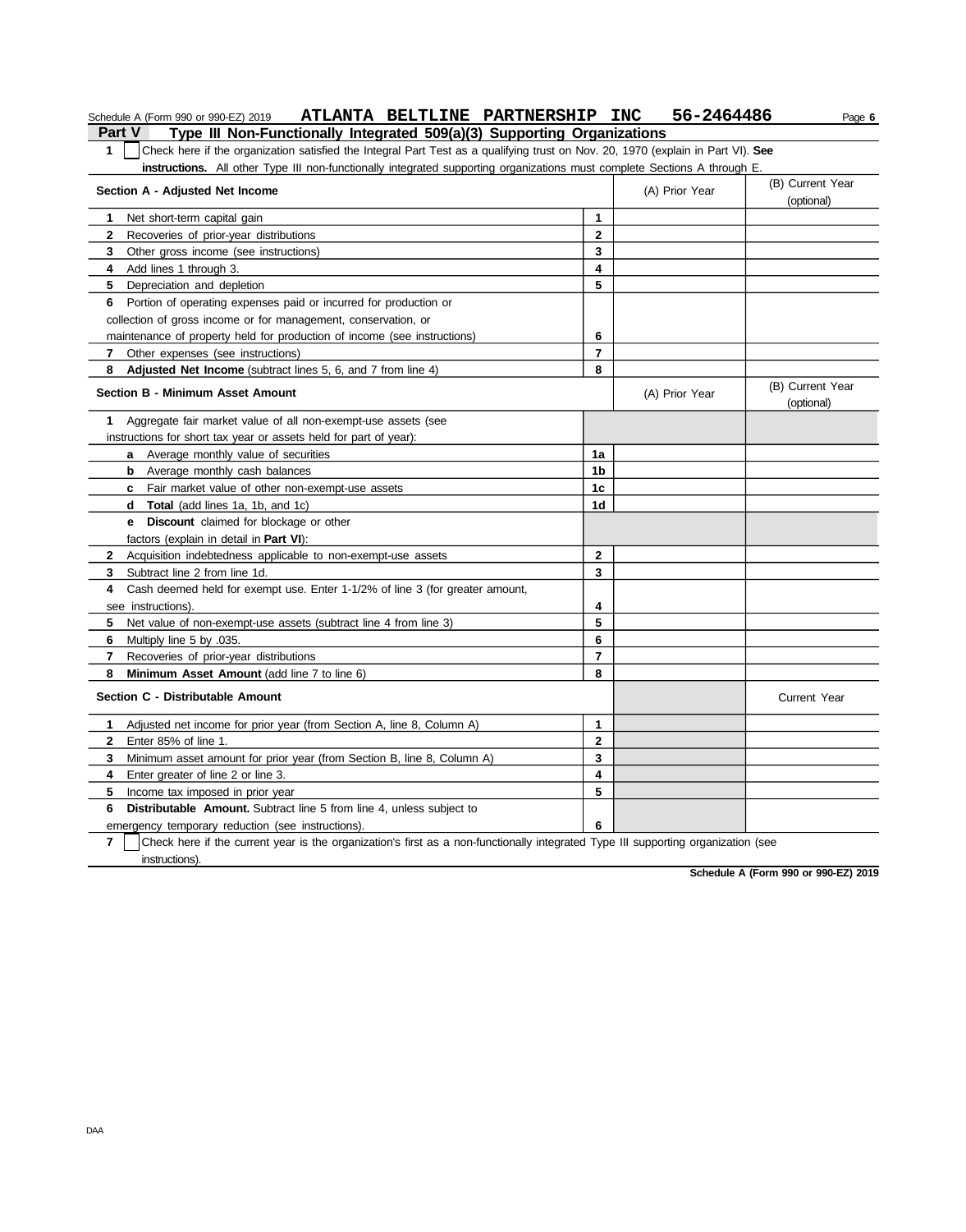Schedule A (Form 990 or 990-EZ) 2019 **ATLANTA BELTLINE PARTNERSHIP INC 56-2464486**

## Part V Type III Non-Functionally Integrated 509(a)(3) Supporting Organizations

**1** ☐ Check here if the organization satisfied the Integral Part Test as a qualifying trust on Nov. 20, 1970 (explain in Part VI). **See instructions.** All other Type III non-functionally integrated supporting organizations must complete Sections A through E.

| **Section A - Adjusted Net Income** | | (A) Prior Year | (B) Current Year (optional) |
|---|---|---|---|
| **1** Net short-term capital gain | 1 | | |
| **2** Recoveries of prior-year distributions | 2 | | |
| **3** Other gross income (see instructions) | 3 | | |
| **4** Add lines 1 through 3. | 4 | | |
| **5** Depreciation and depletion | 5 | | |
| **6** Portion of operating expenses paid or incurred for production or collection of gross income or for management, conservation, or maintenance of property held for production of income (see instructions) | 6 | | |
| **7** Other expenses (see instructions) | 7 | | |
| **8** **Adjusted Net Income** (subtract lines 5, 6, and 7 from line 4) | 8 | | |

| **Section B - Minimum Asset Amount** | | (A) Prior Year | (B) Current Year (optional) |
|---|---|---|---|
| **1** Aggregate fair market value of all non-exempt-use assets (see instructions for short tax year or assets held for part of year): | | | |
| **a** Average monthly value of securities | 1a | | |
| **b** Average monthly cash balances | 1b | | |
| **c** Fair market value of other non-exempt-use assets | 1c | | |
| **d** **Total** (add lines 1a, 1b, and 1c) | 1d | | |
| **e** **Discount** claimed for blockage or other factors (explain in detail in **Part VI**): | | | |
| **2** Acquisition indebtedness applicable to non-exempt-use assets | 2 | | |
| **3** Subtract line 2 from line 1d. | 3 | | |
| **4** Cash deemed held for exempt use. Enter 1-1/2% of line 3 (for greater amount, see instructions). | 4 | | |
| **5** Net value of non-exempt-use assets (subtract line 4 from line 3) | 5 | | |
| **6** Multiply line 5 by .035. | 6 | | |
| **7** Recoveries of prior-year distributions | 7 | | |
| **8** **Minimum Asset Amount** (add line 7 to line 6) | 8 | | |

| **Section C - Distributable Amount** | | | Current Year |
|---|---|---|---|
| **1** Adjusted net income for prior year (from Section A, line 8, Column A) | 1 | | |
| **2** Enter 85% of line 1. | 2 | | |
| **3** Minimum asset amount for prior year (from Section B, line 8, Column A) | 3 | | |
| **4** Enter greater of line 2 or line 3. | 4 | | |
| **5** Income tax imposed in prior year | 5 | | |
| **6** **Distributable Amount.** Subtract line 5 from line 4, unless subject to emergency temporary reduction (see instructions). | 6 | | |

**7** ☐ Check here if the current year is the organization's first as a non-functionally integrated Type III supporting organization (see instructions).

**Schedule A (Form 990 or 990-EZ) 2019**

DAA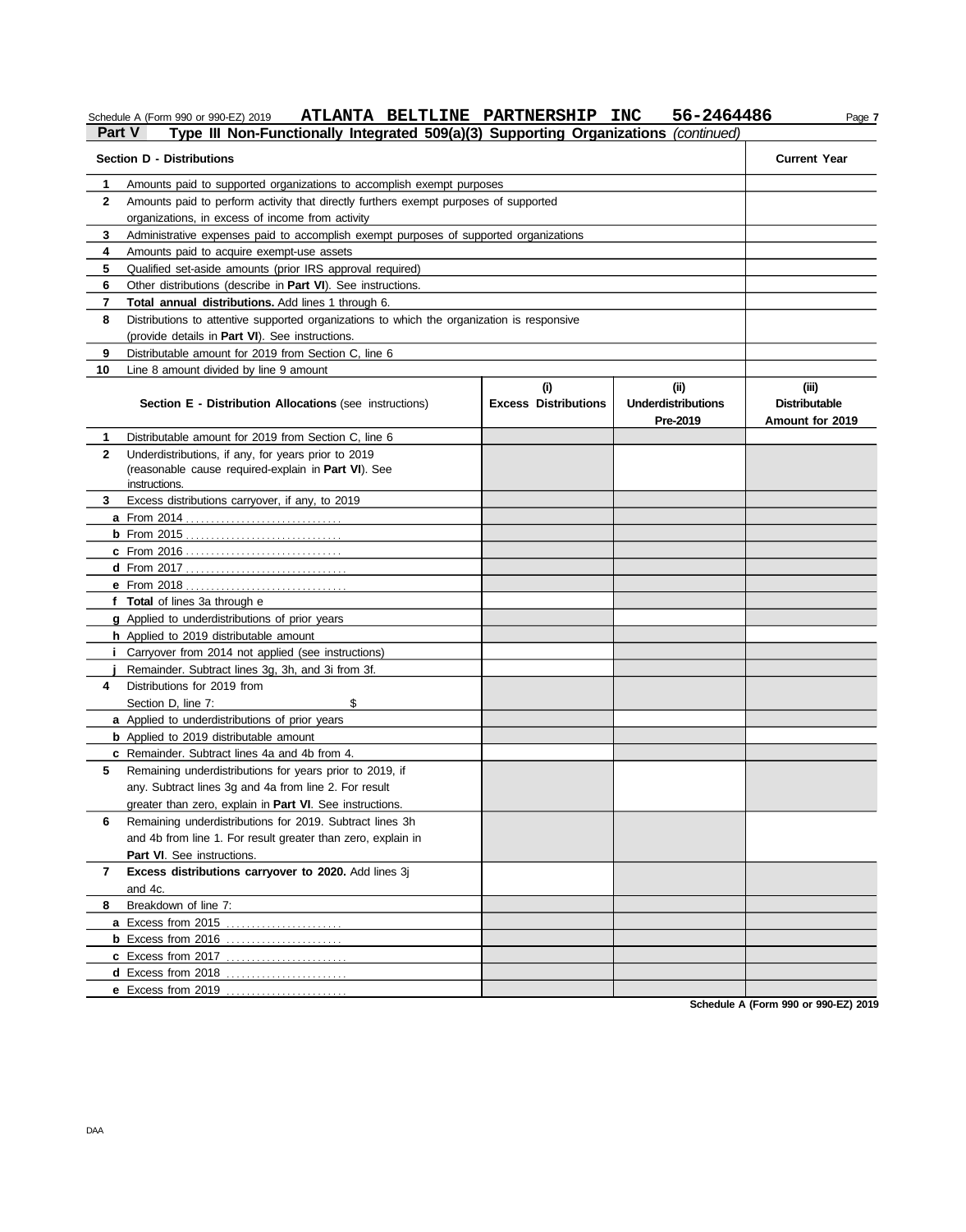Schedule A (Form 990 or 990-EZ) 2019 ATLANTA BELTLINE PARTNERSHIP INC 56-2464486

## Part V Type III Non-Functionally Integrated 509(a)(3) Supporting Organizations *(continued)*

| | Section D - Distributions | Current Year |
|---|---|---|
| 1 | Amounts paid to supported organizations to accomplish exempt purposes | |
| 2 | Amounts paid to perform activity that directly furthers exempt purposes of supported organizations, in excess of income from activity | |
| 3 | Administrative expenses paid to accomplish exempt purposes of supported organizations | |
| 4 | Amounts paid to acquire exempt-use assets | |
| 5 | Qualified set-aside amounts (prior IRS approval required) | |
| 6 | Other distributions (describe in **Part VI**). See instructions. | |
| 7 | **Total annual distributions.** Add lines 1 through 6. | |
| 8 | Distributions to attentive supported organizations to which the organization is responsive (provide details in **Part VI**). See instructions. | |
| 9 | Distributable amount for 2019 from Section C, line 6 | |
| 10 | Line 8 amount divided by line 9 amount | |

| | Section E - Distribution Allocations (see instructions) | (i) Excess Distributions | (ii) Underdistributions Pre-2019 | (iii) Distributable Amount for 2019 |
|---|---|---|---|---|
| 1 | Distributable amount for 2019 from Section C, line 6 | | | |
| 2 | Underdistributions, if any, for years prior to 2019 (reasonable cause required-explain in **Part VI**). See instructions. | | | |
| 3 | Excess distributions carryover, if any, to 2019 | | | |
| a | From 2014 | | | |
| b | From 2015 | | | |
| c | From 2016 | | | |
| d | From 2017 | | | |
| e | From 2018 | | | |
| f | **Total** of lines 3a through e | | | |
| g | Applied to underdistributions of prior years | | | |
| h | Applied to 2019 distributable amount | | | |
| i | Carryover from 2014 not applied (see instructions) | | | |
| j | Remainder. Subtract lines 3g, 3h, and 3i from 3f. | | | |
| 4 | Distributions for 2019 from Section D, line 7: $ | | | |
| a | Applied to underdistributions of prior years | | | |
| b | Applied to 2019 distributable amount | | | |
| c | Remainder. Subtract lines 4a and 4b from 4. | | | |
| 5 | Remaining underdistributions for years prior to 2019, if any. Subtract lines 3g and 4a from line 2. For result greater than zero, explain in **Part VI**. See instructions. | | | |
| 6 | Remaining underdistributions for 2019. Subtract lines 3h and 4b from line 1. For result greater than zero, explain in **Part VI**. See instructions. | | | |
| 7 | **Excess distributions carryover to 2020.** Add lines 3j and 4c. | | | |
| 8 | Breakdown of line 7: | | | |
| a | Excess from 2015 | | | |
| b | Excess from 2016 | | | |
| c | Excess from 2017 | | | |
| d | Excess from 2018 | | | |
| e | Excess from 2019 | | | |

Schedule A (Form 990 or 990-EZ) 2019

DAA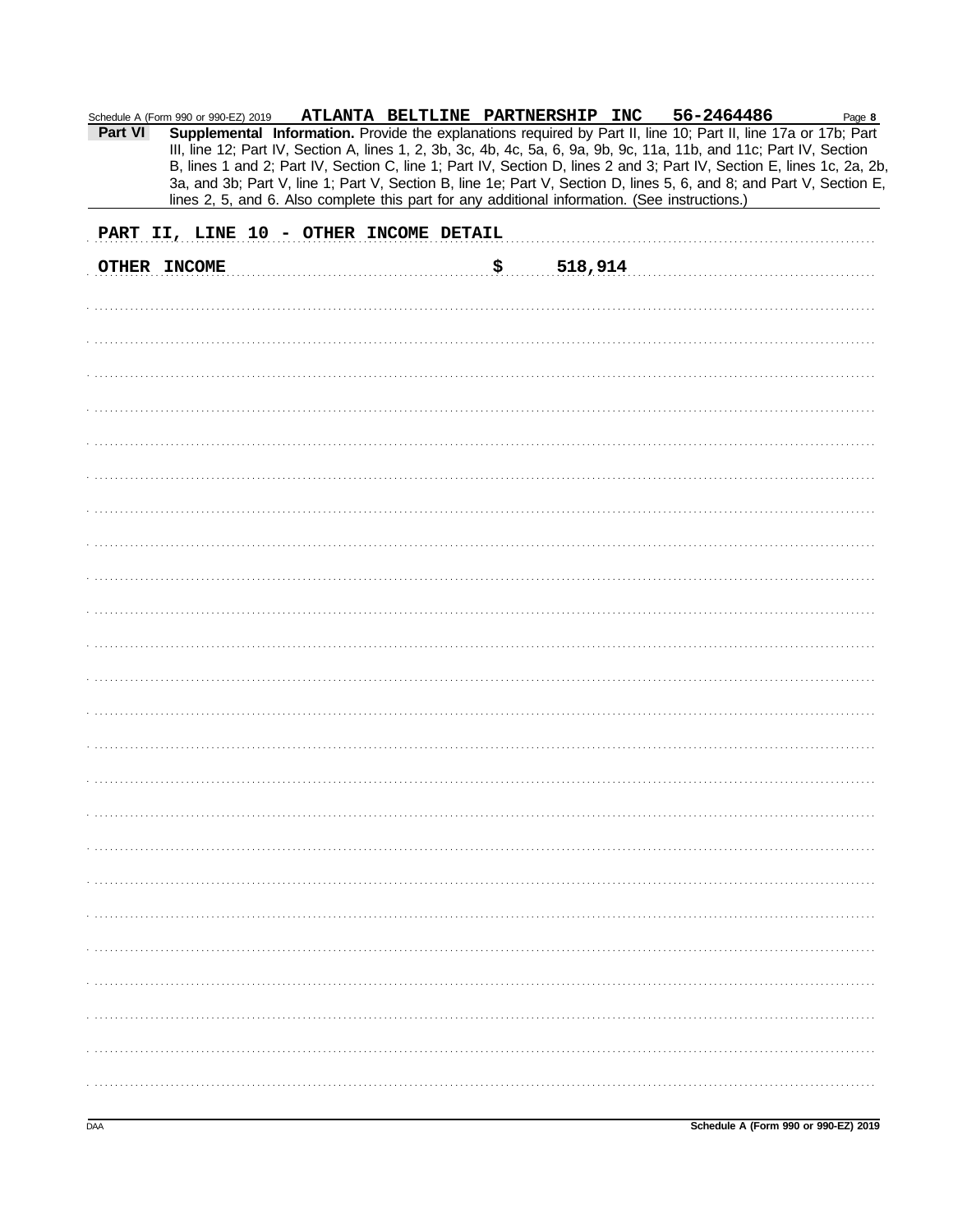Schedule A (Form 990 or 990-EZ) 2019 **ATLANTA BELTLINE PARTNERSHIP INC 56-2464486**

**Part VI** **Supplemental Information.** Provide the explanations required by Part II, line 10; Part II, line 17a or 17b; Part III, line 12; Part IV, Section A, lines 1, 2, 3b, 3c, 4b, 4c, 5a, 6, 9a, 9b, 9c, 11a, 11b, and 11c; Part IV, Section B, lines 1 and 2; Part IV, Section C, line 1; Part IV, Section D, lines 2 and 3; Part IV, Section E, lines 1c, 2a, 2b, 3a, and 3b; Part V, line 1; Part V, Section B, line 1e; Part V, Section D, lines 5, 6, and 8; and Part V, Section E, lines 2, 5, and 6. Also complete this part for any additional information. (See instructions.)

**PART II, LINE 10 - OTHER INCOME DETAIL**

**OTHER INCOME** **$ 518,914**

Schedule A (Form 990 or 990-EZ) 2019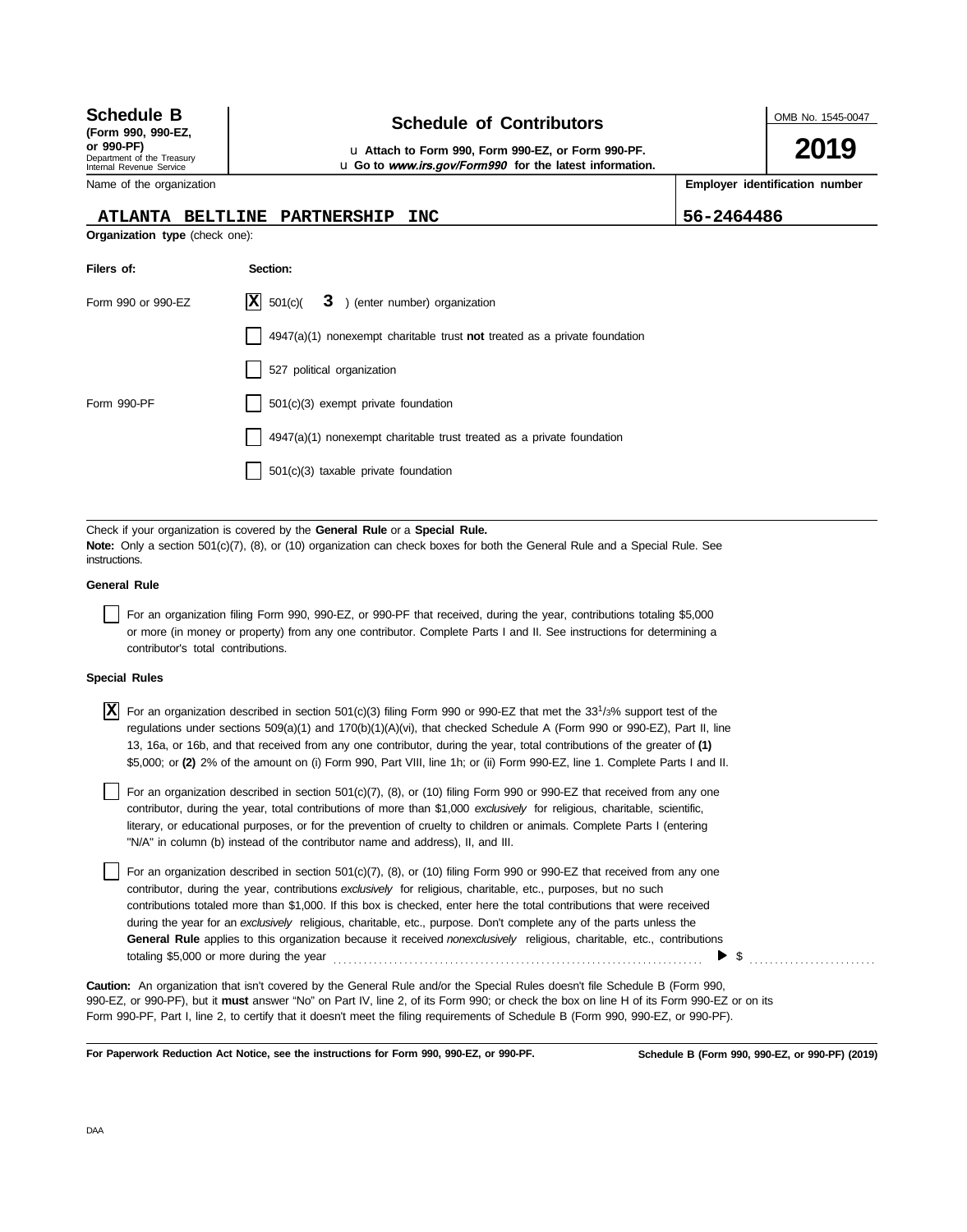**Schedule B**
**(Form 990, 990-EZ, or 990-PF)**
Department of the Treasury
Internal Revenue Service

# Schedule of Contributors

u **Attach to Form 990, Form 990-EZ, or Form 990-PF.**
u **Go to *www.irs.gov/Form990* for the latest information.**

OMB No. 1545-0047

**2019**

Name of the organization: **ATLANTA BELTLINE PARTNERSHIP INC**

**Employer identification number**: **56-2464486**

**Organization type** (check one):

| Filers of: | Section: |
|---|---|
| Form 990 or 990-EZ | [X] 501(c)( **3** ) (enter number) organization |
| | [ ] 4947(a)(1) nonexempt charitable trust **not** treated as a private foundation |
| | [ ] 527 political organization |
| Form 990-PF | [ ] 501(c)(3) exempt private foundation |
| | [ ] 4947(a)(1) nonexempt charitable trust treated as a private foundation |
| | [ ] 501(c)(3) taxable private foundation |

Check if your organization is covered by the **General Rule** or a **Special Rule.**

**Note:** Only a section 501(c)(7), (8), or (10) organization can check boxes for both the General Rule and a Special Rule. See instructions.

**General Rule**

[ ] For an organization filing Form 990, 990-EZ, or 990-PF that received, during the year, contributions totaling $5,000 or more (in money or property) from any one contributor. Complete Parts I and II. See instructions for determining a contributor's total contributions.

**Special Rules**

[X] For an organization described in section 501(c)(3) filing Form 990 or 990-EZ that met the $33^1/_3$% support test of the regulations under sections 509(a)(1) and 170(b)(1)(A)(vi), that checked Schedule A (Form 990 or 990-EZ), Part II, line 13, 16a, or 16b, and that received from any one contributor, during the year, total contributions of the greater of **(1)** $5,000; or **(2)** 2% of the amount on (i) Form 990, Part VIII, line 1h; or (ii) Form 990-EZ, line 1. Complete Parts I and II.

[ ] For an organization described in section 501(c)(7), (8), or (10) filing Form 990 or 990-EZ that received from any one contributor, during the year, total contributions of more than $1,000 *exclusively* for religious, charitable, scientific, literary, or educational purposes, or for the prevention of cruelty to children or animals. Complete Parts I (entering "N/A" in column (b) instead of the contributor name and address), II, and III.

[ ] For an organization described in section 501(c)(7), (8), or (10) filing Form 990 or 990-EZ that received from any one contributor, during the year, contributions *exclusively* for religious, charitable, etc., purposes, but no such contributions totaled more than $1,000. If this box is checked, enter here the total contributions that were received during the year for an *exclusively* religious, charitable, etc., purpose. Don't complete any of the parts unless the **General Rule** applies to this organization because it received *nonexclusively* religious, charitable, etc., contributions totaling $5,000 or more during the year . . . . . . . . . . ▶ $ . . . . . . . .

**Caution:** An organization that isn't covered by the General Rule and/or the Special Rules doesn't file Schedule B (Form 990, 990-EZ, or 990-PF), but it **must** answer "No" on Part IV, line 2, of its Form 990; or check the box on line H of its Form 990-EZ or on its Form 990-PF, Part I, line 2, to certify that it doesn't meet the filing requirements of Schedule B (Form 990, 990-EZ, or 990-PF).

**For Paperwork Reduction Act Notice, see the instructions for Form 990, 990-EZ, or 990-PF.**

**Schedule B (Form 990, 990-EZ, or 990-PF) (2019)**

DAA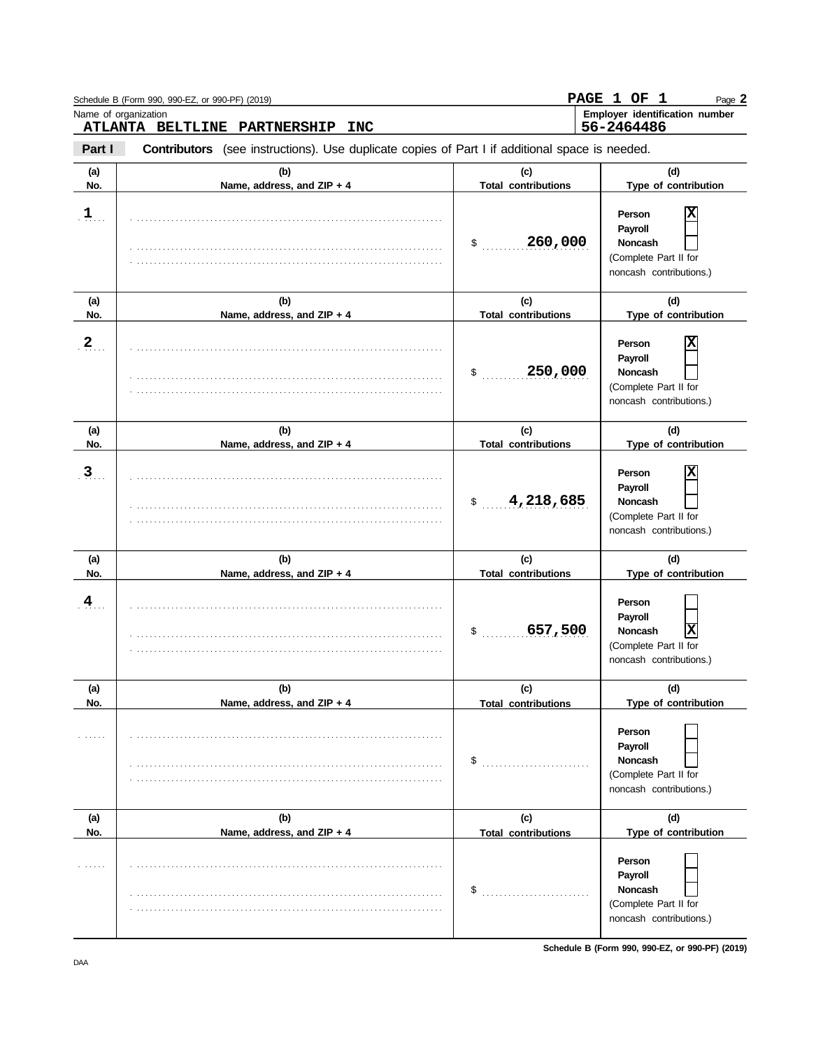Schedule B (Form 990, 990-EZ, or 990-PF) (2019)

PAGE 1 OF 1

Name of organization
**ATLANTA BELTLINE PARTNERSHIP INC**

**Employer identification number**
**56-2464486**

**Part I** **Contributors** (see instructions). Use duplicate copies of Part I if additional space is needed.

| (a) No. | (b) Name, address, and ZIP + 4 | (c) Total contributions | (d) Type of contribution |
|---|---|---|---|
| 1 | | $ 260,000 | Person [X] Payroll [ ] Noncash [ ] (Complete Part II for noncash contributions.) |
| 2 | | $ 250,000 | Person [X] Payroll [ ] Noncash [ ] (Complete Part II for noncash contributions.) |
| 3 | | $ 4,218,685 | Person [X] Payroll [ ] Noncash [ ] (Complete Part II for noncash contributions.) |
| 4 | | $ 657,500 | Person [ ] Payroll [ ] Noncash [X] (Complete Part II for noncash contributions.) |
| | | $ | Person [ ] Payroll [ ] Noncash [ ] (Complete Part II for noncash contributions.) |
| | | $ | Person [ ] Payroll [ ] Noncash [ ] (Complete Part II for noncash contributions.) |

**Schedule B (Form 990, 990-EZ, or 990-PF) (2019)**

DAA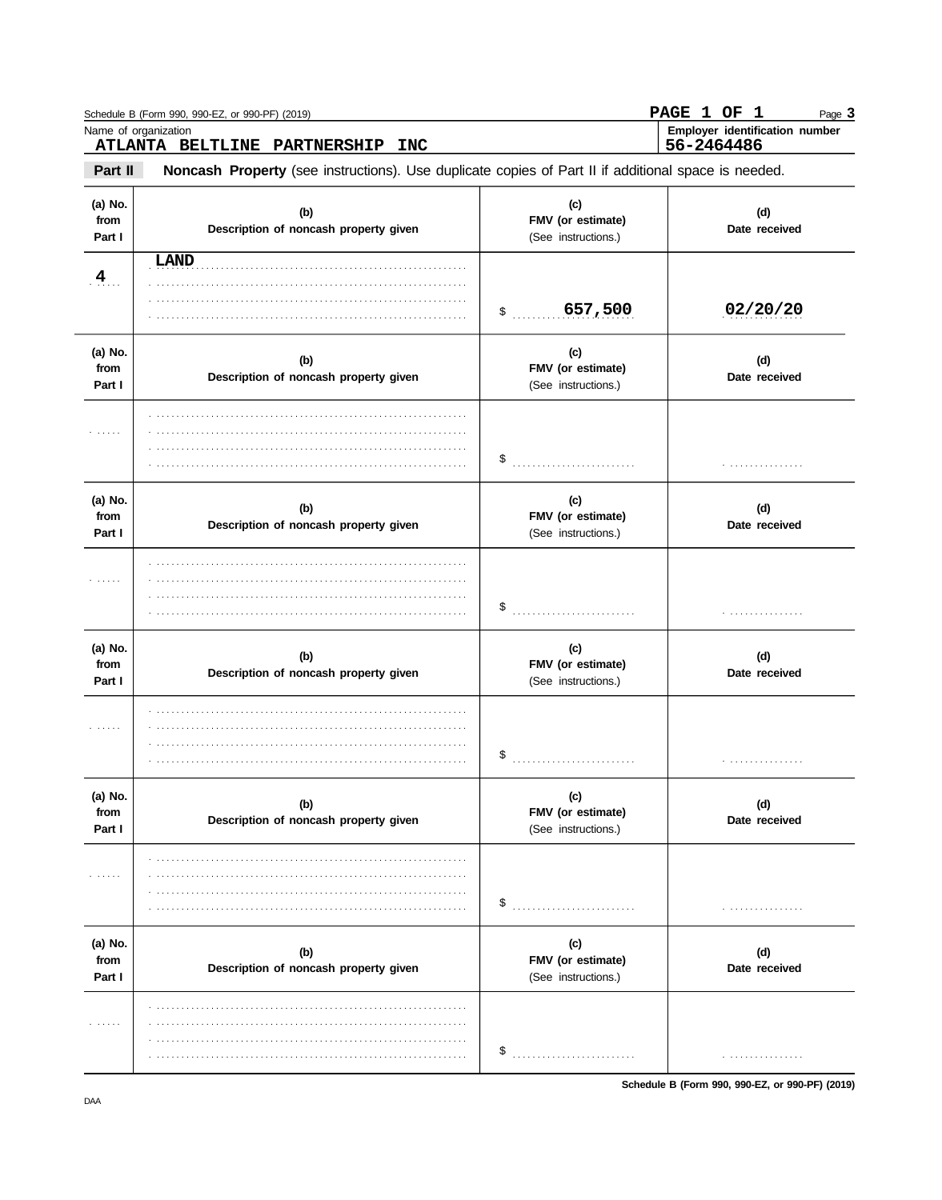Schedule B (Form 990, 990-EZ, or 990-PF) (2019)

PAGE 1 OF 1

Name of organization: **ATLANTA BELTLINE PARTNERSHIP INC**

Employer identification number: **56-2464486**

## Part II Noncash Property

(see instructions). Use duplicate copies of Part II if additional space is needed.

| (a) No. from Part I | (b) Description of noncash property given | (c) FMV (or estimate) (See instructions.) | (d) Date received |
|---|---|---|---|
| 4 | LAND | $ 657,500 | 02/20/20 |
| | | $ | |
| | | $ | |
| | | $ | |
| | | $ | |
| | | $ | |

Schedule B (Form 990, 990-EZ, or 990-PF) (2019)

DAA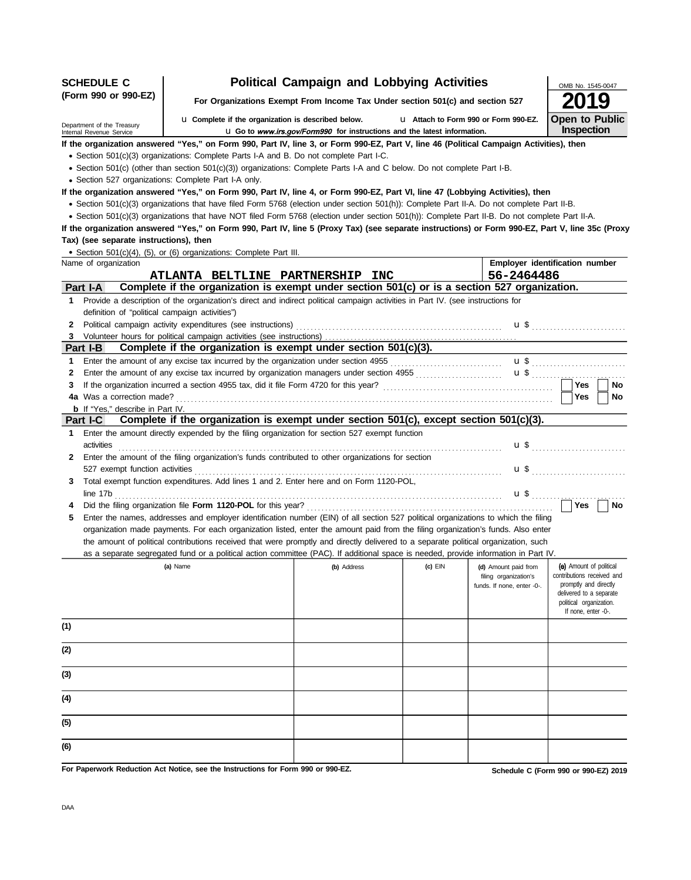**SCHEDULE C (Form 990 or 990-EZ)**

# Political Campaign and Lobbying Activities

**For Organizations Exempt From Income Tax Under section 501(c) and section 527**

u Complete if the organization is described below. u Attach to Form 990 or Form 990-EZ.

u Go to *www.irs.gov/Form990* for instructions and the latest information.

OMB No. 1545-0047

**2019**

**Open to Public Inspection**

Department of the Treasury
Internal Revenue Service

**If the organization answered "Yes," on Form 990, Part IV, line 3, or Form 990-EZ, Part V, line 46 (Political Campaign Activities), then**

- Section 501(c)(3) organizations: Complete Parts I-A and B. Do not complete Part I-C.
- Section 501(c) (other than section 501(c)(3)) organizations: Complete Parts I-A and C below. Do not complete Part I-B.
- Section 527 organizations: Complete Part I-A only.

**If the organization answered "Yes," on Form 990, Part IV, line 4, or Form 990-EZ, Part VI, line 47 (Lobbying Activities), then**

- Section 501(c)(3) organizations that have filed Form 5768 (election under section 501(h)): Complete Part II-A. Do not complete Part II-B.
- Section 501(c)(3) organizations that have NOT filed Form 5768 (election under section 501(h)): Complete Part II-B. Do not complete Part II-A.

**If the organization answered "Yes," on Form 990, Part IV, line 5 (Proxy Tax) (see separate instructions) or Form 990-EZ, Part V, line 35c (Proxy Tax) (see separate instructions), then**

- Section 501(c)(4), (5), or (6) organizations: Complete Part III.

| Name of organization | Employer identification number |
|---|---|
| ATLANTA BELTLINE PARTNERSHIP INC | 56-2464486 |

## Part I-A Complete if the organization is exempt under section 501(c) or is a section 527 organization.

1 Provide a description of the organization's direct and indirect political campaign activities in Part IV. (see instructions for definition of "political campaign activities")

2 Political campaign activity expenditures (see instructions) u $

3 Volunteer hours for political campaign activities (see instructions)

## Part I-B Complete if the organization is exempt under section 501(c)(3).

1 Enter the amount of any excise tax incurred by the organization under section 4955 u $

2 Enter the amount of any excise tax incurred by organization managers under section 4955 u $

3 If the organization incurred a section 4955 tax, did it file Form 4720 for this year? Yes No

4a Was a correction made? Yes No

b If "Yes," describe in Part IV.

## Part I-C Complete if the organization is exempt under section 501(c), except section 501(c)(3).

1 Enter the amount directly expended by the filing organization for section 527 exempt function activities u $

2 Enter the amount of the filing organization's funds contributed to other organizations for section 527 exempt function activities u $

3 Total exempt function expenditures. Add lines 1 and 2. Enter here and on Form 1120-POL, line 17b u $

4 Did the filing organization file **Form 1120-POL** for this year? Yes No

5 Enter the names, addresses and employer identification number (EIN) of all section 527 political organizations to which the filing organization made payments. For each organization listed, enter the amount paid from the filing organization's funds. Also enter the amount of political contributions received that were promptly and directly delivered to a separate political organization, such as a separate segregated fund or a political action committee (PAC). If additional space is needed, provide information in Part IV.

| | (a) Name | (b) Address | (c) EIN | (d) Amount paid from filing organization's funds. If none, enter -0-. | (e) Amount of political contributions received and promptly and directly delivered to a separate political organization. If none, enter -0-. |
|---|---|---|---|---|---|
| (1) | | | | | |
| (2) | | | | | |
| (3) | | | | | |
| (4) | | | | | |
| (5) | | | | | |
| (6) | | | | | |

**For Paperwork Reduction Act Notice, see the Instructions for Form 990 or 990-EZ.** **Schedule C (Form 990 or 990-EZ) 2019**

DAA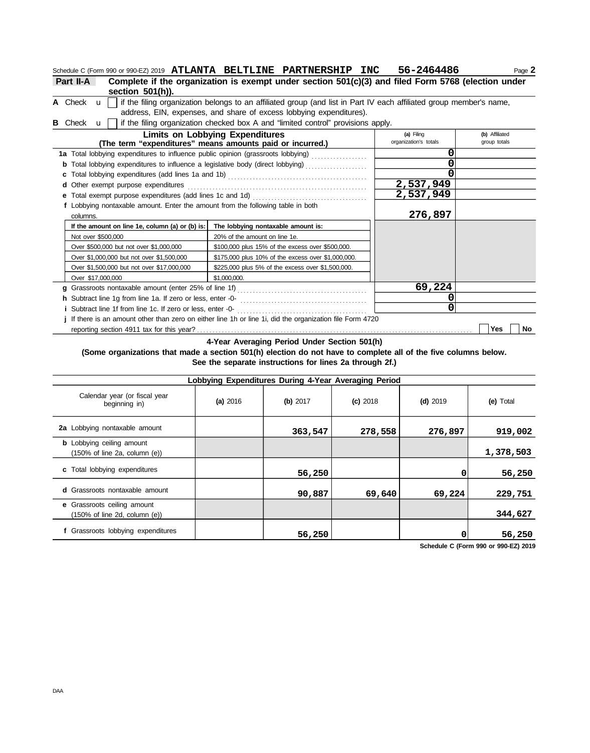Schedule C (Form 990 or 990-EZ) 2019 **ATLANTA BELTLINE PARTNERSHIP INC 56-2464486** Page **2**

**Part II-A** **Complete if the organization is exempt under section 501(c)(3) and filed Form 5768 (election under section 501(h)).**

**A** Check u ☐ if the filing organization belongs to an affiliated group (and list in Part IV each affiliated group member's name, address, EIN, expenses, and share of excess lobbying expenditures).

**B** Check u ☐ if the filing organization checked box A and "limited control" provisions apply.

| **Limits on Lobbying Expenditures** (The term "expenditures" means amounts paid or incurred.) | **(a)** Filing organization's totals | **(b)** Affiliated group totals |
|---|---|---|
| **1a** Total lobbying expenditures to influence public opinion (grassroots lobbying) | 0 | |
| **b** Total lobbying expenditures to influence a legislative body (direct lobbying) | 0 | |
| **c** Total lobbying expenditures (add lines 1a and 1b) | 0 | |
| **d** Other exempt purpose expenditures | 2,537,949 | |
| **e** Total exempt purpose expenditures (add lines 1c and 1d) | 2,537,949 | |
| **f** Lobbying nontaxable amount. Enter the amount from the following table in both columns. | 276,897 | |

| If the amount on line 1e, column (a) or (b) is: | The lobbying nontaxable amount is: |
|---|---|
| Not over $500,000 | 20% of the amount on line 1e. |
| Over $500,000 but not over $1,000,000 | $100,000 plus 15% of the excess over $500,000. |
| Over $1,000,000 but not over $1,500,000 | $175,000 plus 10% of the excess over $1,000,000. |
| Over $1,500,000 but not over $17,000,000 | $225,000 plus 5% of the excess over $1,500,000. |
| Over $17,000,000 | $1,000,000. |

| | (a) | (b) |
|---|---|---|
| **g** Grassroots nontaxable amount (enter 25% of line 1f) | 69,224 | |
| **h** Subtract line 1g from line 1a. If zero or less, enter -0- | 0 | |
| **i** Subtract line 1f from line 1c. If zero or less, enter -0- | 0 | |

**j** If there is an amount other than zero on either line 1h or line 1i, did the organization file Form 4720 reporting section 4911 tax for this year? ☐ **Yes** ☐ **No**

**4-Year Averaging Period Under Section 501(h)**

**(Some organizations that made a section 501(h) election do not have to complete all of the five columns below. See the separate instructions for lines 2a through 2f.)**

| **Lobbying Expenditures During 4-Year Averaging Period** | | | | | |
|---|---|---|---|---|---|
| Calendar year (or fiscal year beginning in) | **(a)** 2016 | **(b)** 2017 | **(c)** 2018 | **(d)** 2019 | **(e)** Total |
| **2a** Lobbying nontaxable amount | | 363,547 | 278,558 | 276,897 | 919,002 |
| **b** Lobbying ceiling amount (150% of line 2a, column (e)) | | | | | 1,378,503 |
| **c** Total lobbying expenditures | | 56,250 | | 0 | 56,250 |
| **d** Grassroots nontaxable amount | | 90,887 | 69,640 | 69,224 | 229,751 |
| **e** Grassroots ceiling amount (150% of line 2d, column (e)) | | | | | 344,627 |
| **f** Grassroots lobbying expenditures | | 56,250 | | 0 | 56,250 |

**Schedule C (Form 990 or 990-EZ) 2019**

DAA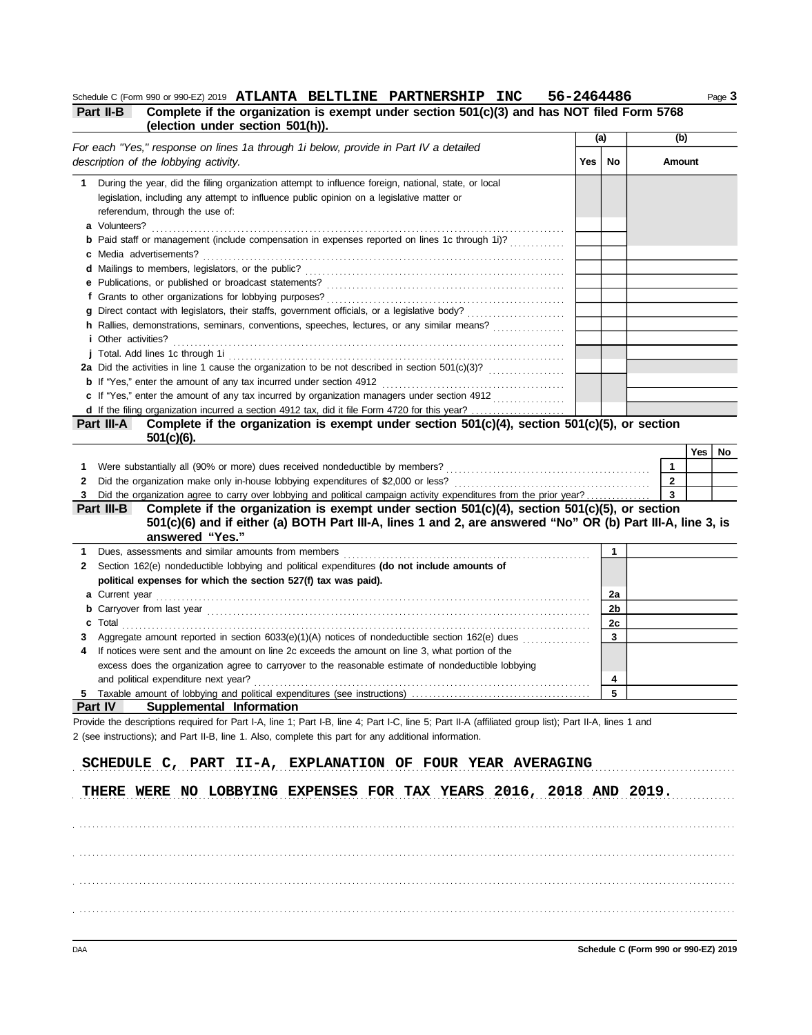Schedule C (Form 990 or 990-EZ) 2019 **ATLANTA BELTLINE PARTNERSHIP INC 56-2464486** Page **3**

**Part II-B** **Complete if the organization is exempt under section 501(c)(3) and has NOT filed Form 5768 (election under section 501(h)).**

| *For each "Yes," response on lines 1a through 1i below, provide in Part IV a detailed description of the lobbying activity.* | (a) Yes | (a) No | (b) Amount |
|---|---|---|---|
| **1** During the year, did the filing organization attempt to influence foreign, national, state, or local legislation, including any attempt to influence public opinion on a legislative matter or referendum, through the use of: | | | |
| **a** Volunteers? | | | |
| **b** Paid staff or management (include compensation in expenses reported on lines 1c through 1i)? | | | |
| **c** Media advertisements? | | | |
| **d** Mailings to members, legislators, or the public? | | | |
| **e** Publications, or published or broadcast statements? | | | |
| **f** Grants to other organizations for lobbying purposes? | | | |
| **g** Direct contact with legislators, their staffs, government officials, or a legislative body? | | | |
| **h** Rallies, demonstrations, seminars, conventions, speeches, lectures, or any similar means? | | | |
| **i** Other activities? | | | |
| **j** Total. Add lines 1c through 1i | | | |
| **2a** Did the activities in line 1 cause the organization to be not described in section 501(c)(3)? | | | |
| **b** If "Yes," enter the amount of any tax incurred under section 4912 | | | |
| **c** If "Yes," enter the amount of any tax incurred by organization managers under section 4912 | | | |
| **d** If the filing organization incurred a section 4912 tax, did it file Form 4720 for this year? | | | |

**Part III-A** **Complete if the organization is exempt under section 501(c)(4), section 501(c)(5), or section 501(c)(6).**

| | | Yes | No |
|---|---|---|---|
| **1** Were substantially all (90% or more) dues received nondeductible by members? | 1 | | |
| **2** Did the organization make only in-house lobbying expenditures of $2,000 or less? | 2 | | |
| **3** Did the organization agree to carry over lobbying and political campaign activity expenditures from the prior year? | 3 | | |

**Part III-B** **Complete if the organization is exempt under section 501(c)(4), section 501(c)(5), or section 501(c)(6) and if either (a) BOTH Part III-A, lines 1 and 2, are answered "No" OR (b) Part III-A, line 3, is answered "Yes."**

| | | |
|---|---|---|
| **1** Dues, assessments and similar amounts from members | 1 | |
| **2** Section 162(e) nondeductible lobbying and political expenditures **(do not include amounts of political expenses for which the section 527(f) tax was paid).** | | |
| **a** Current year | 2a | |
| **b** Carryover from last year | 2b | |
| **c** Total | 2c | |
| **3** Aggregate amount reported in section 6033(e)(1)(A) notices of nondeductible section 162(e) dues | 3 | |
| **4** If notices were sent and the amount on line 2c exceeds the amount on line 3, what portion of the excess does the organization agree to carryover to the reasonable estimate of nondeductible lobbying and political expenditure next year? | 4 | |
| **5** Taxable amount of lobbying and political expenditures (see instructions) | 5 | |

**Part IV** **Supplemental Information**

Provide the descriptions required for Part I-A, line 1; Part I-B, line 4; Part I-C, line 5; Part II-A (affiliated group list); Part II-A, lines 1 and 2 (see instructions); and Part II-B, line 1. Also, complete this part for any additional information.

**SCHEDULE C, PART II-A, EXPLANATION OF FOUR YEAR AVERAGING**

**THERE WERE NO LOBBYING EXPENSES FOR TAX YEARS 2016, 2018 AND 2019.**

DAA **Schedule C (Form 990 or 990-EZ) 2019**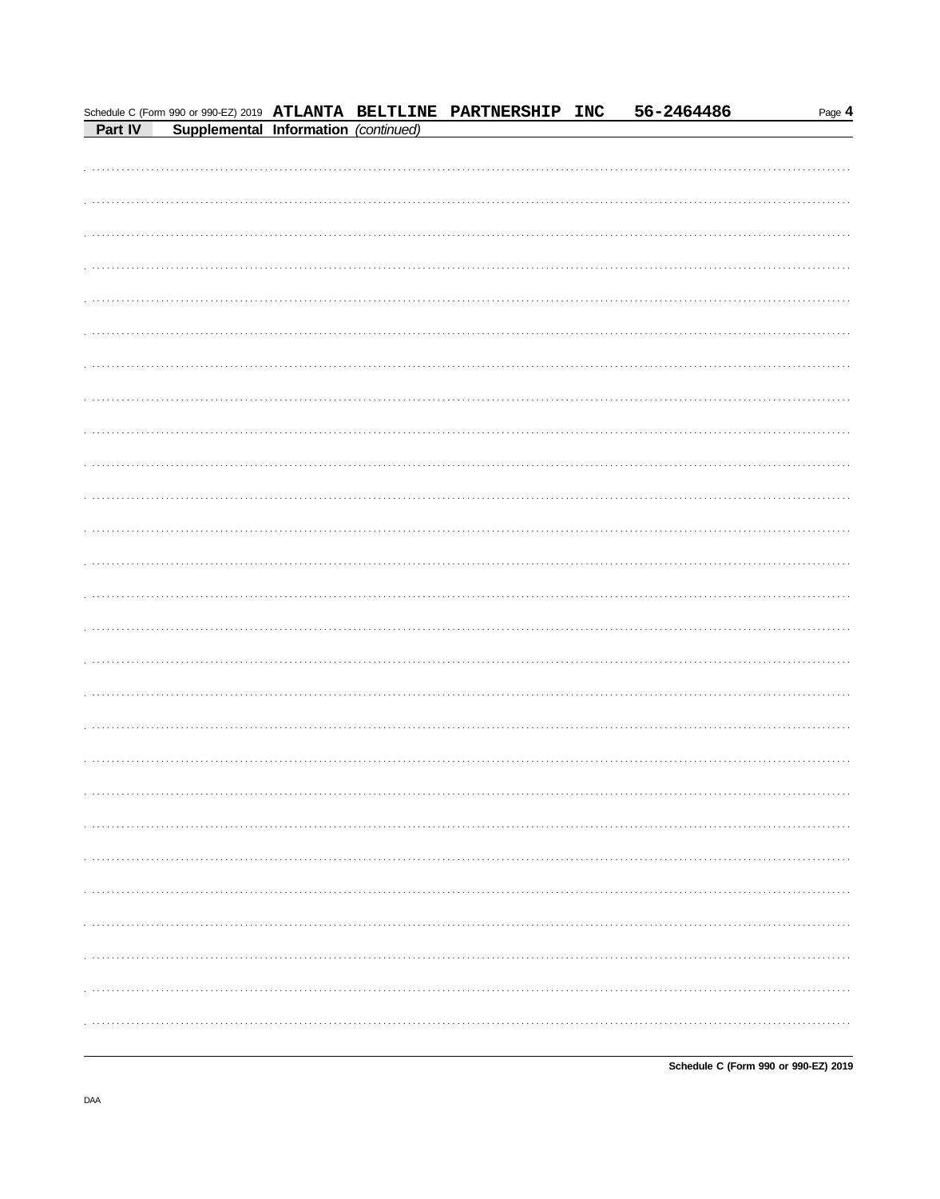Schedule C (Form 990 or 990-EZ) 2019 **ATLANTA BELTLINE PARTNERSHIP INC** **56-2464486**

**Part IV** **Supplemental Information** *(continued)*

DAA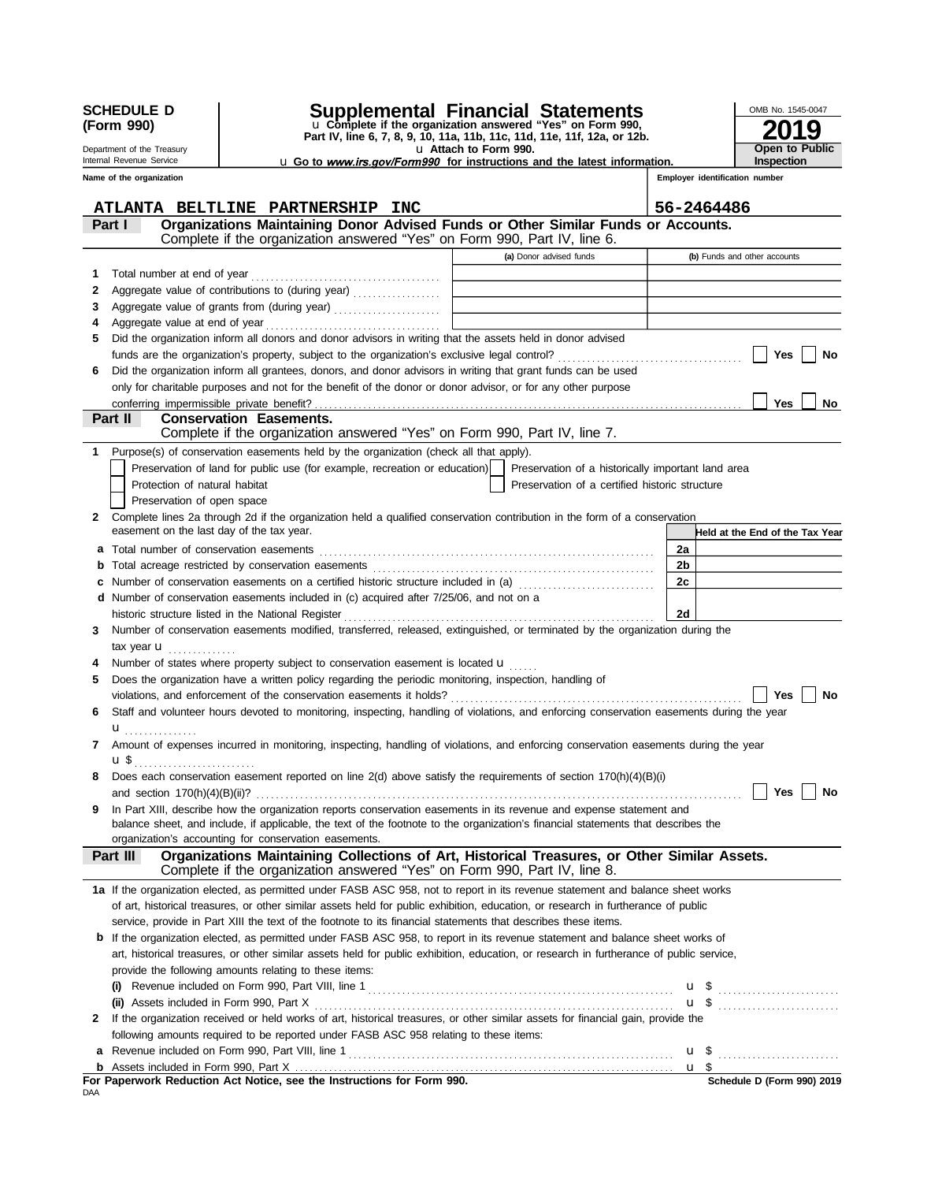**SCHEDULE D (Form 990)**

Department of the Treasury
Internal Revenue Service

# Supplemental Financial Statements

u Complete if the organization answered "Yes" on Form 990, Part IV, line 6, 7, 8, 9, 10, 11a, 11b, 11c, 11d, 11e, 11f, 12a, or 12b.
u Attach to Form 990.
u Go to *www.irs.gov/Form990* for instructions and the latest information.

OMB No. 1545-0047
**2019**
**Open to Public Inspection**

**Name of the organization:** ATLANTA BELTLINE PARTNERSHIP INC

**Employer identification number:** 56-2464486

## Part I — Organizations Maintaining Donor Advised Funds or Other Similar Funds or Accounts.
Complete if the organization answered "Yes" on Form 990, Part IV, line 6.

| | | (a) Donor advised funds | (b) Funds and other accounts |
|---|---|---|---|
| 1 | Total number at end of year | | |
| 2 | Aggregate value of contributions to (during year) | | |
| 3 | Aggregate value of grants from (during year) | | |
| 4 | Aggregate value at end of year | | |

5 Did the organization inform all donors and donor advisors in writing that the assets held in donor advised funds are the organization's property, subject to the organization's exclusive legal control? ☐ Yes ☐ No

6 Did the organization inform all grantees, donors, and donor advisors in writing that grant funds can be used only for charitable purposes and not for the benefit of the donor or donor advisor, or for any other purpose conferring impermissible private benefit? ☐ Yes ☐ No

## Part II — Conservation Easements.
Complete if the organization answered "Yes" on Form 990, Part IV, line 7.

1 Purpose(s) of conservation easements held by the organization (check all that apply).

- ☐ Preservation of land for public use (for example, recreation or education)
- ☐ Protection of natural habitat
- ☐ Preservation of open space
- ☐ Preservation of a historically important land area
- ☐ Preservation of a certified historic structure

2 Complete lines 2a through 2d if the organization held a qualified conservation contribution in the form of a conservation easement on the last day of the tax year.

| | | | Held at the End of the Tax Year |
|---|---|---|---|
| a | Total number of conservation easements | 2a | |
| b | Total acreage restricted by conservation easements | 2b | |
| c | Number of conservation easements on a certified historic structure included in (a) | 2c | |
| d | Number of conservation easements included in (c) acquired after 7/25/06, and not on a historic structure listed in the National Register | 2d | |

3 Number of conservation easements modified, transferred, released, extinguished, or terminated by the organization during the tax year u

4 Number of states where property subject to conservation easement is located u

5 Does the organization have a written policy regarding the periodic monitoring, inspection, handling of violations, and enforcement of the conservation easements it holds? ☐ Yes ☐ No

6 Staff and volunteer hours devoted to monitoring, inspecting, handling of violations, and enforcing conservation easements during the year u

7 Amount of expenses incurred in monitoring, inspecting, handling of violations, and enforcing conservation easements during the year u $

8 Does each conservation easement reported on line 2(d) above satisfy the requirements of section 170(h)(4)(B)(i) and section 170(h)(4)(B)(ii)? ☐ Yes ☐ No

9 In Part XIII, describe how the organization reports conservation easements in its revenue and expense statement and balance sheet, and include, if applicable, the text of the footnote to the organization's financial statements that describes the organization's accounting for conservation easements.

## Part III — Organizations Maintaining Collections of Art, Historical Treasures, or Other Similar Assets.
Complete if the organization answered "Yes" on Form 990, Part IV, line 8.

**1a** If the organization elected, as permitted under FASB ASC 958, not to report in its revenue statement and balance sheet works of art, historical treasures, or other similar assets held for public exhibition, education, or research in furtherance of public service, provide in Part XIII the text of the footnote to its financial statements that describes these items.

**b** If the organization elected, as permitted under FASB ASC 958, to report in its revenue statement and balance sheet works of art, historical treasures, or other similar assets held for public exhibition, education, or research in furtherance of public service, provide the following amounts relating to these items:

(i) Revenue included on Form 990, Part VIII, line 1 u $

(ii) Assets included in Form 990, Part X u $

**2** If the organization received or held works of art, historical treasures, or other similar assets for financial gain, provide the following amounts required to be reported under FASB ASC 958 relating to these items:

a Revenue included on Form 990, Part VIII, line 1 u $

b Assets included in Form 990, Part X u $

**For Paperwork Reduction Act Notice, see the Instructions for Form 990.**

DAA

Schedule D (Form 990) 2019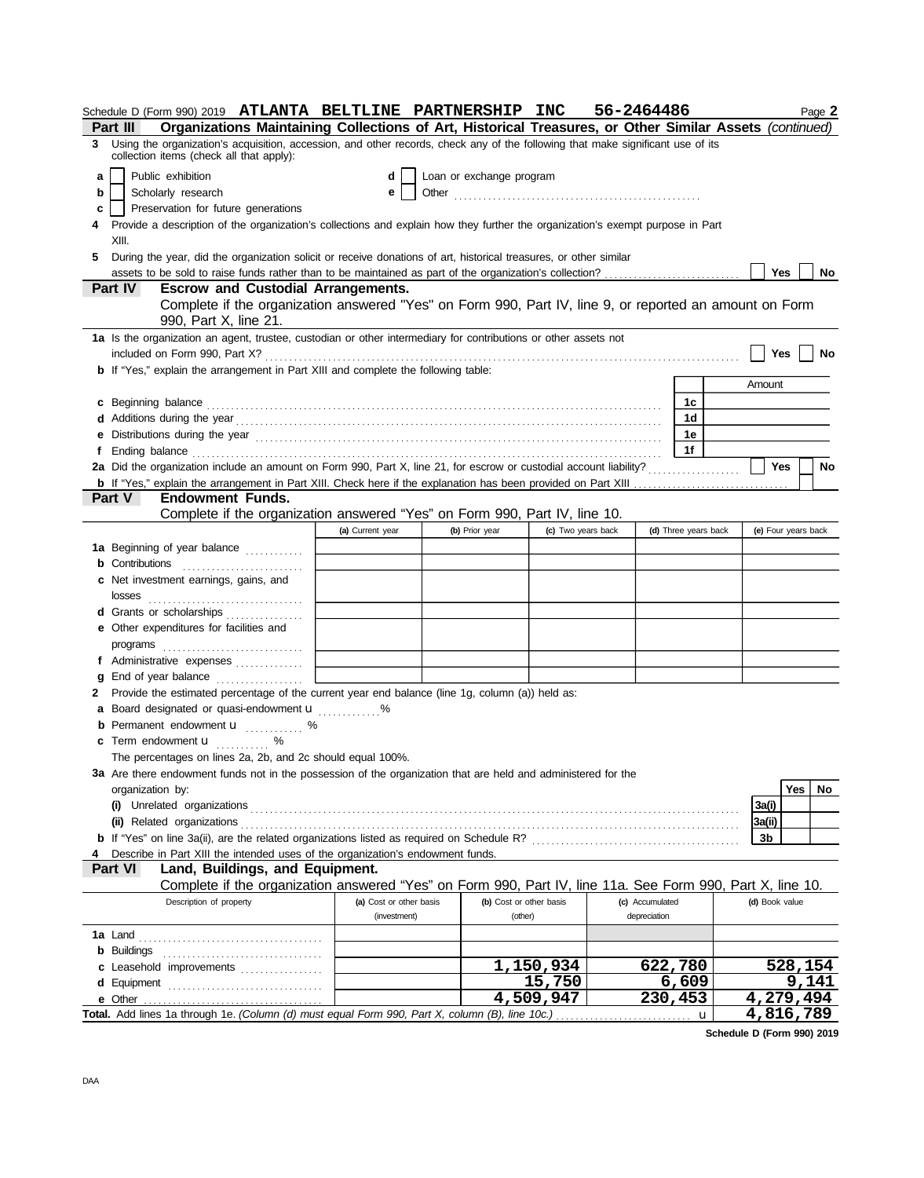Schedule D (Form 990) 2019 **ATLANTA BELTLINE PARTNERSHIP INC 56-2464486** Page **2**

**Part III Organizations Maintaining Collections of Art, Historical Treasures, or Other Similar Assets** *(continued)*

**3** Using the organization's acquisition, accession, and other records, check any of the following that make significant use of its collection items (check all that apply):

- **a** ☐ Public exhibition
- **b** ☐ Scholarly research
- **c** ☐ Preservation for future generations
- **d** ☐ Loan or exchange program
- **e** ☐ Other ..................

**4** Provide a description of the organization's collections and explain how they further the organization's exempt purpose in Part XIII.

**5** During the year, did the organization solicit or receive donations of art, historical treasures, or other similar assets to be sold to raise funds rather than to be maintained as part of the organization's collection? ☐ Yes ☐ No

**Part IV Escrow and Custodial Arrangements.**
Complete if the organization answered "Yes" on Form 990, Part IV, line 9, or reported an amount on Form 990, Part X, line 21.

**1a** Is the organization an agent, trustee, custodian or other intermediary for contributions or other assets not included on Form 990, Part X? ☐ Yes ☐ No

**b** If "Yes," explain the arrangement in Part XIII and complete the following table:

| | | Amount |
|---|---|---|
| **c** Beginning balance | 1c | |
| **d** Additions during the year | 1d | |
| **e** Distributions during the year | 1e | |
| **f** Ending balance | 1f | |

**2a** Did the organization include an amount on Form 990, Part X, line 21, for escrow or custodial account liability? ☐ Yes ☐ No

**b** If "Yes," explain the arrangement in Part XIII. Check here if the explanation has been provided on Part XIII ☐

**Part V Endowment Funds.**
Complete if the organization answered "Yes" on Form 990, Part IV, line 10.

| | (a) Current year | (b) Prior year | (c) Two years back | (d) Three years back | (e) Four years back |
|---|---|---|---|---|---|
| **1a** Beginning of year balance | | | | | |
| **b** Contributions | | | | | |
| **c** Net investment earnings, gains, and losses | | | | | |
| **d** Grants or scholarships | | | | | |
| **e** Other expenditures for facilities and programs | | | | | |
| **f** Administrative expenses | | | | | |
| **g** End of year balance | | | | | |

**2** Provide the estimated percentage of the current year end balance (line 1g, column (a)) held as:

- **a** Board designated or quasi-endowment u ......... %
- **b** Permanent endowment u ......... %
- **c** Term endowment u ......... %

The percentages on lines 2a, 2b, and 2c should equal 100%.

**3a** Are there endowment funds not in the possession of the organization that are held and administered for the organization by:

| | | Yes | No |
|---|---|---|---|
| **(i)** Unrelated organizations | 3a(i) | | |
| **(ii)** Related organizations | 3a(ii) | | |
| **b** If "Yes" on line 3a(ii), are the related organizations listed as required on Schedule R? | 3b | | |

**4** Describe in Part XIII the intended uses of the organization's endowment funds.

**Part VI Land, Buildings, and Equipment.**
Complete if the organization answered "Yes" on Form 990, Part IV, line 11a. See Form 990, Part X, line 10.

| Description of property | (a) Cost or other basis (investment) | (b) Cost or other basis (other) | (c) Accumulated depreciation | (d) Book value |
|---|---|---|---|---|
| **1a** Land | | | | |
| **b** Buildings | | | | |
| **c** Leasehold improvements | | 1,150,934 | 622,780 | 528,154 |
| **d** Equipment | | 15,750 | 6,609 | 9,141 |
| **e** Other | | 4,509,947 | 230,453 | 4,279,494 |
| **Total.** Add lines 1a through 1e. *(Column (d) must equal Form 990, Part X, column (B), line 10c.)* | | | u | 4,816,789 |

**Schedule D (Form 990) 2019**

DAA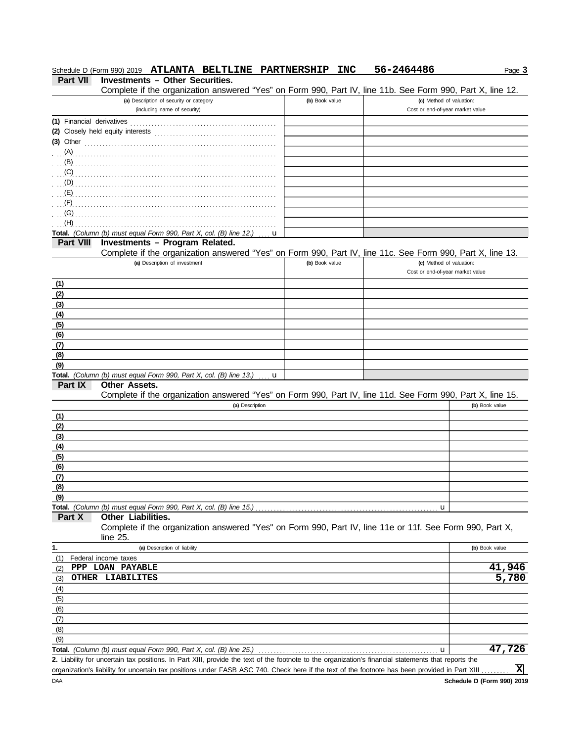Schedule D (Form 990) 2019 **ATLANTA BELTLINE PARTNERSHIP INC** **56-2464486** Page **3**

## Part VII Investments – Other Securities.

Complete if the organization answered "Yes" on Form 990, Part IV, line 11b. See Form 990, Part X, line 12.

| (a) Description of security or category (including name of security) | (b) Book value | (c) Method of valuation: Cost or end-of-year market value |
|---|---|---|
| (1) Financial derivatives | | |
| (2) Closely held equity interests | | |
| (3) Other | | |
| (A) | | |
| (B) | | |
| (C) | | |
| (D) | | |
| (E) | | |
| (F) | | |
| (G) | | |
| (H) | | |
| **Total.** *(Column (b) must equal Form 990, Part X, col. (B) line 12.)* u | | |

## Part VIII Investments – Program Related.

Complete if the organization answered "Yes" on Form 990, Part IV, line 11c. See Form 990, Part X, line 13.

| (a) Description of investment | (b) Book value | (c) Method of valuation: Cost or end-of-year market value |
|---|---|---|
| (1) | | |
| (2) | | |
| (3) | | |
| (4) | | |
| (5) | | |
| (6) | | |
| (7) | | |
| (8) | | |
| (9) | | |
| **Total.** *(Column (b) must equal Form 990, Part X, col. (B) line 13.)* u | | |

## Part IX Other Assets.

Complete if the organization answered "Yes" on Form 990, Part IV, line 11d. See Form 990, Part X, line 15.

| (a) Description | (b) Book value |
|---|---|
| (1) | |
| (2) | |
| (3) | |
| (4) | |
| (5) | |
| (6) | |
| (7) | |
| (8) | |
| (9) | |
| **Total.** *(Column (b) must equal Form 990, Part X, col. (B) line 15.)* u | |

## Part X Other Liabilities.

Complete if the organization answered "Yes" on Form 990, Part IV, line 11e or 11f. See Form 990, Part X, line 25.

| 1. (a) Description of liability | (b) Book value |
|---|---|
| (1) Federal income taxes | |
| (2) PPP LOAN PAYABLE | 41,946 |
| (3) OTHER LIABILITES | 5,780 |
| (4) | |
| (5) | |
| (6) | |
| (7) | |
| (8) | |
| (9) | |
| **Total.** *(Column (b) must equal Form 990, Part X, col. (B) line 25.)* u | 47,726 |

**2.** Liability for uncertain tax positions. In Part XIII, provide the text of the footnote to the organization's financial statements that reports the organization's liability for uncertain tax positions under FASB ASC 740. Check here if the text of the footnote has been provided in Part XIII [X]

DAA **Schedule D (Form 990) 2019**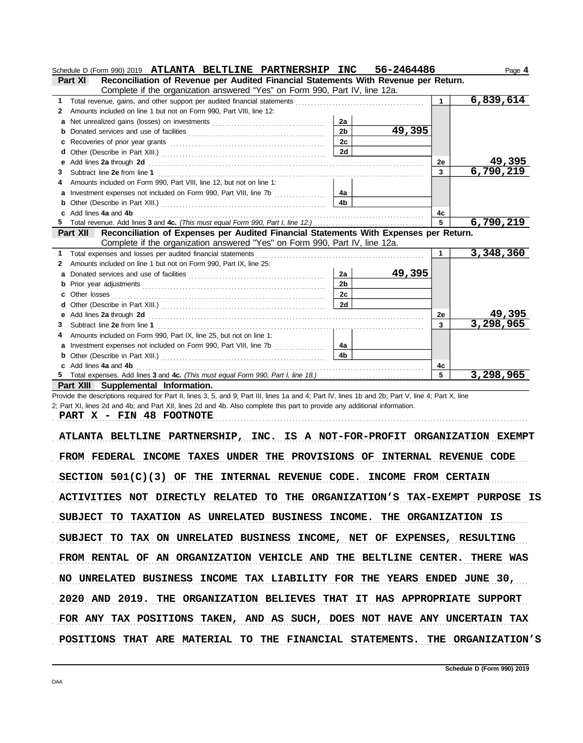Schedule D (Form 990) 2019 **ATLANTA BELTLINE PARTNERSHIP INC 56-2464486** Page **4**

**Part XI Reconciliation of Revenue per Audited Financial Statements With Revenue per Return.**
Complete if the organization answered "Yes" on Form 990, Part IV, line 12a.

| | | | | | |
|---|---|---|---|---|---|
| **1** | Total revenue, gains, and other support per audited financial statements | | | 1 | 6,839,614 |
| **2** | Amounts included on line 1 but not on Form 990, Part VIII, line 12: | | | | |
| **a** | Net unrealized gains (losses) on investments | 2a | | | |
| **b** | Donated services and use of facilities | 2b | 49,395 | | |
| **c** | Recoveries of prior year grants | 2c | | | |
| **d** | Other (Describe in Part XIII.) | 2d | | | |
| **e** | Add lines **2a** through **2d** | | | 2e | 49,395 |
| **3** | Subtract line **2e** from line **1** | | | 3 | 6,790,219 |
| **4** | Amounts included on Form 990, Part VIII, line 12, but not on line 1: | | | | |
| **a** | Investment expenses not included on Form 990, Part VIII, line 7b | 4a | | | |
| **b** | Other (Describe in Part XIII.) | 4b | | | |
| **c** | Add lines **4a** and **4b** | | | 4c | |
| **5** | Total revenue. Add lines **3** and **4c.** *(This must equal Form 990, Part I, line 12.)* | | | 5 | 6,790,219 |

**Part XII Reconciliation of Expenses per Audited Financial Statements With Expenses per Return.**
Complete if the organization answered "Yes" on Form 990, Part IV, line 12a.

| | | | | | |
|---|---|---|---|---|---|
| **1** | Total expenses and losses per audited financial statements | | | 1 | 3,348,360 |
| **2** | Amounts included on line 1 but not on Form 990, Part IX, line 25: | | | | |
| **a** | Donated services and use of facilities | 2a | 49,395 | | |
| **b** | Prior year adjustments | 2b | | | |
| **c** | Other losses | 2c | | | |
| **d** | Other (Describe in Part XIII.) | 2d | | | |
| **e** | Add lines **2a** through **2d** | | | 2e | 49,395 |
| **3** | Subtract line **2e** from line **1** | | | 3 | 3,298,965 |
| **4** | Amounts included on Form 990, Part IX, line 25, but not on line 1: | | | | |
| **a** | Investment expenses not included on Form 990, Part VIII, line 7b | 4a | | | |
| **b** | Other (Describe in Part XIII.) | 4b | | | |
| **c** | Add lines **4a** and **4b** | | | 4c | |
| **5** | Total expenses. Add lines **3** and **4c.** *(This must equal Form 990, Part I, line 18.)* | | | 5 | 3,298,965 |

**Part XIII Supplemental Information.**

Provide the descriptions required for Part II, lines 3, 5, and 9; Part III, lines 1a and 4; Part IV, lines 1b and 2b; Part V, line 4; Part X, line 2; Part XI, lines 2d and 4b; and Part XII, lines 2d and 4b. Also complete this part to provide any additional information.

**PART X - FIN 48 FOOTNOTE**

ATLANTA BELTLINE PARTNERSHIP, INC. IS A NOT-FOR-PROFIT ORGANIZATION EXEMPT FROM FEDERAL INCOME TAXES UNDER THE PROVISIONS OF INTERNAL REVENUE CODE SECTION 501(C)(3) OF THE INTERNAL REVENUE CODE. INCOME FROM CERTAIN ACTIVITIES NOT DIRECTLY RELATED TO THE ORGANIZATION'S TAX-EXEMPT PURPOSE IS SUBJECT TO TAXATION AS UNRELATED BUSINESS INCOME. THE ORGANIZATION IS SUBJECT TO TAX ON UNRELATED BUSINESS INCOME, NET OF EXPENSES, RESULTING FROM RENTAL OF AN ORGANIZATION VEHICLE AND THE BELTLINE CENTER. THERE WAS NO UNRELATED BUSINESS INCOME TAX LIABILITY FOR THE YEARS ENDED JUNE 30, 2020 AND 2019. THE ORGANIZATION BELIEVES THAT IT HAS APPROPRIATE SUPPORT FOR ANY TAX POSITIONS TAKEN, AND AS SUCH, DOES NOT HAVE ANY UNCERTAIN TAX POSITIONS THAT ARE MATERIAL TO THE FINANCIAL STATEMENTS. THE ORGANIZATION'S

**Schedule D (Form 990) 2019**

DAA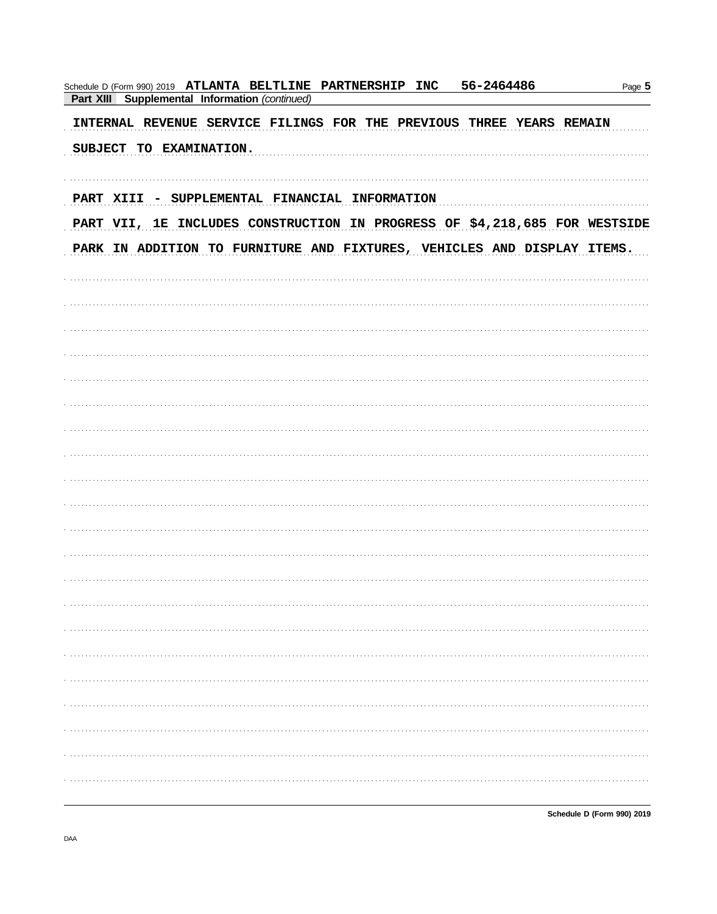Schedule D (Form 990) 2019 **ATLANTA BELTLINE PARTNERSHIP INC 56-2464486**

**Part XIII Supplemental Information** *(continued)*

INTERNAL REVENUE SERVICE FILINGS FOR THE PREVIOUS THREE YEARS REMAIN SUBJECT TO EXAMINATION.

PART XIII - SUPPLEMENTAL FINANCIAL INFORMATION

PART VII, 1E INCLUDES CONSTRUCTION IN PROGRESS OF $4,218,685 FOR WESTSIDE PARK IN ADDITION TO FURNITURE AND FIXTURES, VEHICLES AND DISPLAY ITEMS.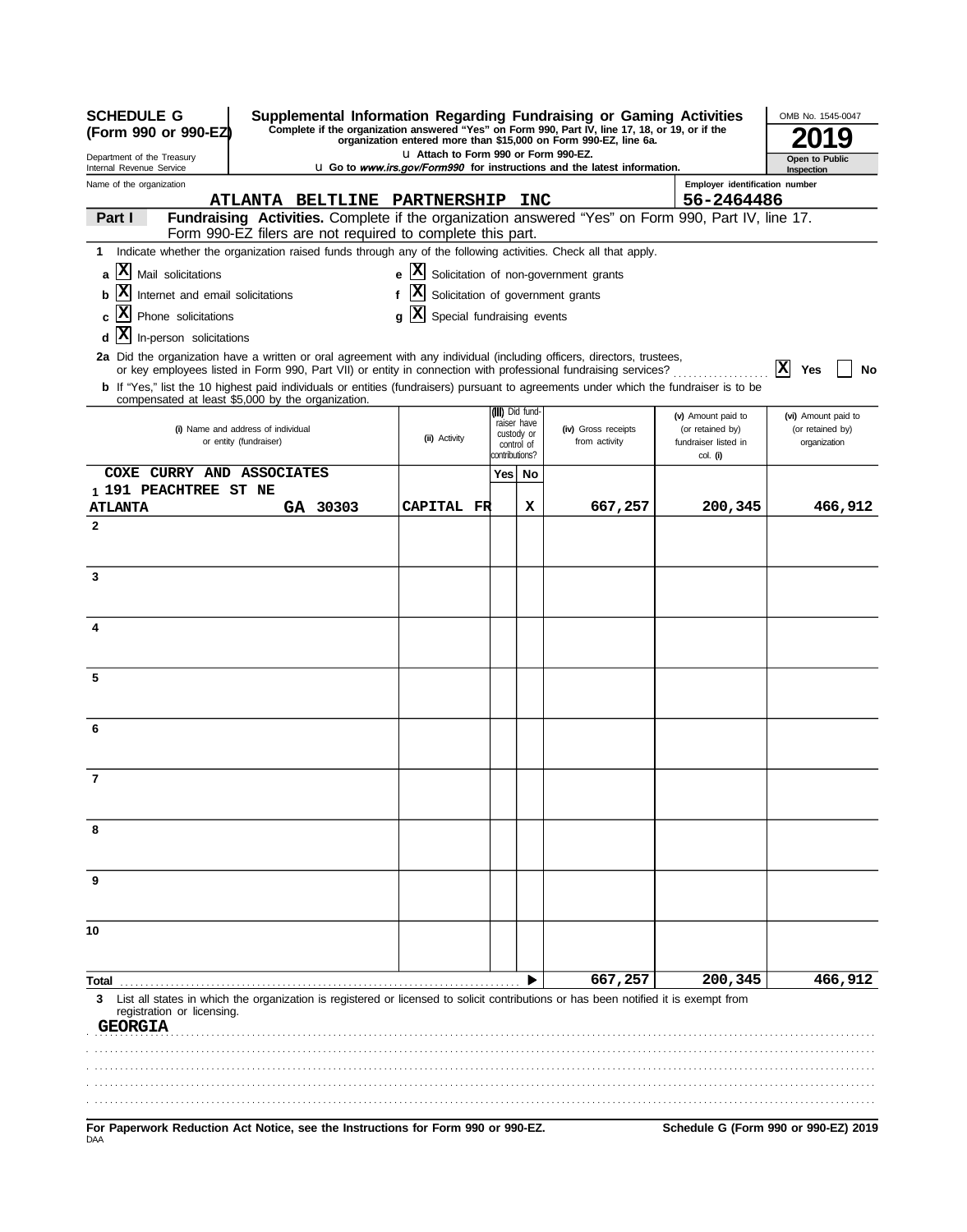**SCHEDULE G (Form 990 or 990-EZ)**

Department of the Treasury
Internal Revenue Service

# Supplemental Information Regarding Fundraising or Gaming Activities

**Complete if the organization answered "Yes" on Form 990, Part IV, line 17, 18, or 19, or if the organization entered more than $15,000 on Form 990-EZ, line 6a.**

u Attach to Form 990 or Form 990-EZ.

u Go to *www.irs.gov/Form990* for instructions and the latest information.

OMB No. 1545-0047

**2019**

**Open to Public Inspection**

Name of the organization: **ATLANTA BELTLINE PARTNERSHIP INC**

Employer identification number: **56-2464486**

**Part I** **Fundraising Activities.** Complete if the organization answered "Yes" on Form 990, Part IV, line 17. Form 990-EZ filers are not required to complete this part.

**1** Indicate whether the organization raised funds through any of the following activities. Check all that apply.

- **a** [X] Mail solicitations
- **b** [X] Internet and email solicitations
- **c** [X] Phone solicitations
- **d** [X] In-person solicitations
- **e** [X] Solicitation of non-government grants
- **f** [X] Solicitation of government grants
- **g** [X] Special fundraising events

**2a** Did the organization have a written or oral agreement with any individual (including officers, directors, trustees, or key employees listed in Form 990, Part VII) or entity in connection with professional fundraising services? [X] Yes [ ] No

**b** If "Yes," list the 10 highest paid individuals or entities (fundraisers) pursuant to agreements under which the fundraiser is to be compensated at least $5,000 by the organization.

| | (i) Name and address of individual or entity (fundraiser) | (ii) Activity | (iii) Did fund-raiser have custody or control of contributions? Yes | No | (iv) Gross receipts from activity | (v) Amount paid to (or retained by) fundraiser listed in col. (i) | (vi) Amount paid to (or retained by) organization |
|---|---|---|---|---|---|---|---|
| 1 | COXE CURRY AND ASSOCIATES<br>191 PEACHTREE ST NE<br>ATLANTA GA 30303 | CAPITAL FR | | X | 667,257 | 200,345 | 466,912 |
| 2 | | | | | | | |
| 3 | | | | | | | |
| 4 | | | | | | | |
| 5 | | | | | | | |
| 6 | | | | | | | |
| 7 | | | | | | | |
| 8 | | | | | | | |
| 9 | | | | | | | |
| 10 | | | | | | | |
| **Total** | | | | | 667,257 | 200,345 | 466,912 |

**3** List all states in which the organization is registered or licensed to solicit contributions or has been notified it is exempt from registration or licensing.

GEORGIA

**For Paperwork Reduction Act Notice, see the Instructions for Form 990 or 990-EZ.** **Schedule G (Form 990 or 990-EZ) 2019**

DAA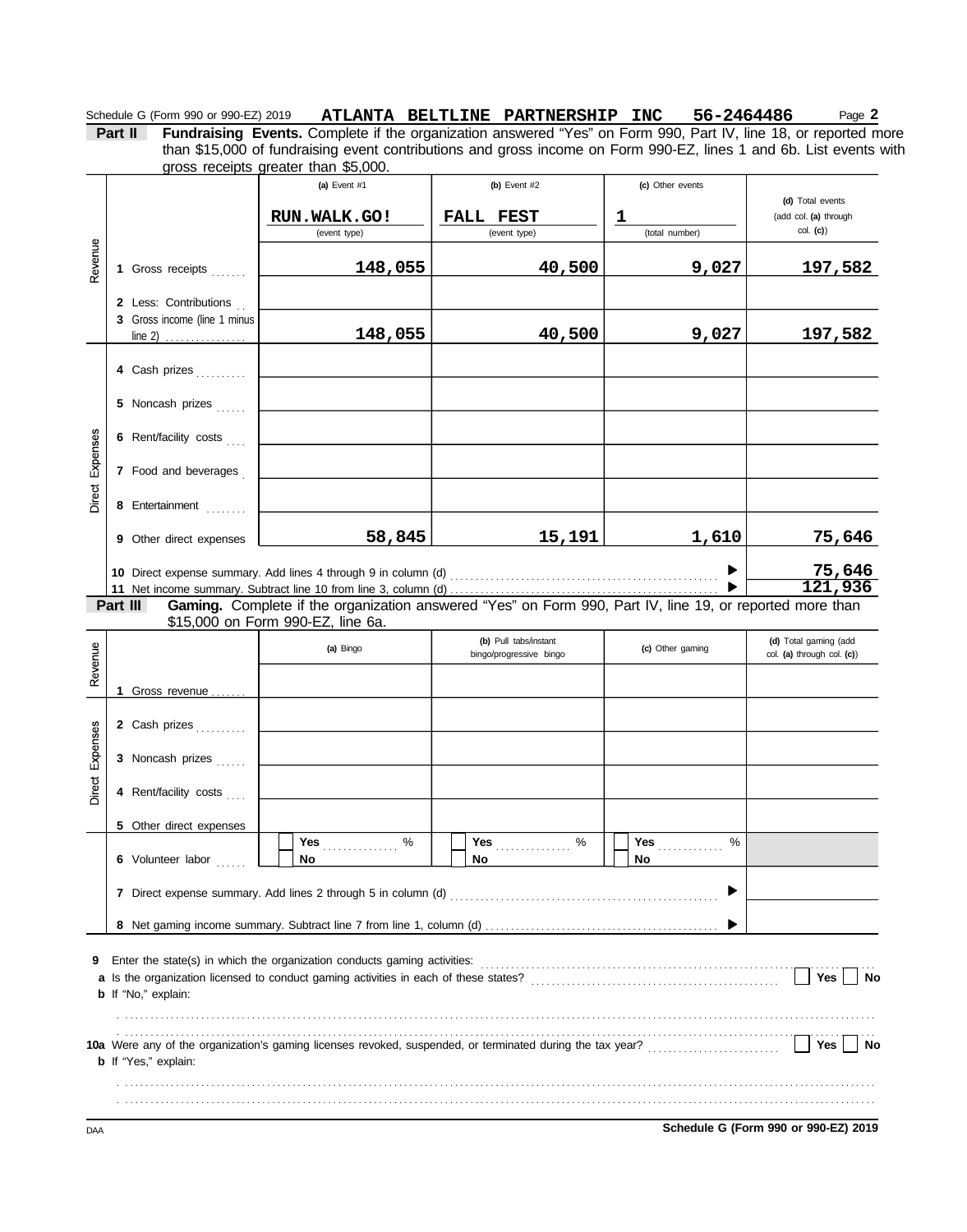Schedule G (Form 990 or 990-EZ) 2019 **ATLANTA BELTLINE PARTNERSHIP INC 56-2464486** Page **2**

**Part II** **Fundraising Events.** Complete if the organization answered "Yes" on Form 990, Part IV, line 18, or reported more than $15,000 of fundraising event contributions and gross income on Form 990-EZ, lines 1 and 6b. List events with gross receipts greater than $5,000.

| | | (a) Event #1 | (b) Event #2 | (c) Other events | (d) Total events (add col. (a) through col. (c)) |
|---|---|---|---|---|---|
| | | **RUN.WALK.GO!** (event type) | **FALL FEST** (event type) | **1** (total number) | |
| Revenue | 1 Gross receipts | **148,055** | **40,500** | **9,027** | **197,582** |
| | 2 Less: Contributions | | | | |
| | 3 Gross income (line 1 minus line 2) | **148,055** | **40,500** | **9,027** | **197,582** |
| Direct Expenses | 4 Cash prizes | | | | |
| | 5 Noncash prizes | | | | |
| | 6 Rent/facility costs | | | | |
| | 7 Food and beverages | | | | |
| | 8 Entertainment | | | | |
| | 9 Other direct expenses | **58,845** | **15,191** | **1,610** | **75,646** |
| | 10 Direct expense summary. Add lines 4 through 9 in column (d) | | | ▶ | **75,646** |
| | 11 Net income summary. Subtract line 10 from line 3, column (d) | | | ▶ | **121,936** |

**Part III** **Gaming.** Complete if the organization answered "Yes" on Form 990, Part IV, line 19, or reported more than $15,000 on Form 990-EZ, line 6a.

| | | (a) Bingo | (b) Pull tabs/instant bingo/progressive bingo | (c) Other gaming | (d) Total gaming (add col. (a) through col. (c)) |
|---|---|---|---|---|---|
| Revenue | 1 Gross revenue | | | | |
| Direct Expenses | 2 Cash prizes | | | | |
| | 3 Noncash prizes | | | | |
| | 4 Rent/facility costs | | | | |
| | 5 Other direct expenses | | | | |
| | 6 Volunteer labor | ☐ Yes ..... % ☐ No | ☐ Yes ..... % ☐ No | ☐ Yes ..... % ☐ No | |
| | 7 Direct expense summary. Add lines 2 through 5 in column (d) | | | ▶ | |
| | 8 Net gaming income summary. Subtract line 7 from line 1, column (d) | | | ▶ | |

**9** Enter the state(s) in which the organization conducts gaming activities: .................................

**a** Is the organization licensed to conduct gaming activities in each of these states? ☐ Yes ☐ No

**b** If "No," explain:

.................................

**10a** Were any of the organization's gaming licenses revoked, suspended, or terminated during the tax year? ☐ Yes ☐ No

**b** If "Yes," explain:

.................................

DAA **Schedule G (Form 990 or 990-EZ) 2019**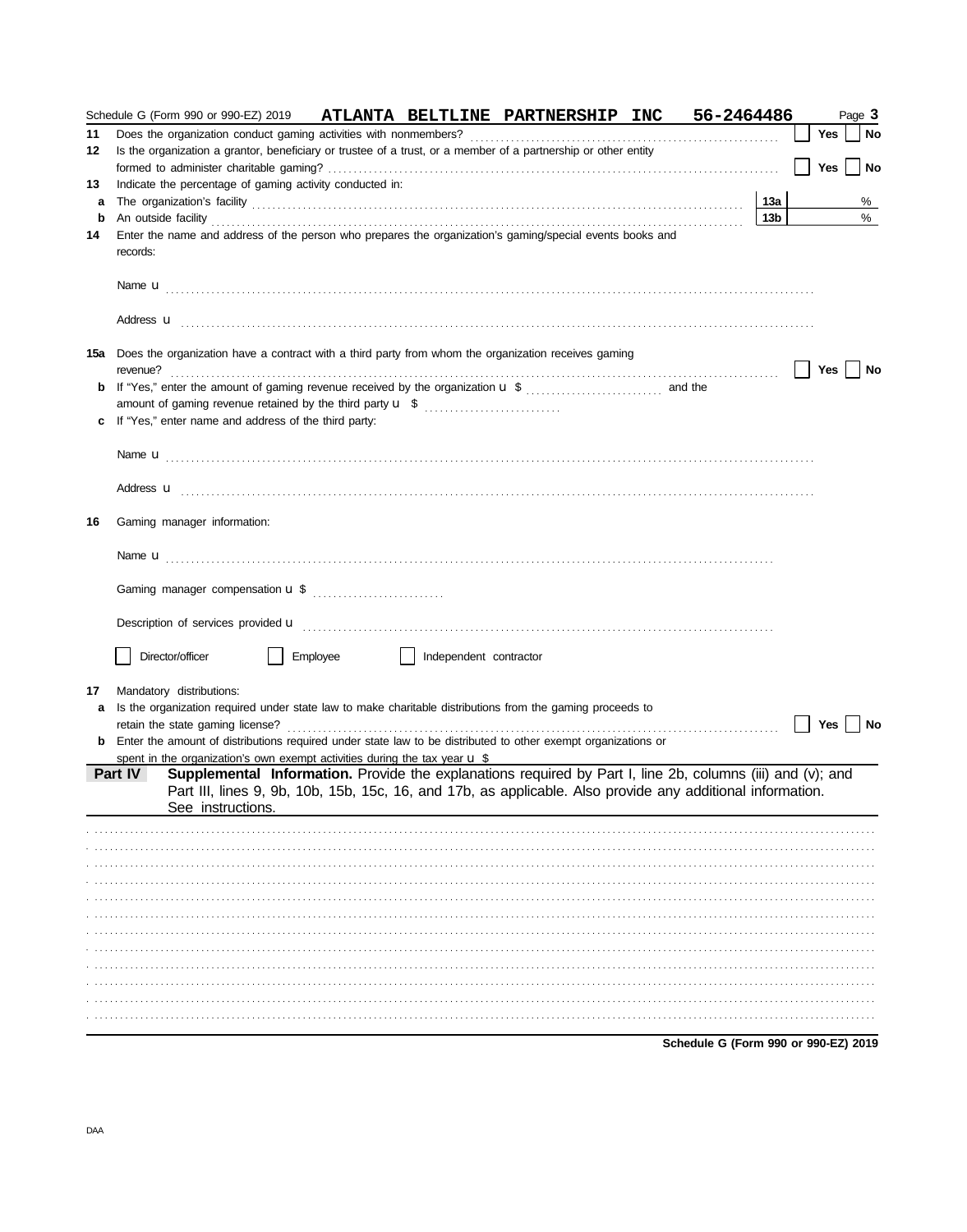Schedule G (Form 990 or 990-EZ) 2019 **ATLANTA BELTLINE PARTNERSHIP INC 56-2464486**

**11** Does the organization conduct gaming activities with nonmembers? ☐ **Yes** ☐ **No**

**12** Is the organization a grantor, beneficiary or trustee of a trust, or a member of a partnership or other entity formed to administer charitable gaming? ☐ **Yes** ☐ **No**

**13** Indicate the percentage of gaming activity conducted in:

**a** The organization's facility **13a** %

**b** An outside facility **13b** %

**14** Enter the name and address of the person who prepares the organization's gaming/special events books and records:

Name u

Address u

**15a** Does the organization have a contract with a third party from whom the organization receives gaming revenue? ☐ **Yes** ☐ **No**

**b** If "Yes," enter the amount of gaming revenue received by the organization u $ ............ and the amount of gaming revenue retained by the third party u $ ............

**c** If "Yes," enter name and address of the third party:

Name u

Address u

**16** Gaming manager information:

Name u

Gaming manager compensation u $

Description of services provided u

☐ Director/officer ☐ Employee ☐ Independent contractor

**17** Mandatory distributions:

**a** Is the organization required under state law to make charitable distributions from the gaming proceeds to retain the state gaming license? ☐ **Yes** ☐ **No**

**b** Enter the amount of distributions required under state law to be distributed to other exempt organizations or spent in the organization's own exempt activities during the tax year u $

**Part IV** **Supplemental Information.** Provide the explanations required by Part I, line 2b, columns (iii) and (v); and Part III, lines 9, 9b, 10b, 15b, 15c, 16, and 17b, as applicable. Also provide any additional information. See instructions.

**Schedule G (Form 990 or 990-EZ) 2019**

DAA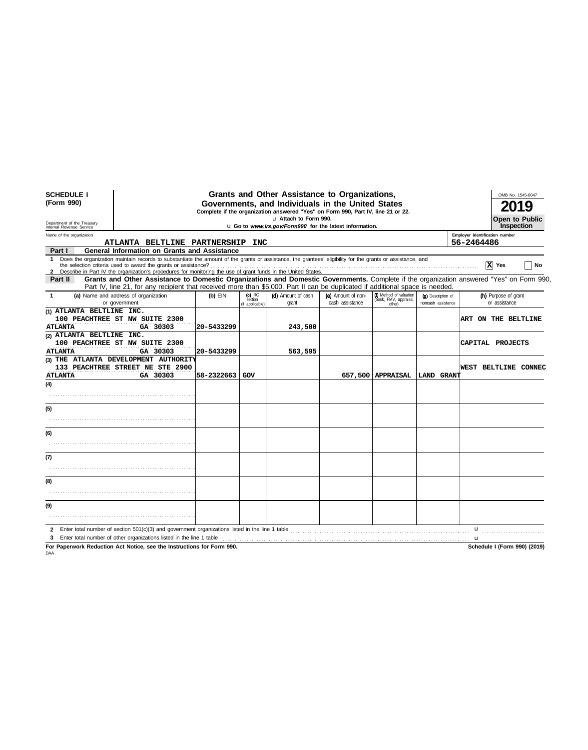**SCHEDULE I**
**(Form 990)**

Department of the Treasury
Internal Revenue Service

# Grants and Other Assistance to Organizations, Governments, and Individuals in the United States

**Complete if the organization answered "Yes" on Form 990, Part IV, line 21 or 22.**
u Attach to Form 990.
u Go to *www.irs.gov/Form990* for the latest information.

OMB No. 1545-0047
**2019**
**Open to Public Inspection**

Name of the organization: **ATLANTA BELTLINE PARTNERSHIP INC**
Employer identification number: **56-2464486**

**Part I — General Information on Grants and Assistance**

1 Does the organization maintain records to substantiate the amount of the grants or assistance, the grantees' eligibility for the grants or assistance, and the selection criteria used to award the grants or assistance? **[X] Yes** [ ] No

2 Describe in Part IV the organization's procedures for monitoring the use of grant funds in the United States.

**Part II — Grants and Other Assistance to Domestic Organizations and Domestic Governments.** Complete if the organization answered "Yes" on Form 990, Part IV, line 21, for any recipient that received more than $5,000. Part II can be duplicated if additional space is needed.

| 1 (a) Name and address of organization or government | (b) EIN | (c) IRC section (if applicable) | (d) Amount of cash grant | (e) Amount of non-cash assistance | (f) Method of valuation (book, FMV, appraisal, other) | (g) Description of noncash assistance | (h) Purpose of grant or assistance |
|---|---|---|---|---|---|---|---|
| (1) ATLANTA BELTLINE INC. 100 PEACHTREE ST NW SUITE 2300 ATLANTA GA 30303 | 20-5433299 | | 243,500 | | | | ART ON THE BELTLINE |
| (2) ATLANTA BELTLINE INC. 100 PEACHTREE ST NW SUITE 2300 ATLANTA GA 30303 | 20-5433299 | | 563,595 | | | | CAPITAL PROJECTS |
| (3) THE ATLANTA DEVELOPMENT AUTHORITY 133 PEACHTREE STREET NE STE 2900 ATLANTA GA 30303 | 58-2322663 | GOV | | 657,500 | APPRAISAL | LAND GRANT | WEST BELTLINE CONNEC |
| (4) | | | | | | | |
| (5) | | | | | | | |
| (6) | | | | | | | |
| (7) | | | | | | | |
| (8) | | | | | | | |
| (9) | | | | | | | |

2 Enter total number of section 501(c)(3) and government organizations listed in the line 1 table u

3 Enter total number of other organizations listed in the line 1 table u

**For Paperwork Reduction Act Notice, see the Instructions for Form 990.** **Schedule I (Form 990) (2019)**

DAA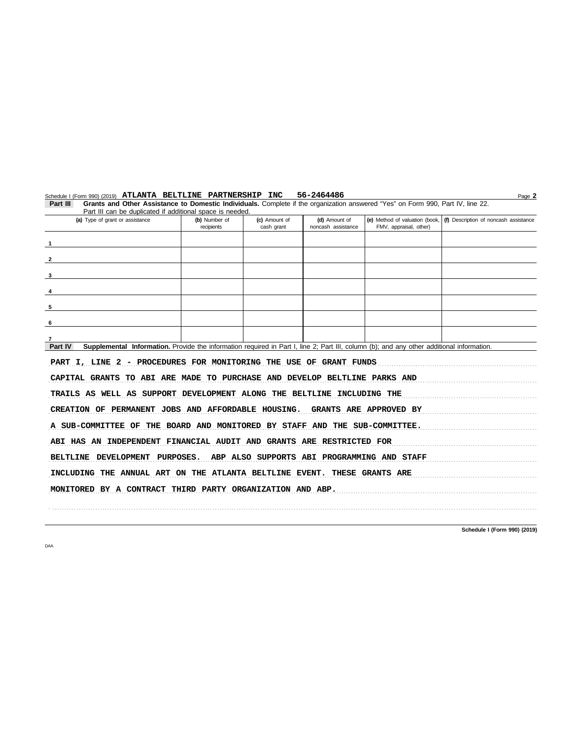Schedule I (Form 990) (2019) **ATLANTA BELTLINE PARTNERSHIP INC 56-2464486** Page **2**

**Part III** **Grants and Other Assistance to Domestic Individuals.** Complete if the organization answered "Yes" on Form 990, Part IV, line 22. Part III can be duplicated if additional space is needed.

| (a) Type of grant or assistance | (b) Number of recipients | (c) Amount of cash grant | (d) Amount of noncash assistance | (e) Method of valuation (book, FMV, appraisal, other) | (f) Description of noncash assistance |
|---|---|---|---|---|---|
| 1 | | | | | |
| 2 | | | | | |
| 3 | | | | | |
| 4 | | | | | |
| 5 | | | | | |
| 6 | | | | | |
| 7 | | | | | |

**Part IV** **Supplemental Information.** Provide the information required in Part I, line 2; Part III, column (b); and any other additional information.

PART I, LINE 2 - PROCEDURES FOR MONITORING THE USE OF GRANT FUNDS

CAPITAL GRANTS TO ABI ARE MADE TO PURCHASE AND DEVELOP BELTLINE PARKS AND TRAILS AS WELL AS SUPPORT DEVELOPMENT ALONG THE BELTLINE INCLUDING THE CREATION OF PERMANENT JOBS AND AFFORDABLE HOUSING. GRANTS ARE APPROVED BY A SUB-COMMITTEE OF THE BOARD AND MONITORED BY STAFF AND THE SUB-COMMITTEE. ABI HAS AN INDEPENDENT FINANCIAL AUDIT AND GRANTS ARE RESTRICTED FOR BELTLINE DEVELOPMENT PURPOSES. ABP ALSO SUPPORTS ABI PROGRAMMING AND STAFF INCLUDING THE ANNUAL ART ON THE ATLANTA BELTLINE EVENT. THESE GRANTS ARE MONITORED BY A CONTRACT THIRD PARTY ORGANIZATION AND ABP.

**Schedule I (Form 990) (2019)**

DAA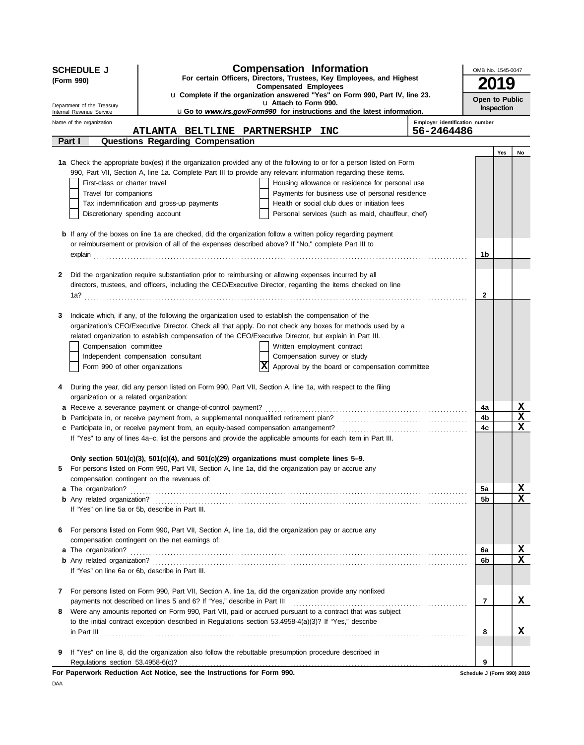**SCHEDULE J**
**(Form 990)**

Department of the Treasury
Internal Revenue Service

# Compensation Information

**For certain Officers, Directors, Trustees, Key Employees, and Highest Compensated Employees**

u **Complete if the organization answered "Yes" on Form 990, Part IV, line 23.**
u **Attach to Form 990.**
u **Go to *www.irs.gov/Form990* for instructions and the latest information.**

OMB No. 1545-0047
**2019**
**Open to Public Inspection**

Name of the organization: **ATLANTA BELTLINE PARTNERSHIP INC**
Employer identification number: **56-2464486**

**Part I — Questions Regarding Compensation**

| | | Yes | No |
|---|---|---|---|
| **1a** Check the appropriate box(es) if the organization provided any of the following to or for a person listed on Form 990, Part VII, Section A, line 1a. Complete Part III to provide any relevant information regarding these items.<br>☐ First-class or charter travel ☐ Housing allowance or residence for personal use<br>☐ Travel for companions ☐ Payments for business use of personal residence<br>☐ Tax indemnification and gross-up payments ☐ Health or social club dues or initiation fees<br>☐ Discretionary spending account ☐ Personal services (such as maid, chauffeur, chef) | | | |
| **b** If any of the boxes on line 1a are checked, did the organization follow a written policy regarding payment or reimbursement or provision of all of the expenses described above? If "No," complete Part III to explain | 1b | | |
| **2** Did the organization require substantiation prior to reimbursing or allowing expenses incurred by all directors, trustees, and officers, including the CEO/Executive Director, regarding the items checked on line 1a? | 2 | | |
| **3** Indicate which, if any, of the following the organization used to establish the compensation of the organization's CEO/Executive Director. Check all that apply. Do not check any boxes for methods used by a related organization to establish compensation of the CEO/Executive Director, but explain in Part III.<br>☐ Compensation committee ☐ Written employment contract<br>☐ Independent compensation consultant ☐ Compensation survey or study<br>☐ Form 990 of other organizations ☒ Approval by the board or compensation committee | | | |
| **4** During the year, did any person listed on Form 990, Part VII, Section A, line 1a, with respect to the filing organization or a related organization: | | | |
| **a** Receive a severance payment or change-of-control payment? | 4a | | X |
| **b** Participate in, or receive payment from, a supplemental nonqualified retirement plan? | 4b | | X |
| **c** Participate in, or receive payment from, an equity-based compensation arrangement? | 4c | | X |
| If "Yes" to any of lines 4a–c, list the persons and provide the applicable amounts for each item in Part III. | | | |
| **Only section 501(c)(3), 501(c)(4), and 501(c)(29) organizations must complete lines 5–9.** | | | |
| **5** For persons listed on Form 990, Part VII, Section A, line 1a, did the organization pay or accrue any compensation contingent on the revenues of: | | | |
| **a** The organization? | 5a | | X |
| **b** Any related organization? | 5b | | X |
| If "Yes" on line 5a or 5b, describe in Part III. | | | |
| **6** For persons listed on Form 990, Part VII, Section A, line 1a, did the organization pay or accrue any compensation contingent on the net earnings of: | | | |
| **a** The organization? | 6a | | X |
| **b** Any related organization? | 6b | | X |
| If "Yes" on line 6a or 6b, describe in Part III. | | | |
| **7** For persons listed on Form 990, Part VII, Section A, line 1a, did the organization provide any nonfixed payments not described on lines 5 and 6? If "Yes," describe in Part III | 7 | | X |
| **8** Were any amounts reported on Form 990, Part VII, paid or accrued pursuant to a contract that was subject to the initial contract exception described in Regulations section 53.4958-4(a)(3)? If "Yes," describe in Part III | 8 | | X |
| **9** If "Yes" on line 8, did the organization also follow the rebuttable presumption procedure described in Regulations section 53.4958-6(c)? | 9 | | |

**For Paperwork Reduction Act Notice, see the Instructions for Form 990.** Schedule J (Form 990) 2019

DAA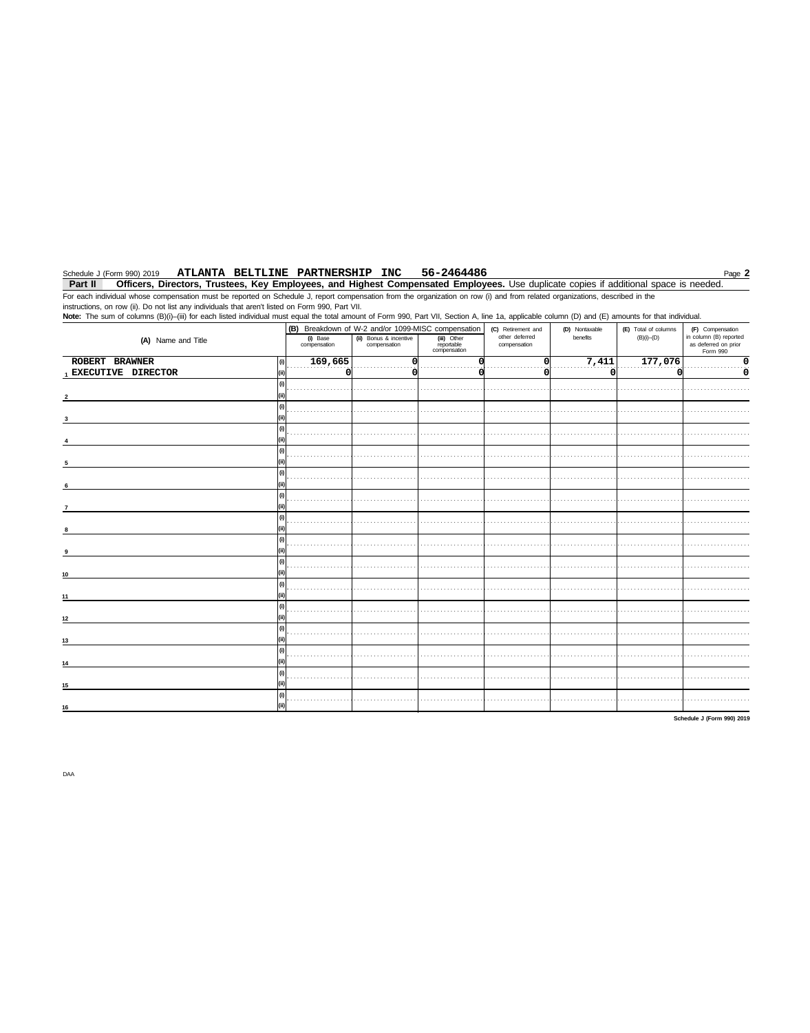Schedule J (Form 990) 2019 **ATLANTA BELTLINE PARTNERSHIP INC 56-2464486**

**Part II Officers, Directors, Trustees, Key Employees, and Highest Compensated Employees.** Use duplicate copies if additional space is needed.

For each individual whose compensation must be reported on Schedule J, report compensation from the organization on row (i) and from related organizations, described in the instructions, on row (ii). Do not list any individuals that aren't listed on Form 990, Part VII.

**Note:** The sum of columns (B)(i)–(iii) for each listed individual must equal the total amount of Form 990, Part VII, Section A, line 1a, applicable column (D) and (E) amounts for that individual.

| | (A) Name and Title | | (B) Breakdown of W-2 and/or 1099-MISC compensation | | | (C) Retirement and other deferred compensation | (D) Nontaxable benefits | (E) Total of columns (B)(i)–(D) | (F) Compensation in column (B) reported as deferred on prior Form 990 |
|---|---|---|---|---|---|---|---|---|---|
| | | | (i) Base compensation | (ii) Bonus & incentive compensation | (iii) Other reportable compensation | | | | |
| 1 | ROBERT BRAWNER | (i) | 169,665 | 0 | 0 | 0 | 7,411 | 177,076 | 0 |
| | EXECUTIVE DIRECTOR | (ii) | 0 | 0 | 0 | 0 | 0 | 0 | 0 |
| 2 | | (i) | | | | | | | |
| | | (ii) | | | | | | | |
| 3 | | (i) | | | | | | | |
| | | (ii) | | | | | | | |
| 4 | | (i) | | | | | | | |
| | | (ii) | | | | | | | |
| 5 | | (i) | | | | | | | |
| | | (ii) | | | | | | | |
| 6 | | (i) | | | | | | | |
| | | (ii) | | | | | | | |
| 7 | | (i) | | | | | | | |
| | | (ii) | | | | | | | |
| 8 | | (i) | | | | | | | |
| | | (ii) | | | | | | | |
| 9 | | (i) | | | | | | | |
| | | (ii) | | | | | | | |
| 10 | | (i) | | | | | | | |
| | | (ii) | | | | | | | |
| 11 | | (i) | | | | | | | |
| | | (ii) | | | | | | | |
| 12 | | (i) | | | | | | | |
| | | (ii) | | | | | | | |
| 13 | | (i) | | | | | | | |
| | | (ii) | | | | | | | |
| 14 | | (i) | | | | | | | |
| | | (ii) | | | | | | | |
| 15 | | (i) | | | | | | | |
| | | (ii) | | | | | | | |
| 16 | | (i) | | | | | | | |
| | | (ii) | | | | | | | |

**Schedule J (Form 990) 2019**

DAA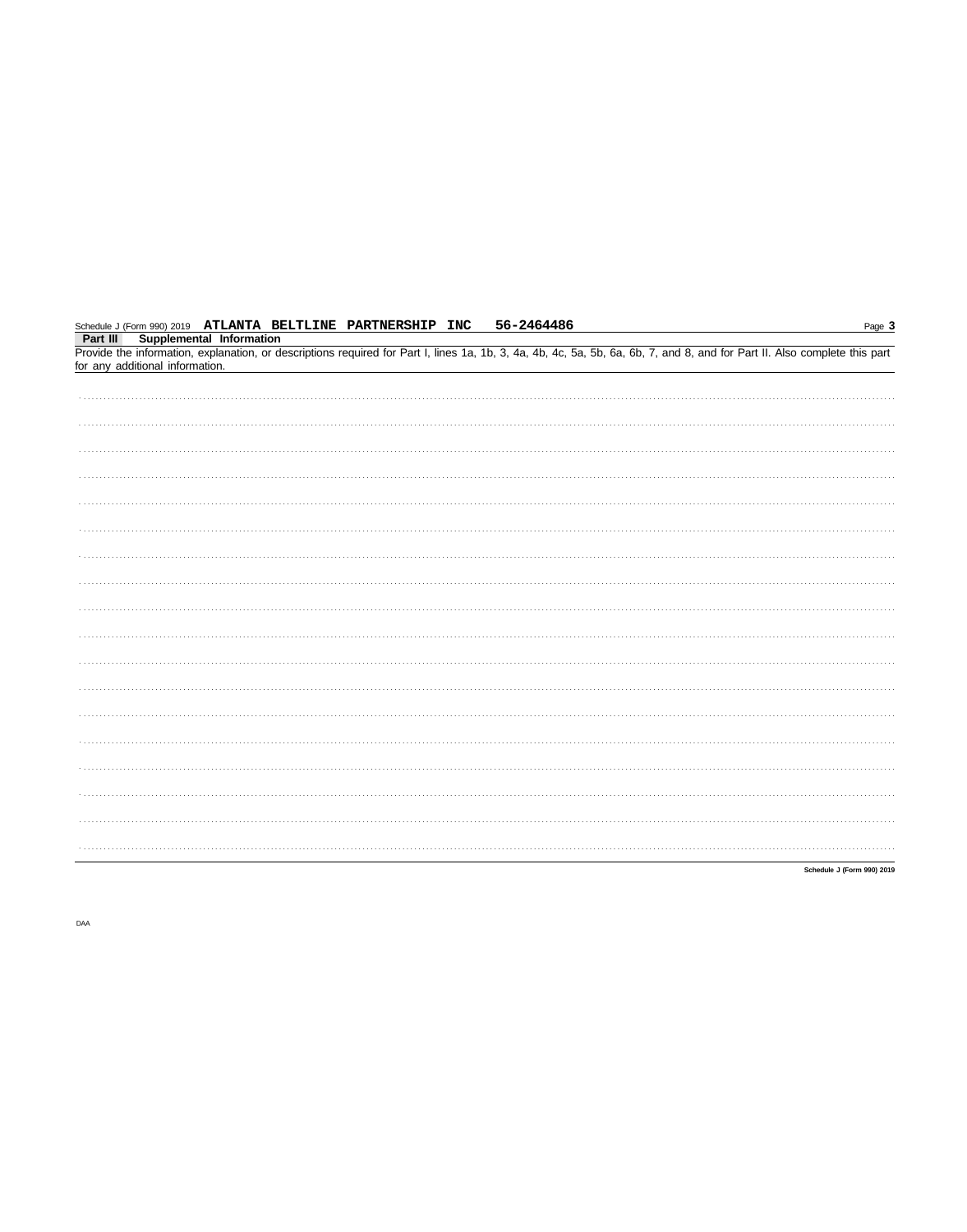Schedule J (Form 990) 2019 **ATLANTA BELTLINE PARTNERSHIP INC** **56-2464486**

## Part III Supplemental Information

Provide the information, explanation, or descriptions required for Part I, lines 1a, 1b, 3, 4a, 4b, 4c, 5a, 5b, 6a, 6b, 7, and 8, and for Part II. Also complete this part for any additional information.

**Schedule J (Form 990) 2019**

DAA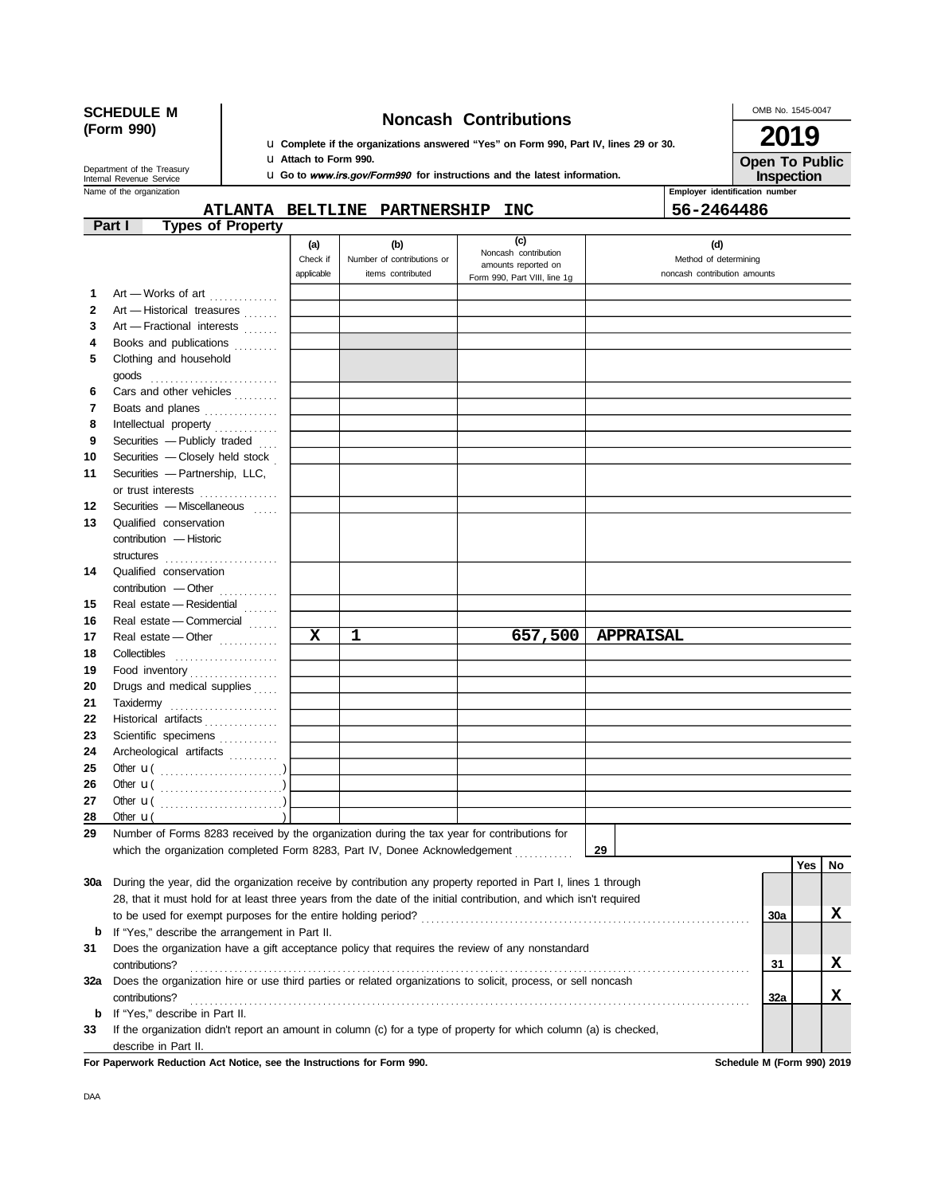# SCHEDULE M (Form 990)

Department of the Treasury
Internal Revenue Service

## Noncash Contributions

u Complete if the organizations answered "Yes" on Form 990, Part IV, lines 29 or 30.
u Attach to Form 990.
u Go to *www.irs.gov/Form990* for instructions and the latest information.

OMB No. 1545-0047

**2019**

**Open To Public Inspection**

Name of the organization: **ATLANTA BELTLINE PARTNERSHIP INC**

Employer identification number: **56-2464486**

### Part I Types of Property

| | | (a) Check if applicable | (b) Number of contributions or items contributed | (c) Noncash contribution amounts reported on Form 990, Part VIII, line 1g | (d) Method of determining noncash contribution amounts |
|---|---|---|---|---|---|
| 1 | Art — Works of art | | | | |
| 2 | Art — Historical treasures | | | | |
| 3 | Art — Fractional interests | | | | |
| 4 | Books and publications | | | | |
| 5 | Clothing and household goods | | | | |
| 6 | Cars and other vehicles | | | | |
| 7 | Boats and planes | | | | |
| 8 | Intellectual property | | | | |
| 9 | Securities — Publicly traded | | | | |
| 10 | Securities — Closely held stock | | | | |
| 11 | Securities — Partnership, LLC, or trust interests | | | | |
| 12 | Securities — Miscellaneous | | | | |
| 13 | Qualified conservation contribution — Historic structures | | | | |
| 14 | Qualified conservation contribution — Other | | | | |
| 15 | Real estate — Residential | | | | |
| 16 | Real estate — Commercial | | | | |
| 17 | Real estate — Other | X | 1 | 657,500 | APPRAISAL |
| 18 | Collectibles | | | | |
| 19 | Food inventory | | | | |
| 20 | Drugs and medical supplies | | | | |
| 21 | Taxidermy | | | | |
| 22 | Historical artifacts | | | | |
| 23 | Scientific specimens | | | | |
| 24 | Archeological artifacts | | | | |
| 25 | Other u ( ) | | | | |
| 26 | Other u ( ) | | | | |
| 27 | Other u ( ) | | | | |
| 28 | Other u ( ) | | | | |

**29** Number of Forms 8283 received by the organization during the tax year for contributions for which the organization completed Form 8283, Part IV, Donee Acknowledgement ..... **29**

| | | | Yes | No |
|---|---|---|---|---|
| **30a** | During the year, did the organization receive by contribution any property reported in Part I, lines 1 through 28, that it must hold for at least three years from the date of the initial contribution, and which isn't required to be used for exempt purposes for the entire holding period? | 30a | | X |
| **b** | If "Yes," describe the arrangement in Part II. | | | |
| **31** | Does the organization have a gift acceptance policy that requires the review of any nonstandard contributions? | 31 | | X |
| **32a** | Does the organization hire or use third parties or related organizations to solicit, process, or sell noncash contributions? | 32a | | X |
| **b** | If "Yes," describe in Part II. | | | |
| **33** | If the organization didn't report an amount in column (c) for a type of property for which column (a) is checked, describe in Part II. | | | |

**For Paperwork Reduction Act Notice, see the Instructions for Form 990.** **Schedule M (Form 990) 2019**

DAA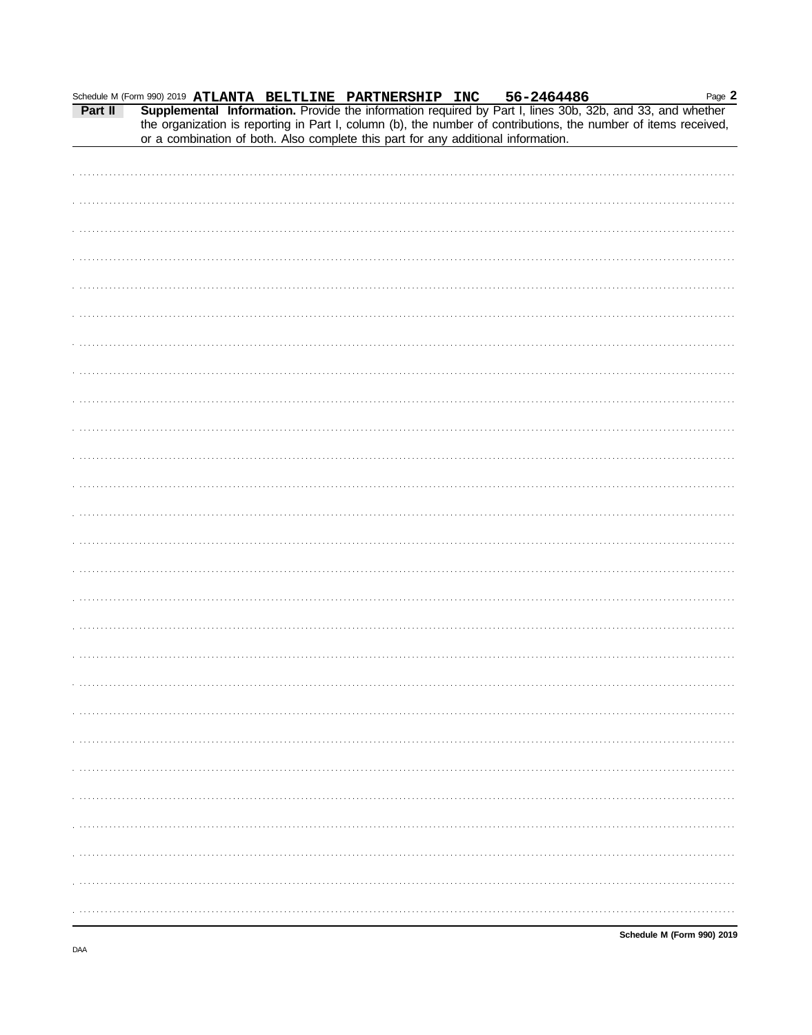Schedule M (Form 990) 2019 **ATLANTA BELTLINE PARTNERSHIP INC 56-2464486** Page **2**

**Part II** **Supplemental Information.** Provide the information required by Part I, lines 30b, 32b, and 33, and whether the organization is reporting in Part I, column (b), the number of contributions, the number of items received, or a combination of both. Also complete this part for any additional information.

**Schedule M (Form 990) 2019**

DAA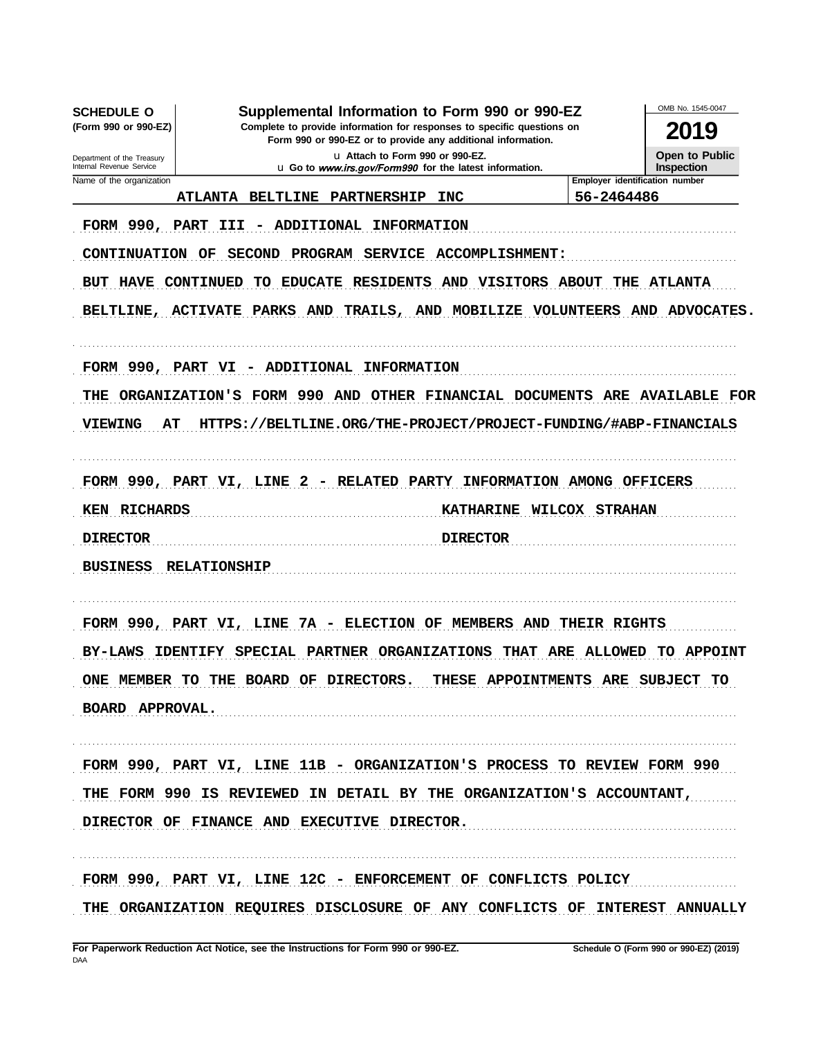**SCHEDULE O (Form 990 or 990-EZ)**

Department of the Treasury
Internal Revenue Service

# Supplemental Information to Form 990 or 990-EZ

**Complete to provide information for responses to specific questions on Form 990 or 990-EZ or to provide any additional information.**

u Attach to Form 990 or 990-EZ.

u Go to *www.irs.gov/Form990* for the latest information.

OMB No. 1545-0047

**2019**

**Open to Public Inspection**

| Name of the organization | Employer identification number |
|---|---|
| ATLANTA BELTLINE PARTNERSHIP INC | 56-2464486 |

FORM 990, PART III - ADDITIONAL INFORMATION

CONTINUATION OF SECOND PROGRAM SERVICE ACCOMPLISHMENT:

BUT HAVE CONTINUED TO EDUCATE RESIDENTS AND VISITORS ABOUT THE ATLANTA BELTLINE, ACTIVATE PARKS AND TRAILS, AND MOBILIZE VOLUNTEERS AND ADVOCATES.

FORM 990, PART VI - ADDITIONAL INFORMATION

THE ORGANIZATION'S FORM 990 AND OTHER FINANCIAL DOCUMENTS ARE AVAILABLE FOR VIEWING AT HTTPS://BELTLINE.ORG/THE-PROJECT/PROJECT-FUNDING/#ABP-FINANCIALS

FORM 990, PART VI, LINE 2 - RELATED PARTY INFORMATION AMONG OFFICERS

| | |
|---|---|
| KEN RICHARDS | KATHARINE WILCOX STRAHAN |
| DIRECTOR | DIRECTOR |
| BUSINESS RELATIONSHIP | |

FORM 990, PART VI, LINE 7A - ELECTION OF MEMBERS AND THEIR RIGHTS

BY-LAWS IDENTIFY SPECIAL PARTNER ORGANIZATIONS THAT ARE ALLOWED TO APPOINT ONE MEMBER TO THE BOARD OF DIRECTORS. THESE APPOINTMENTS ARE SUBJECT TO BOARD APPROVAL.

FORM 990, PART VI, LINE 11B - ORGANIZATION'S PROCESS TO REVIEW FORM 990

THE FORM 990 IS REVIEWED IN DETAIL BY THE ORGANIZATION'S ACCOUNTANT, DIRECTOR OF FINANCE AND EXECUTIVE DIRECTOR.

FORM 990, PART VI, LINE 12C - ENFORCEMENT OF CONFLICTS POLICY

THE ORGANIZATION REQUIRES DISCLOSURE OF ANY CONFLICTS OF INTEREST ANNUALLY

**For Paperwork Reduction Act Notice, see the Instructions for Form 990 or 990-EZ.** **Schedule O (Form 990 or 990-EZ) (2019)**

DAA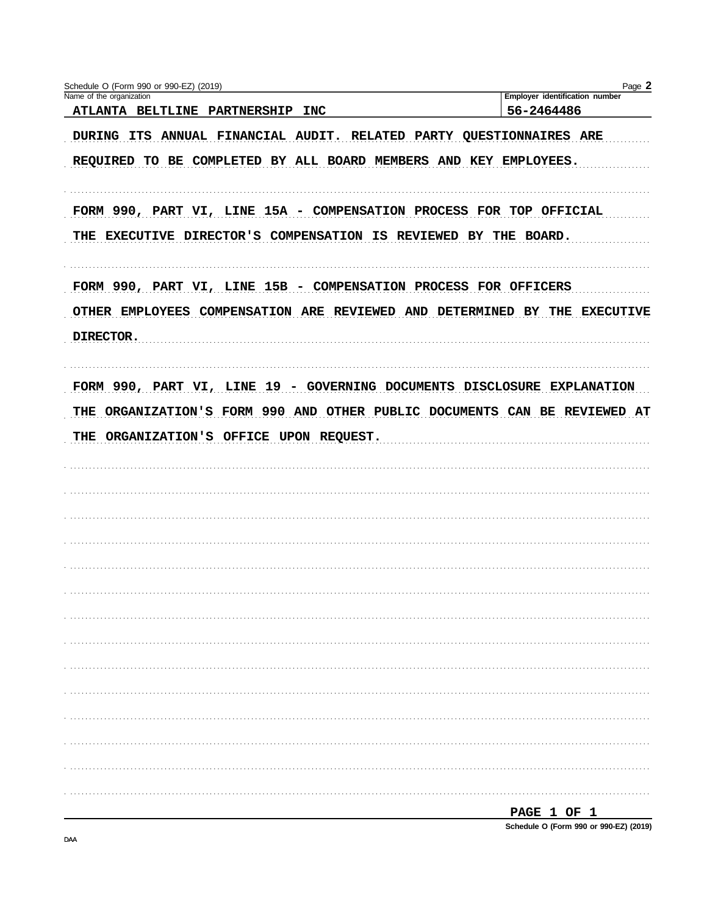Name of the organization: ATLANTA BELTLINE PARTNERSHIP INC

Employer identification number: 56-2464486

DURING ITS ANNUAL FINANCIAL AUDIT. RELATED PARTY QUESTIONNAIRES ARE REQUIRED TO BE COMPLETED BY ALL BOARD MEMBERS AND KEY EMPLOYEES.

FORM 990, PART VI, LINE 15A - COMPENSATION PROCESS FOR TOP OFFICIAL

THE EXECUTIVE DIRECTOR'S COMPENSATION IS REVIEWED BY THE BOARD.

FORM 990, PART VI, LINE 15B - COMPENSATION PROCESS FOR OFFICERS

OTHER EMPLOYEES COMPENSATION ARE REVIEWED AND DETERMINED BY THE EXECUTIVE DIRECTOR.

FORM 990, PART VI, LINE 19 - GOVERNING DOCUMENTS DISCLOSURE EXPLANATION

THE ORGANIZATION'S FORM 990 AND OTHER PUBLIC DOCUMENTS CAN BE REVIEWED AT THE ORGANIZATION'S OFFICE UPON REQUEST.

PAGE 1 OF 1